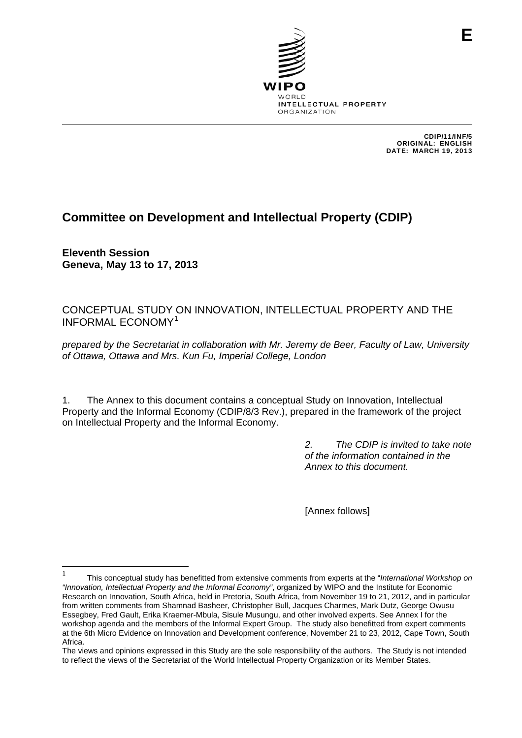E

WIPO
WORLD
INTELLECTUAL PROPERTY
ORGANIZATION

**CDIP/11/INF/5**
**ORIGINAL: ENGLISH**
**DATE: MARCH 19, 2013**

# Committee on Development and Intellectual Property (CDIP)

**Eleventh Session**
**Geneva, May 13 to 17, 2013**

## CONCEPTUAL STUDY ON INNOVATION, INTELLECTUAL PROPERTY AND THE INFORMAL ECONOMY[1]

*prepared by the Secretariat in collaboration with Mr. Jeremy de Beer, Faculty of Law, University of Ottawa, Ottawa and Mrs. Kun Fu, Imperial College, London*

1. The Annex to this document contains a conceptual Study on Innovation, Intellectual Property and the Informal Economy (CDIP/8/3 Rev.), prepared in the framework of the project on Intellectual Property and the Informal Economy.

*2. The CDIP is invited to take note of the information contained in the Annex to this document.*

[Annex follows]

---

[1] This conceptual study has benefitted from extensive comments from experts at the "*International Workshop on "Innovation, Intellectual Property and the Informal Economy"*, organized by WIPO and the Institute for Economic Research on Innovation, South Africa, held in Pretoria, South Africa, from November 19 to 21, 2012, and in particular from written comments from Shamnad Basheer, Christopher Bull, Jacques Charmes, Mark Dutz, George Owusu Essegbey, Fred Gault, Erika Kraemer-Mbula, Sisule Musungu, and other involved experts. See Annex I for the workshop agenda and the members of the Informal Expert Group. The study also benefitted from expert comments at the 6th Micro Evidence on Innovation and Development conference, November 21 to 23, 2012, Cape Town, South Africa.

The views and opinions expressed in this Study are the sole responsibility of the authors. The Study is not intended to reflect the views of the Secretariat of the World Intellectual Property Organization or its Member States.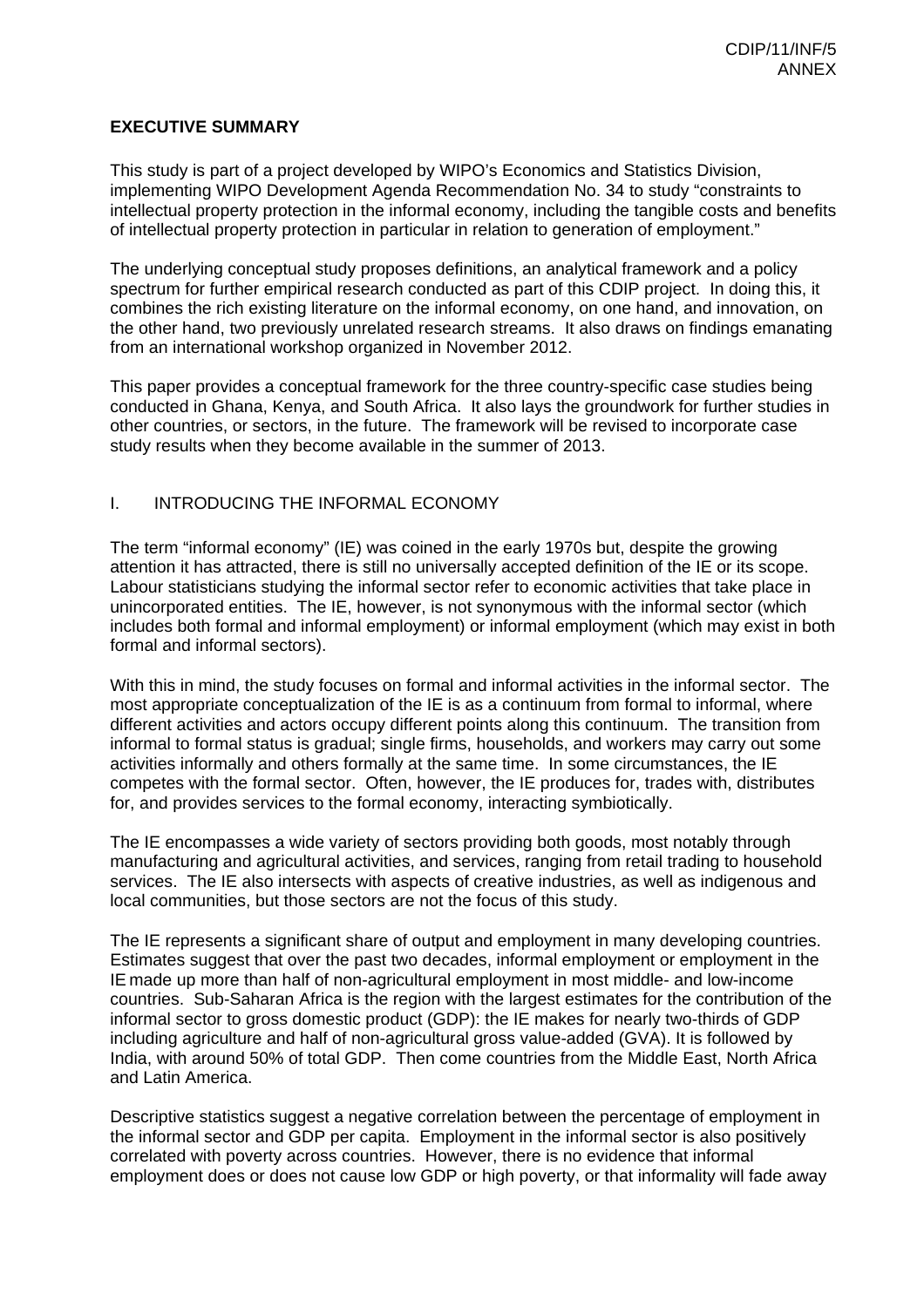**EXECUTIVE SUMMARY**

This study is part of a project developed by WIPO's Economics and Statistics Division, implementing WIPO Development Agenda Recommendation No. 34 to study "constraints to intellectual property protection in the informal economy, including the tangible costs and benefits of intellectual property protection in particular in relation to generation of employment."

The underlying conceptual study proposes definitions, an analytical framework and a policy spectrum for further empirical research conducted as part of this CDIP project. In doing this, it combines the rich existing literature on the informal economy, on one hand, and innovation, on the other hand, two previously unrelated research streams. It also draws on findings emanating from an international workshop organized in November 2012.

This paper provides a conceptual framework for the three country-specific case studies being conducted in Ghana, Kenya, and South Africa. It also lays the groundwork for further studies in other countries, or sectors, in the future. The framework will be revised to incorporate case study results when they become available in the summer of 2013.

## I. INTRODUCING THE INFORMAL ECONOMY

The term "informal economy" (IE) was coined in the early 1970s but, despite the growing attention it has attracted, there is still no universally accepted definition of the IE or its scope. Labour statisticians studying the informal sector refer to economic activities that take place in unincorporated entities. The IE, however, is not synonymous with the informal sector (which includes both formal and informal employment) or informal employment (which may exist in both formal and informal sectors).

With this in mind, the study focuses on formal and informal activities in the informal sector. The most appropriate conceptualization of the IE is as a continuum from formal to informal, where different activities and actors occupy different points along this continuum. The transition from informal to formal status is gradual; single firms, households, and workers may carry out some activities informally and others formally at the same time. In some circumstances, the IE competes with the formal sector. Often, however, the IE produces for, trades with, distributes for, and provides services to the formal economy, interacting symbiotically.

The IE encompasses a wide variety of sectors providing both goods, most notably through manufacturing and agricultural activities, and services, ranging from retail trading to household services. The IE also intersects with aspects of creative industries, as well as indigenous and local communities, but those sectors are not the focus of this study.

The IE represents a significant share of output and employment in many developing countries. Estimates suggest that over the past two decades, informal employment or employment in the IE made up more than half of non-agricultural employment in most middle- and low-income countries. Sub-Saharan Africa is the region with the largest estimates for the contribution of the informal sector to gross domestic product (GDP): the IE makes for nearly two-thirds of GDP including agriculture and half of non-agricultural gross value-added (GVA). It is followed by India, with around 50% of total GDP. Then come countries from the Middle East, North Africa and Latin America.

Descriptive statistics suggest a negative correlation between the percentage of employment in the informal sector and GDP per capita. Employment in the informal sector is also positively correlated with poverty across countries. However, there is no evidence that informal employment does or does not cause low GDP or high poverty, or that informality will fade away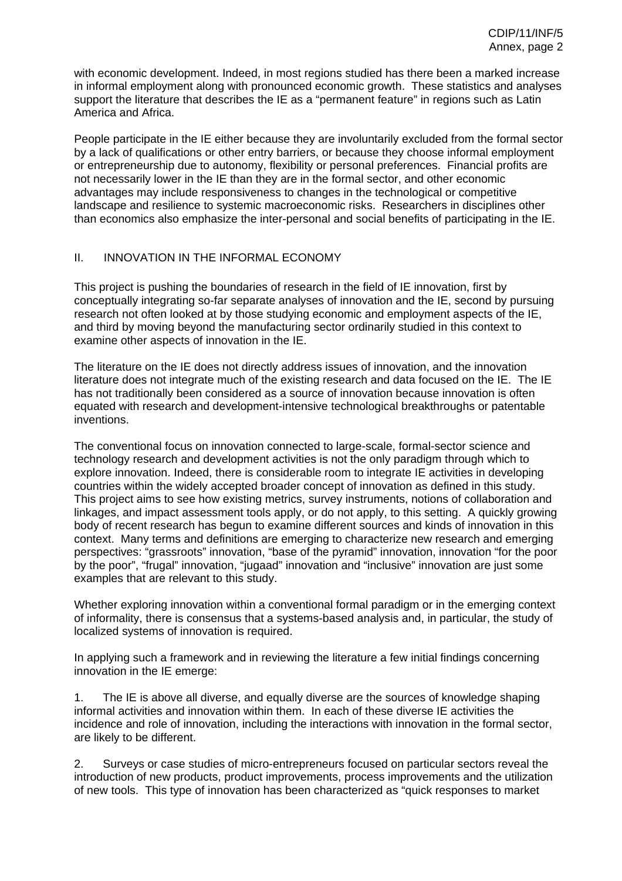with economic development. Indeed, in most regions studied has there been a marked increase in informal employment along with pronounced economic growth. These statistics and analyses support the literature that describes the IE as a “permanent feature” in regions such as Latin America and Africa.

People participate in the IE either because they are involuntarily excluded from the formal sector by a lack of qualifications or other entry barriers, or because they choose informal employment or entrepreneurship due to autonomy, flexibility or personal preferences. Financial profits are not necessarily lower in the IE than they are in the formal sector, and other economic advantages may include responsiveness to changes in the technological or competitive landscape and resilience to systemic macroeconomic risks. Researchers in disciplines other than economics also emphasize the inter-personal and social benefits of participating in the IE.

## II. INNOVATION IN THE INFORMAL ECONOMY

This project is pushing the boundaries of research in the field of IE innovation, first by conceptually integrating so-far separate analyses of innovation and the IE, second by pursuing research not often looked at by those studying economic and employment aspects of the IE, and third by moving beyond the manufacturing sector ordinarily studied in this context to examine other aspects of innovation in the IE.

The literature on the IE does not directly address issues of innovation, and the innovation literature does not integrate much of the existing research and data focused on the IE. The IE has not traditionally been considered as a source of innovation because innovation is often equated with research and development-intensive technological breakthroughs or patentable inventions.

The conventional focus on innovation connected to large-scale, formal-sector science and technology research and development activities is not the only paradigm through which to explore innovation. Indeed, there is considerable room to integrate IE activities in developing countries within the widely accepted broader concept of innovation as defined in this study. This project aims to see how existing metrics, survey instruments, notions of collaboration and linkages, and impact assessment tools apply, or do not apply, to this setting. A quickly growing body of recent research has begun to examine different sources and kinds of innovation in this context. Many terms and definitions are emerging to characterize new research and emerging perspectives: “grassroots” innovation, “base of the pyramid” innovation, innovation “for the poor by the poor”, “frugal” innovation, “jugaad” innovation and “inclusive” innovation are just some examples that are relevant to this study.

Whether exploring innovation within a conventional formal paradigm or in the emerging context of informality, there is consensus that a systems-based analysis and, in particular, the study of localized systems of innovation is required.

In applying such a framework and in reviewing the literature a few initial findings concerning innovation in the IE emerge:

1. The IE is above all diverse, and equally diverse are the sources of knowledge shaping informal activities and innovation within them. In each of these diverse IE activities the incidence and role of innovation, including the interactions with innovation in the formal sector, are likely to be different.

2. Surveys or case studies of micro-entrepreneurs focused on particular sectors reveal the introduction of new products, product improvements, process improvements and the utilization of new tools. This type of innovation has been characterized as “quick responses to market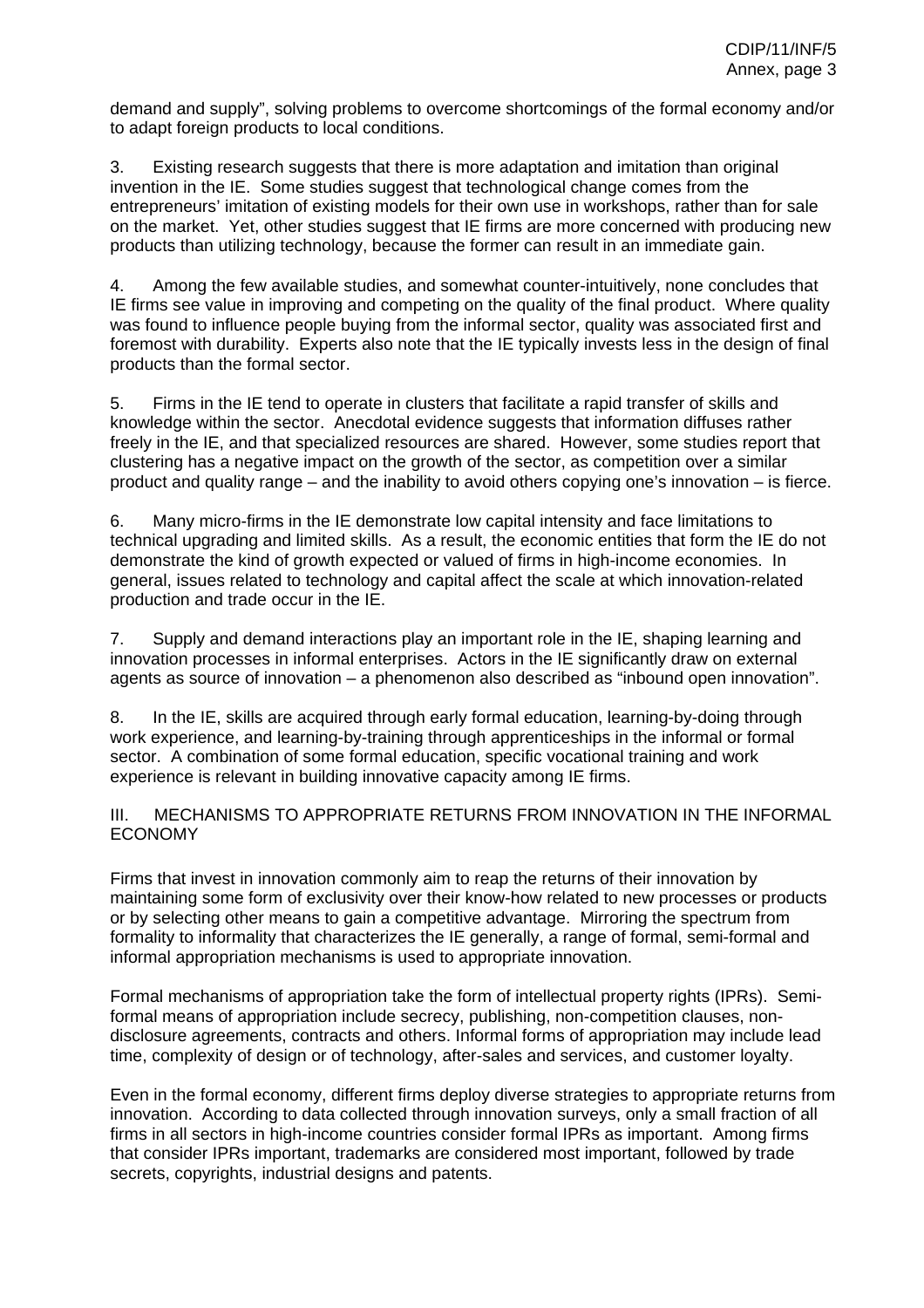demand and supply", solving problems to overcome shortcomings of the formal economy and/or to adapt foreign products to local conditions.

3. Existing research suggests that there is more adaptation and imitation than original invention in the IE. Some studies suggest that technological change comes from the entrepreneurs' imitation of existing models for their own use in workshops, rather than for sale on the market. Yet, other studies suggest that IE firms are more concerned with producing new products than utilizing technology, because the former can result in an immediate gain.

4. Among the few available studies, and somewhat counter-intuitively, none concludes that IE firms see value in improving and competing on the quality of the final product. Where quality was found to influence people buying from the informal sector, quality was associated first and foremost with durability. Experts also note that the IE typically invests less in the design of final products than the formal sector.

5. Firms in the IE tend to operate in clusters that facilitate a rapid transfer of skills and knowledge within the sector. Anecdotal evidence suggests that information diffuses rather freely in the IE, and that specialized resources are shared. However, some studies report that clustering has a negative impact on the growth of the sector, as competition over a similar product and quality range – and the inability to avoid others copying one's innovation – is fierce.

6. Many micro-firms in the IE demonstrate low capital intensity and face limitations to technical upgrading and limited skills. As a result, the economic entities that form the IE do not demonstrate the kind of growth expected or valued of firms in high-income economies. In general, issues related to technology and capital affect the scale at which innovation-related production and trade occur in the IE.

7. Supply and demand interactions play an important role in the IE, shaping learning and innovation processes in informal enterprises. Actors in the IE significantly draw on external agents as source of innovation – a phenomenon also described as "inbound open innovation".

8. In the IE, skills are acquired through early formal education, learning-by-doing through work experience, and learning-by-training through apprenticeships in the informal or formal sector. A combination of some formal education, specific vocational training and work experience is relevant in building innovative capacity among IE firms.

## III. MECHANISMS TO APPROPRIATE RETURNS FROM INNOVATION IN THE INFORMAL ECONOMY

Firms that invest in innovation commonly aim to reap the returns of their innovation by maintaining some form of exclusivity over their know-how related to new processes or products or by selecting other means to gain a competitive advantage. Mirroring the spectrum from formality to informality that characterizes the IE generally, a range of formal, semi-formal and informal appropriation mechanisms is used to appropriate innovation.

Formal mechanisms of appropriation take the form of intellectual property rights (IPRs). Semi-formal means of appropriation include secrecy, publishing, non-competition clauses, non-disclosure agreements, contracts and others. Informal forms of appropriation may include lead time, complexity of design or of technology, after-sales and services, and customer loyalty.

Even in the formal economy, different firms deploy diverse strategies to appropriate returns from innovation. According to data collected through innovation surveys, only a small fraction of all firms in all sectors in high-income countries consider formal IPRs as important. Among firms that consider IPRs important, trademarks are considered most important, followed by trade secrets, copyrights, industrial designs and patents.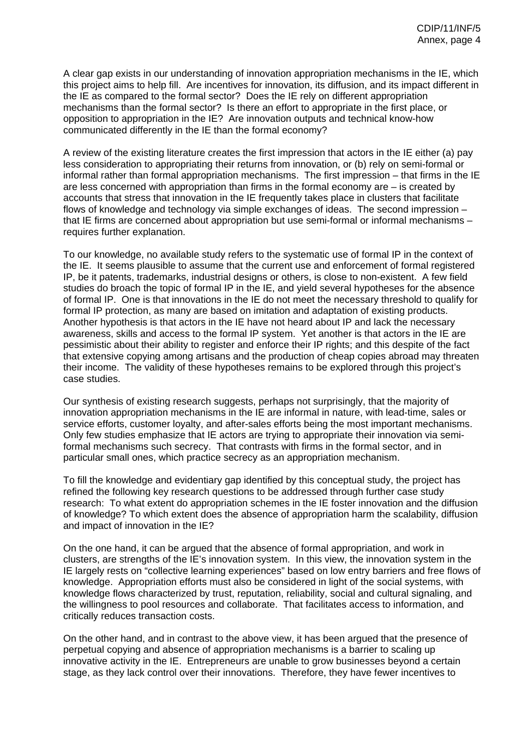A clear gap exists in our understanding of innovation appropriation mechanisms in the IE, which this project aims to help fill. Are incentives for innovation, its diffusion, and its impact different in the IE as compared to the formal sector? Does the IE rely on different appropriation mechanisms than the formal sector? Is there an effort to appropriate in the first place, or opposition to appropriation in the IE? Are innovation outputs and technical know-how communicated differently in the IE than the formal economy?

A review of the existing literature creates the first impression that actors in the IE either (a) pay less consideration to appropriating their returns from innovation, or (b) rely on semi-formal or informal rather than formal appropriation mechanisms. The first impression – that firms in the IE are less concerned with appropriation than firms in the formal economy are – is created by accounts that stress that innovation in the IE frequently takes place in clusters that facilitate flows of knowledge and technology via simple exchanges of ideas. The second impression – that IE firms are concerned about appropriation but use semi-formal or informal mechanisms – requires further explanation.

To our knowledge, no available study refers to the systematic use of formal IP in the context of the IE. It seems plausible to assume that the current use and enforcement of formal registered IP, be it patents, trademarks, industrial designs or others, is close to non-existent. A few field studies do broach the topic of formal IP in the IE, and yield several hypotheses for the absence of formal IP. One is that innovations in the IE do not meet the necessary threshold to qualify for formal IP protection, as many are based on imitation and adaptation of existing products. Another hypothesis is that actors in the IE have not heard about IP and lack the necessary awareness, skills and access to the formal IP system. Yet another is that actors in the IE are pessimistic about their ability to register and enforce their IP rights; and this despite of the fact that extensive copying among artisans and the production of cheap copies abroad may threaten their income. The validity of these hypotheses remains to be explored through this project's case studies.

Our synthesis of existing research suggests, perhaps not surprisingly, that the majority of innovation appropriation mechanisms in the IE are informal in nature, with lead-time, sales or service efforts, customer loyalty, and after-sales efforts being the most important mechanisms. Only few studies emphasize that IE actors are trying to appropriate their innovation via semi-formal mechanisms such secrecy. That contrasts with firms in the formal sector, and in particular small ones, which practice secrecy as an appropriation mechanism.

To fill the knowledge and evidentiary gap identified by this conceptual study, the project has refined the following key research questions to be addressed through further case study research: To what extent do appropriation schemes in the IE foster innovation and the diffusion of knowledge? To which extent does the absence of appropriation harm the scalability, diffusion and impact of innovation in the IE?

On the one hand, it can be argued that the absence of formal appropriation, and work in clusters, are strengths of the IE's innovation system. In this view, the innovation system in the IE largely rests on "collective learning experiences" based on low entry barriers and free flows of knowledge. Appropriation efforts must also be considered in light of the social systems, with knowledge flows characterized by trust, reputation, reliability, social and cultural signaling, and the willingness to pool resources and collaborate. That facilitates access to information, and critically reduces transaction costs.

On the other hand, and in contrast to the above view, it has been argued that the presence of perpetual copying and absence of appropriation mechanisms is a barrier to scaling up innovative activity in the IE. Entrepreneurs are unable to grow businesses beyond a certain stage, as they lack control over their innovations. Therefore, they have fewer incentives to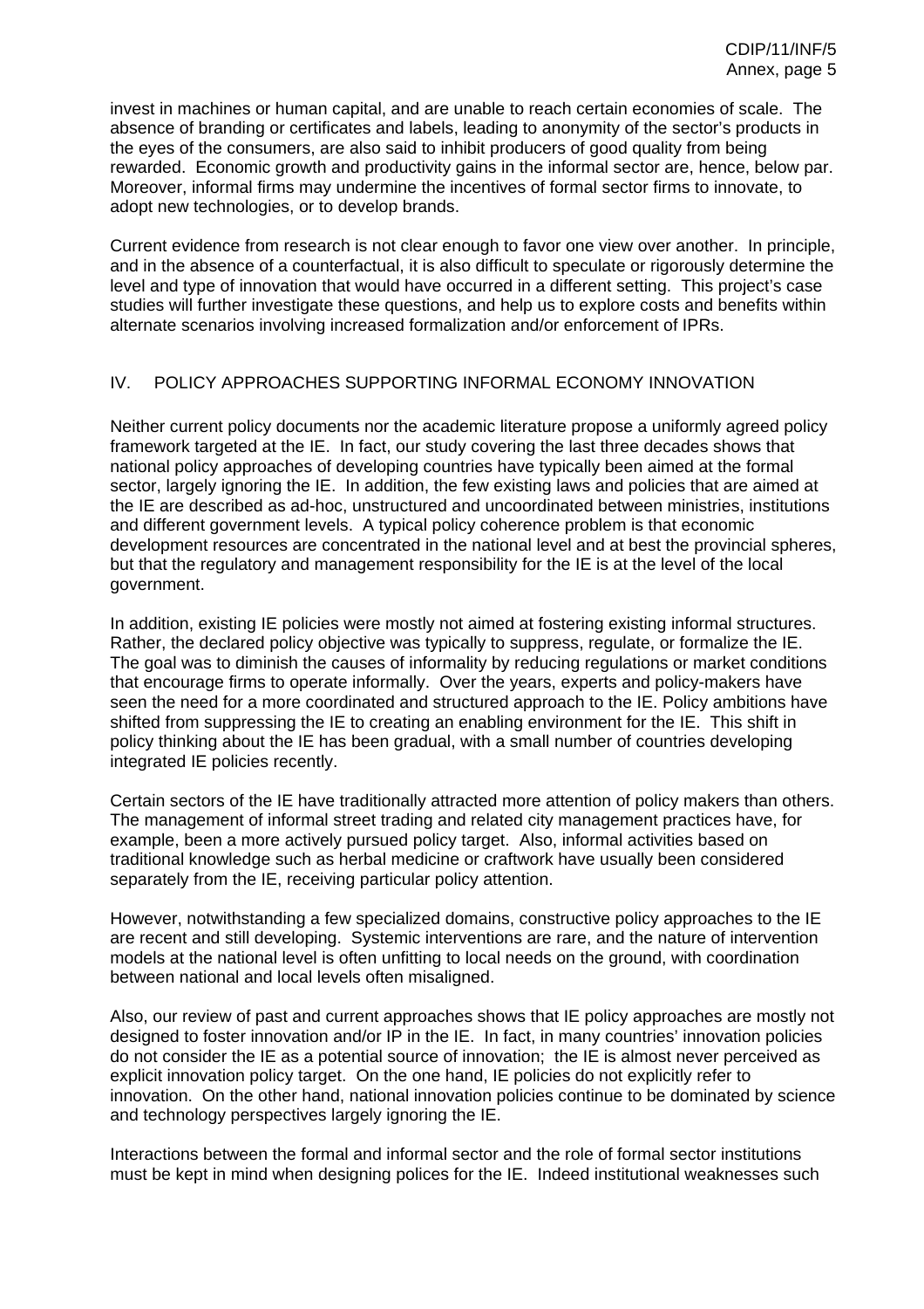invest in machines or human capital, and are unable to reach certain economies of scale. The absence of branding or certificates and labels, leading to anonymity of the sector's products in the eyes of the consumers, are also said to inhibit producers of good quality from being rewarded. Economic growth and productivity gains in the informal sector are, hence, below par. Moreover, informal firms may undermine the incentives of formal sector firms to innovate, to adopt new technologies, or to develop brands.

Current evidence from research is not clear enough to favor one view over another. In principle, and in the absence of a counterfactual, it is also difficult to speculate or rigorously determine the level and type of innovation that would have occurred in a different setting. This project's case studies will further investigate these questions, and help us to explore costs and benefits within alternate scenarios involving increased formalization and/or enforcement of IPRs.

## IV. POLICY APPROACHES SUPPORTING INFORMAL ECONOMY INNOVATION

Neither current policy documents nor the academic literature propose a uniformly agreed policy framework targeted at the IE. In fact, our study covering the last three decades shows that national policy approaches of developing countries have typically been aimed at the formal sector, largely ignoring the IE. In addition, the few existing laws and policies that are aimed at the IE are described as ad-hoc, unstructured and uncoordinated between ministries, institutions and different government levels. A typical policy coherence problem is that economic development resources are concentrated in the national level and at best the provincial spheres, but that the regulatory and management responsibility for the IE is at the level of the local government.

In addition, existing IE policies were mostly not aimed at fostering existing informal structures. Rather, the declared policy objective was typically to suppress, regulate, or formalize the IE. The goal was to diminish the causes of informality by reducing regulations or market conditions that encourage firms to operate informally. Over the years, experts and policy-makers have seen the need for a more coordinated and structured approach to the IE. Policy ambitions have shifted from suppressing the IE to creating an enabling environment for the IE. This shift in policy thinking about the IE has been gradual, with a small number of countries developing integrated IE policies recently.

Certain sectors of the IE have traditionally attracted more attention of policy makers than others. The management of informal street trading and related city management practices have, for example, been a more actively pursued policy target. Also, informal activities based on traditional knowledge such as herbal medicine or craftwork have usually been considered separately from the IE, receiving particular policy attention.

However, notwithstanding a few specialized domains, constructive policy approaches to the IE are recent and still developing. Systemic interventions are rare, and the nature of intervention models at the national level is often unfitting to local needs on the ground, with coordination between national and local levels often misaligned.

Also, our review of past and current approaches shows that IE policy approaches are mostly not designed to foster innovation and/or IP in the IE. In fact, in many countries' innovation policies do not consider the IE as a potential source of innovation; the IE is almost never perceived as explicit innovation policy target. On the one hand, IE policies do not explicitly refer to innovation. On the other hand, national innovation policies continue to be dominated by science and technology perspectives largely ignoring the IE.

Interactions between the formal and informal sector and the role of formal sector institutions must be kept in mind when designing polices for the IE. Indeed institutional weaknesses such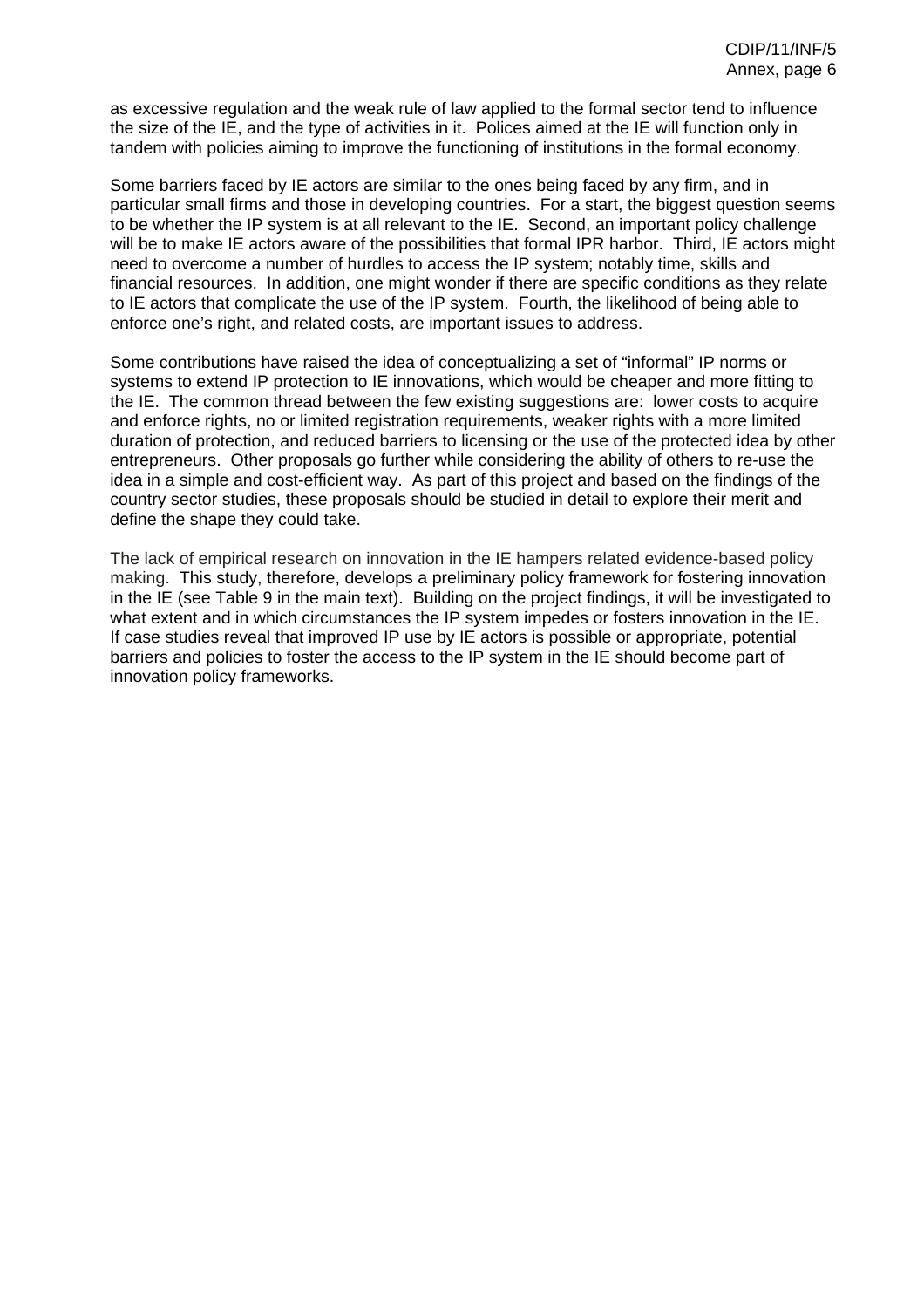as excessive regulation and the weak rule of law applied to the formal sector tend to influence the size of the IE, and the type of activities in it. Polices aimed at the IE will function only in tandem with policies aiming to improve the functioning of institutions in the formal economy.

Some barriers faced by IE actors are similar to the ones being faced by any firm, and in particular small firms and those in developing countries. For a start, the biggest question seems to be whether the IP system is at all relevant to the IE. Second, an important policy challenge will be to make IE actors aware of the possibilities that formal IPR harbor. Third, IE actors might need to overcome a number of hurdles to access the IP system; notably time, skills and financial resources. In addition, one might wonder if there are specific conditions as they relate to IE actors that complicate the use of the IP system. Fourth, the likelihood of being able to enforce one's right, and related costs, are important issues to address.

Some contributions have raised the idea of conceptualizing a set of "informal" IP norms or systems to extend IP protection to IE innovations, which would be cheaper and more fitting to the IE. The common thread between the few existing suggestions are: lower costs to acquire and enforce rights, no or limited registration requirements, weaker rights with a more limited duration of protection, and reduced barriers to licensing or the use of the protected idea by other entrepreneurs. Other proposals go further while considering the ability of others to re-use the idea in a simple and cost-efficient way. As part of this project and based on the findings of the country sector studies, these proposals should be studied in detail to explore their merit and define the shape they could take.

The lack of empirical research on innovation in the IE hampers related evidence-based policy making. This study, therefore, develops a preliminary policy framework for fostering innovation in the IE (see Table 9 in the main text). Building on the project findings, it will be investigated to what extent and in which circumstances the IP system impedes or fosters innovation in the IE. If case studies reveal that improved IP use by IE actors is possible or appropriate, potential barriers and policies to foster the access to the IP system in the IE should become part of innovation policy frameworks.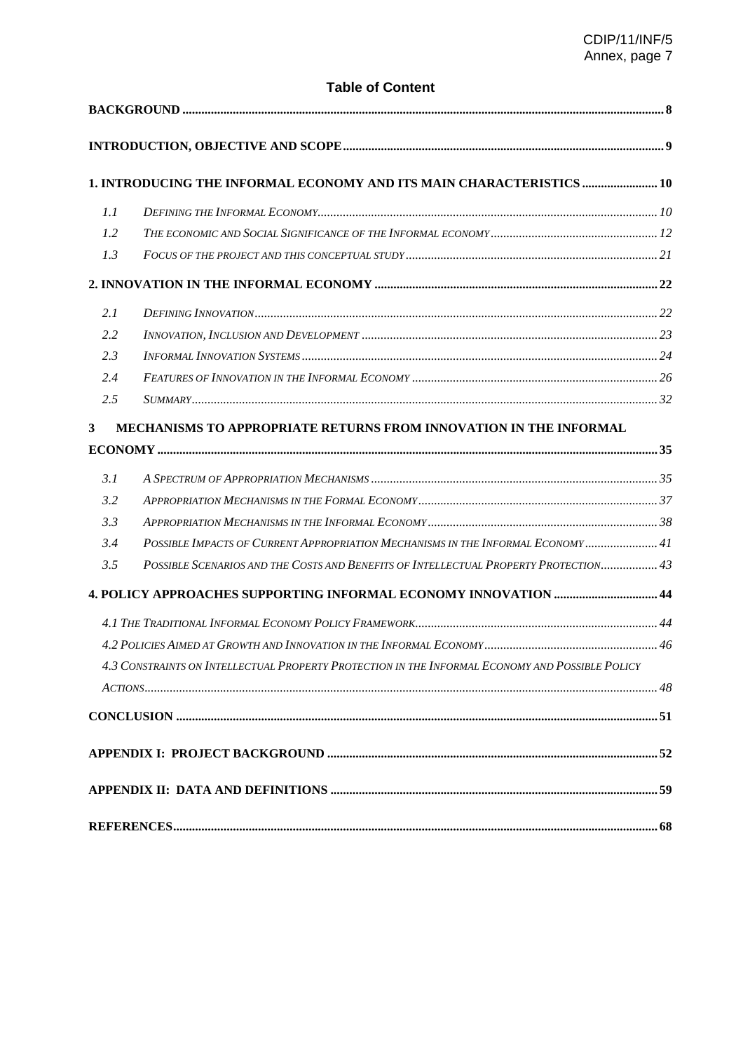## Table of Content

**BACKGROUND** ..... 8

**INTRODUCTION, OBJECTIVE AND SCOPE** ..... 9

**1. INTRODUCING THE INFORMAL ECONOMY AND ITS MAIN CHARACTERISTICS** ..... 10

- 1.1 *Defining the Informal Economy* ..... 10
- 1.2 *The economic and Social Significance of the Informal economy* ..... 12
- 1.3 *Focus of the project and this conceptual study* ..... 21

**2. INNOVATION IN THE INFORMAL ECONOMY** ..... 22

- 2.1 *Defining Innovation* ..... 22
- 2.2 *Innovation, Inclusion and Development* ..... 23
- 2.3 *Informal Innovation Systems* ..... 24
- 2.4 *Features of Innovation in the Informal Economy* ..... 26
- 2.5 *Summary* ..... 32

**3 MECHANISMS TO APPROPRIATE RETURNS FROM INNOVATION IN THE INFORMAL ECONOMY** ..... 35

- 3.1 *A Spectrum of Appropriation Mechanisms* ..... 35
- 3.2 *Appropriation Mechanisms in the Formal Economy* ..... 37
- 3.3 *Appropriation Mechanisms in the Informal Economy* ..... 38
- 3.4 *Possible Impacts of Current Appropriation Mechanisms in the Informal Economy* ..... 41
- 3.5 *Possible Scenarios and the Costs and Benefits of Intellectual Property Protection* ..... 43

**4. POLICY APPROACHES SUPPORTING INFORMAL ECONOMY INNOVATION** ..... 44

- *4.1 The Traditional Informal Economy Policy Framework* ..... 44
- *4.2 Policies Aimed at Growth and Innovation in the Informal Economy* ..... 46
- *4.3 Constraints on Intellectual Property Protection in the Informal Economy and Possible Policy Actions* ..... 48

**CONCLUSION** ..... 51

**APPENDIX I: PROJECT BACKGROUND** ..... 52

**APPENDIX II: DATA AND DEFINITIONS** ..... 59

**REFERENCES** ..... 68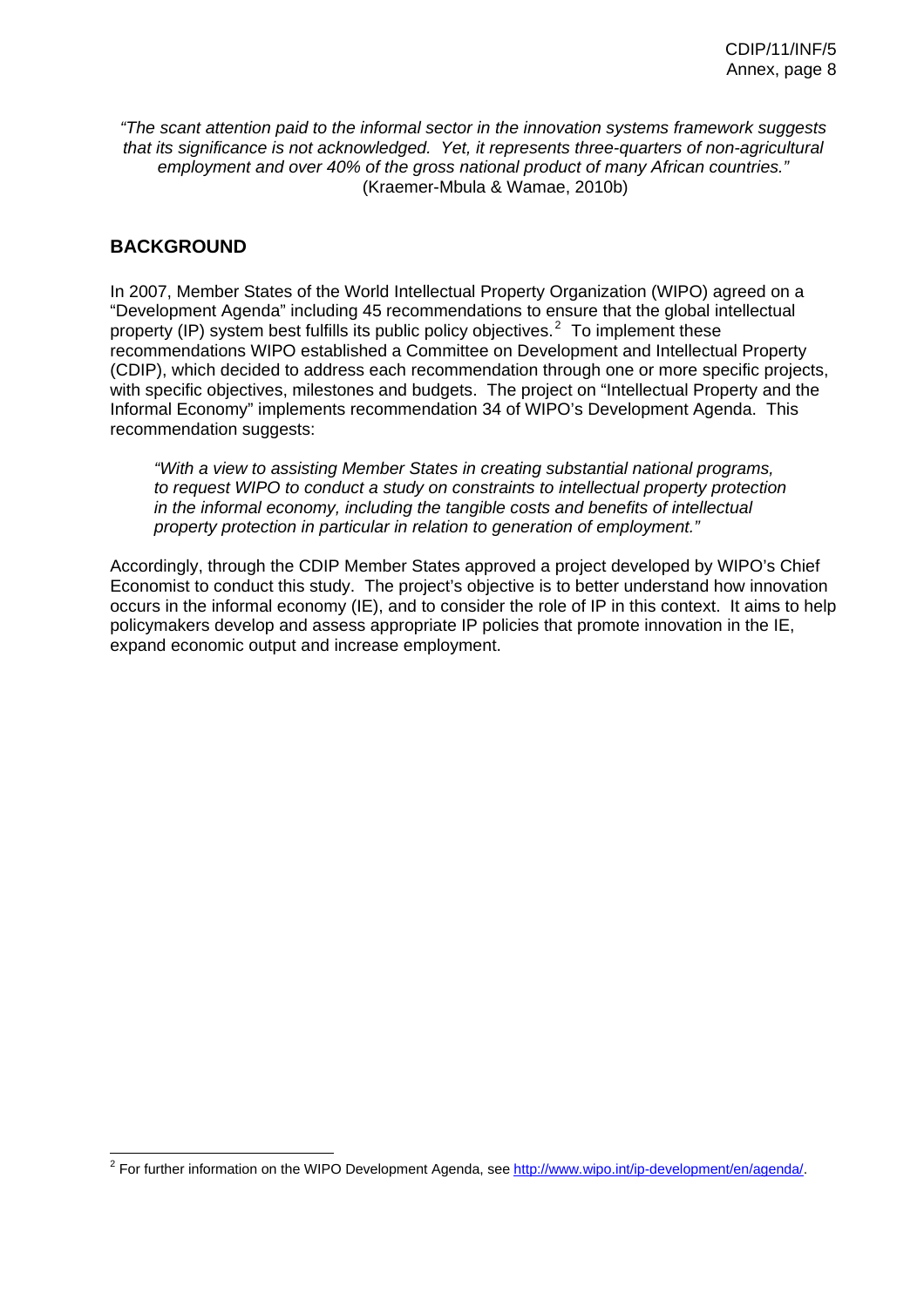*"The scant attention paid to the informal sector in the innovation systems framework suggests that its significance is not acknowledged. Yet, it represents three-quarters of non-agricultural employment and over 40% of the gross national product of many African countries."*
(Kraemer-Mbula & Wamae, 2010b)

## BACKGROUND

In 2007, Member States of the World Intellectual Property Organization (WIPO) agreed on a "Development Agenda" including 45 recommendations to ensure that the global intellectual property (IP) system best fulfills its public policy objectives.[2] To implement these recommendations WIPO established a Committee on Development and Intellectual Property (CDIP), which decided to address each recommendation through one or more specific projects, with specific objectives, milestones and budgets. The project on "Intellectual Property and the Informal Economy" implements recommendation 34 of WIPO's Development Agenda. This recommendation suggests:

> *"With a view to assisting Member States in creating substantial national programs, to request WIPO to conduct a study on constraints to intellectual property protection in the informal economy, including the tangible costs and benefits of intellectual property protection in particular in relation to generation of employment."*

Accordingly, through the CDIP Member States approved a project developed by WIPO's Chief Economist to conduct this study. The project's objective is to better understand how innovation occurs in the informal economy (IE), and to consider the role of IP in this context. It aims to help policymakers develop and assess appropriate IP policies that promote innovation in the IE, expand economic output and increase employment.

---

[2] For further information on the WIPO Development Agenda, see http://www.wipo.int/ip-development/en/agenda/.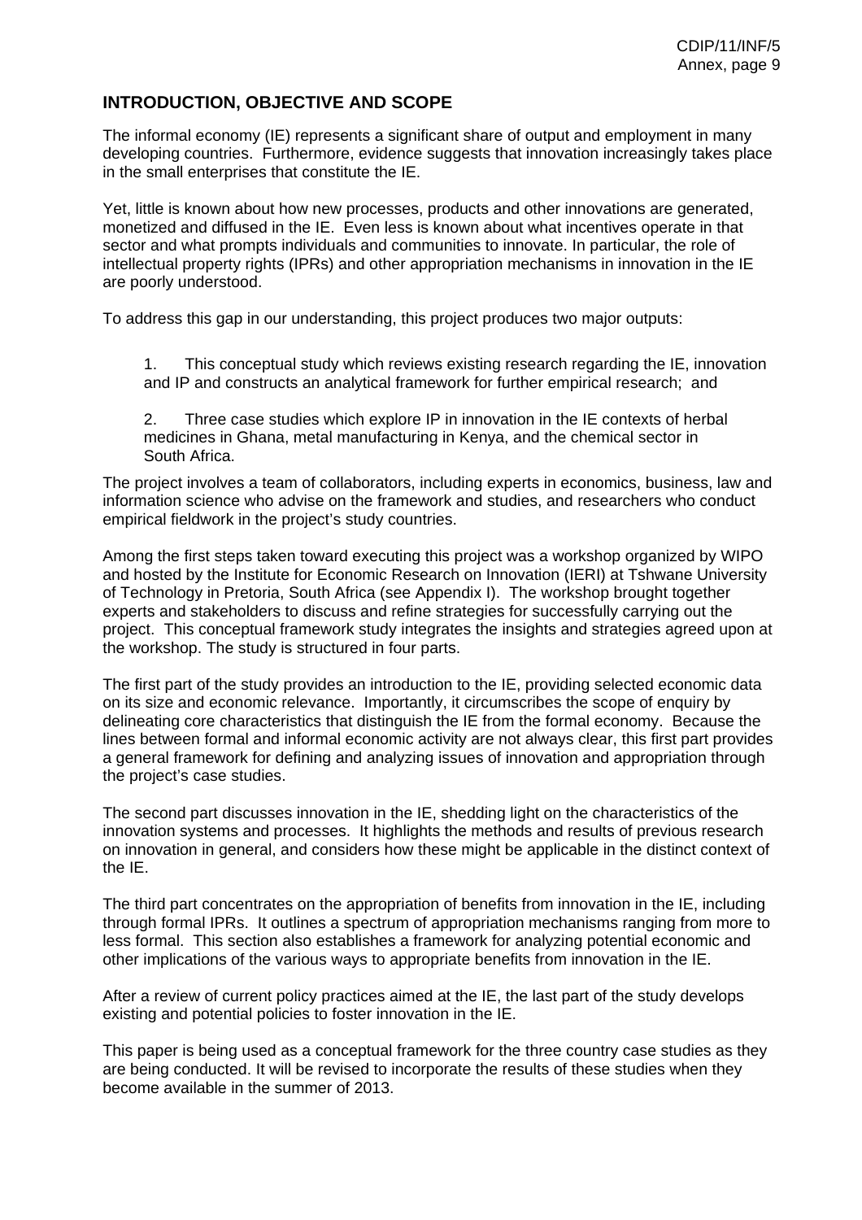## INTRODUCTION, OBJECTIVE AND SCOPE

The informal economy (IE) represents a significant share of output and employment in many developing countries. Furthermore, evidence suggests that innovation increasingly takes place in the small enterprises that constitute the IE.

Yet, little is known about how new processes, products and other innovations are generated, monetized and diffused in the IE. Even less is known about what incentives operate in that sector and what prompts individuals and communities to innovate. In particular, the role of intellectual property rights (IPRs) and other appropriation mechanisms in innovation in the IE are poorly understood.

To address this gap in our understanding, this project produces two major outputs:

1. This conceptual study which reviews existing research regarding the IE, innovation and IP and constructs an analytical framework for further empirical research; and

2. Three case studies which explore IP in innovation in the IE contexts of herbal medicines in Ghana, metal manufacturing in Kenya, and the chemical sector in South Africa.

The project involves a team of collaborators, including experts in economics, business, law and information science who advise on the framework and studies, and researchers who conduct empirical fieldwork in the project's study countries.

Among the first steps taken toward executing this project was a workshop organized by WIPO and hosted by the Institute for Economic Research on Innovation (IERI) at Tshwane University of Technology in Pretoria, South Africa (see Appendix I). The workshop brought together experts and stakeholders to discuss and refine strategies for successfully carrying out the project. This conceptual framework study integrates the insights and strategies agreed upon at the workshop. The study is structured in four parts.

The first part of the study provides an introduction to the IE, providing selected economic data on its size and economic relevance. Importantly, it circumscribes the scope of enquiry by delineating core characteristics that distinguish the IE from the formal economy. Because the lines between formal and informal economic activity are not always clear, this first part provides a general framework for defining and analyzing issues of innovation and appropriation through the project's case studies.

The second part discusses innovation in the IE, shedding light on the characteristics of the innovation systems and processes. It highlights the methods and results of previous research on innovation in general, and considers how these might be applicable in the distinct context of the IE.

The third part concentrates on the appropriation of benefits from innovation in the IE, including through formal IPRs. It outlines a spectrum of appropriation mechanisms ranging from more to less formal. This section also establishes a framework for analyzing potential economic and other implications of the various ways to appropriate benefits from innovation in the IE.

After a review of current policy practices aimed at the IE, the last part of the study develops existing and potential policies to foster innovation in the IE.

This paper is being used as a conceptual framework for the three country case studies as they are being conducted. It will be revised to incorporate the results of these studies when they become available in the summer of 2013.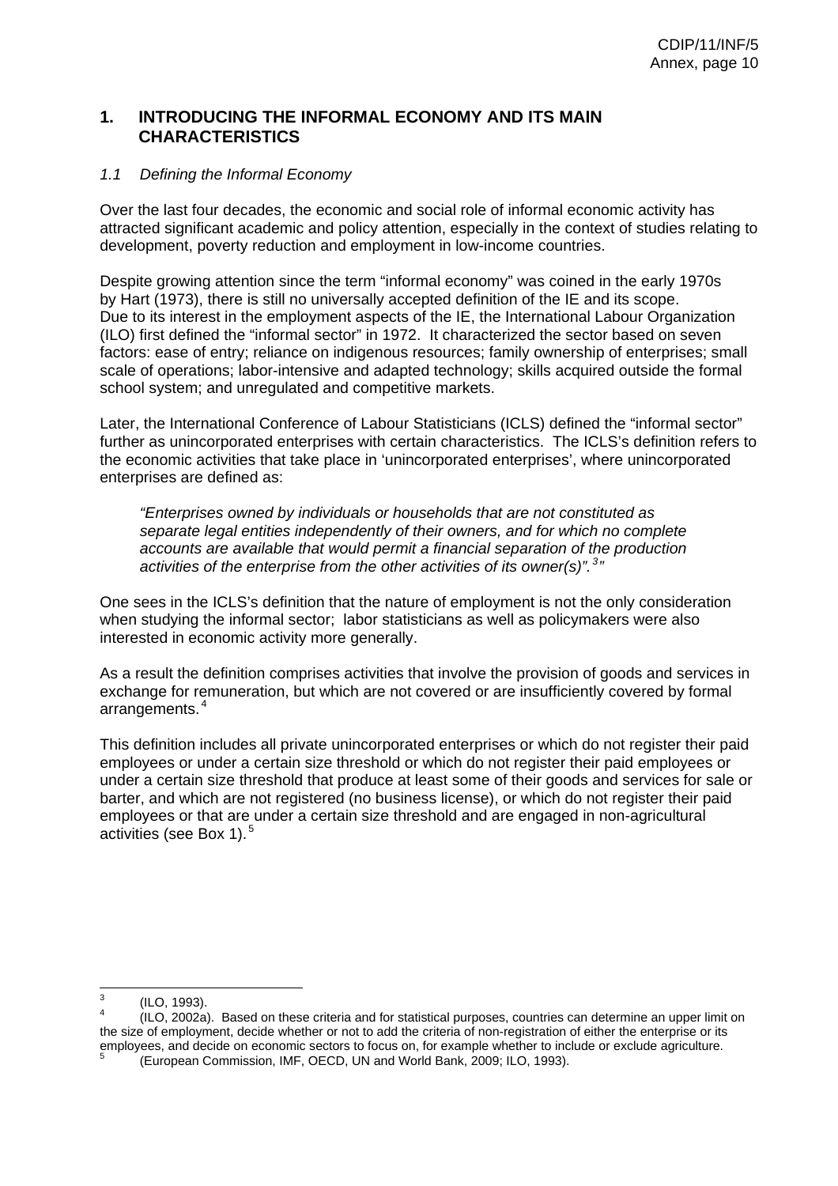## 1. INTRODUCING THE INFORMAL ECONOMY AND ITS MAIN CHARACTERISTICS

### *1.1 Defining the Informal Economy*

Over the last four decades, the economic and social role of informal economic activity has attracted significant academic and policy attention, especially in the context of studies relating to development, poverty reduction and employment in low-income countries.

Despite growing attention since the term "informal economy" was coined in the early 1970s by Hart (1973), there is still no universally accepted definition of the IE and its scope. Due to its interest in the employment aspects of the IE, the International Labour Organization (ILO) first defined the "informal sector" in 1972. It characterized the sector based on seven factors: ease of entry; reliance on indigenous resources; family ownership of enterprises; small scale of operations; labor-intensive and adapted technology; skills acquired outside the formal school system; and unregulated and competitive markets.

Later, the International Conference of Labour Statisticians (ICLS) defined the "informal sector" further as unincorporated enterprises with certain characteristics. The ICLS's definition refers to the economic activities that take place in 'unincorporated enterprises', where unincorporated enterprises are defined as:

> *"Enterprises owned by individuals or households that are not constituted as separate legal entities independently of their owners, and for which no complete accounts are available that would permit a financial separation of the production activities of the enterprise from the other activities of its owner(s)".*[3]*"*

One sees in the ICLS's definition that the nature of employment is not the only consideration when studying the informal sector; labor statisticians as well as policymakers were also interested in economic activity more generally.

As a result the definition comprises activities that involve the provision of goods and services in exchange for remuneration, but which are not covered or are insufficiently covered by formal arrangements.[4]

This definition includes all private unincorporated enterprises or which do not register their paid employees or under a certain size threshold or which do not register their paid employees or under a certain size threshold that produce at least some of their goods and services for sale or barter, and which are not registered (no business license), or which do not register their paid employees or that are under a certain size threshold and are engaged in non-agricultural activities (see Box 1).[5]

---

[3] (ILO, 1993).

[4] (ILO, 2002a). Based on these criteria and for statistical purposes, countries can determine an upper limit on the size of employment, decide whether or not to add the criteria of non-registration of either the enterprise or its employees, and decide on economic sectors to focus on, for example whether to include or exclude agriculture.

[5] (European Commission, IMF, OECD, UN and World Bank, 2009; ILO, 1993).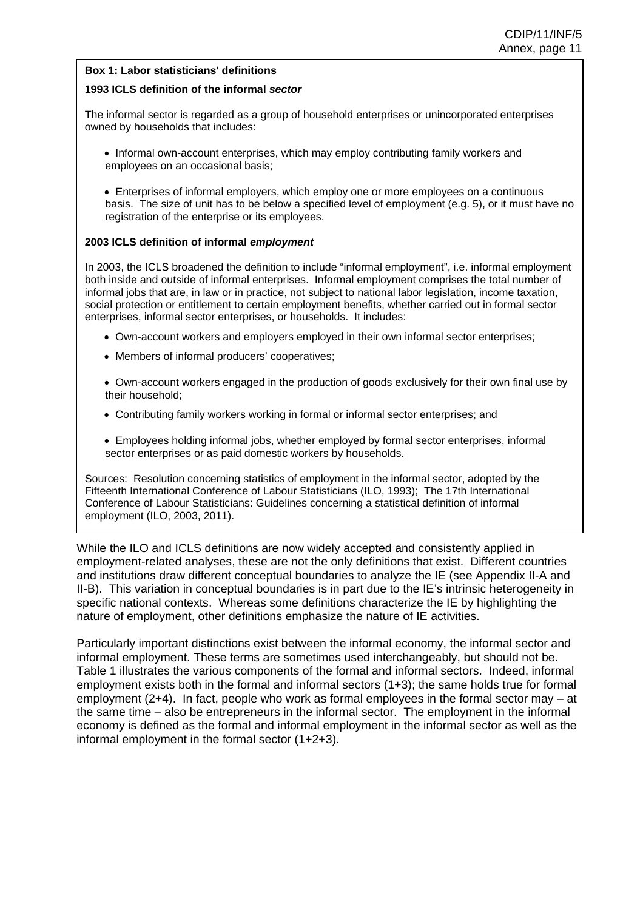**Box 1: Labor statisticians' definitions**

**1993 ICLS definition of the informal *sector***

The informal sector is regarded as a group of household enterprises or unincorporated enterprises owned by households that includes:

- Informal own-account enterprises, which may employ contributing family workers and employees on an occasional basis;
- Enterprises of informal employers, which employ one or more employees on a continuous basis. The size of unit has to be below a specified level of employment (e.g. 5), or it must have no registration of the enterprise or its employees.

**2003 ICLS definition of informal *employment***

In 2003, the ICLS broadened the definition to include "informal employment", i.e. informal employment both inside and outside of informal enterprises. Informal employment comprises the total number of informal jobs that are, in law or in practice, not subject to national labor legislation, income taxation, social protection or entitlement to certain employment benefits, whether carried out in formal sector enterprises, informal sector enterprises, or households. It includes:

- Own-account workers and employers employed in their own informal sector enterprises;
- Members of informal producers' cooperatives;
- Own-account workers engaged in the production of goods exclusively for their own final use by their household;
- Contributing family workers working in formal or informal sector enterprises; and
- Employees holding informal jobs, whether employed by formal sector enterprises, informal sector enterprises or as paid domestic workers by households.

Sources: Resolution concerning statistics of employment in the informal sector, adopted by the Fifteenth International Conference of Labour Statisticians (ILO, 1993); The 17th International Conference of Labour Statisticians: Guidelines concerning a statistical definition of informal employment (ILO, 2003, 2011).

While the ILO and ICLS definitions are now widely accepted and consistently applied in employment-related analyses, these are not the only definitions that exist. Different countries and institutions draw different conceptual boundaries to analyze the IE (see Appendix II-A and II-B). This variation in conceptual boundaries is in part due to the IE's intrinsic heterogeneity in specific national contexts. Whereas some definitions characterize the IE by highlighting the nature of employment, other definitions emphasize the nature of IE activities.

Particularly important distinctions exist between the informal economy, the informal sector and informal employment. These terms are sometimes used interchangeably, but should not be. Table 1 illustrates the various components of the formal and informal sectors. Indeed, informal employment exists both in the formal and informal sectors (1+3); the same holds true for formal employment (2+4). In fact, people who work as formal employees in the formal sector may – at the same time – also be entrepreneurs in the informal sector. The employment in the informal economy is defined as the formal and informal employment in the informal sector as well as the informal employment in the formal sector (1+2+3).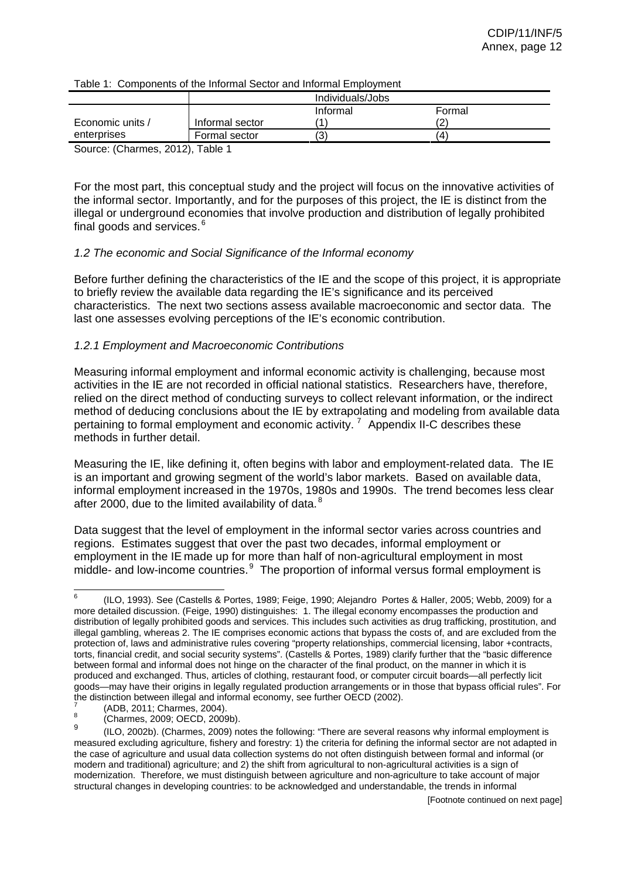Table 1: Components of the Informal Sector and Informal Employment

| | | Individuals/Jobs | |
|---|---|---|---|
| | | Informal | Formal |
| Economic units / enterprises | Informal sector | (1) | (2) |
| | Formal sector | (3) | (4) |

Source: (Charmes, 2012), Table 1

For the most part, this conceptual study and the project will focus on the innovative activities of the informal sector. Importantly, and for the purposes of this project, the IE is distinct from the illegal or underground economies that involve production and distribution of legally prohibited final goods and services.[6]

### *1.2 The economic and Social Significance of the Informal economy*

Before further defining the characteristics of the IE and the scope of this project, it is appropriate to briefly review the available data regarding the IE's significance and its perceived characteristics. The next two sections assess available macroeconomic and sector data. The last one assesses evolving perceptions of the IE's economic contribution.

#### *1.2.1 Employment and Macroeconomic Contributions*

Measuring informal employment and informal economic activity is challenging, because most activities in the IE are not recorded in official national statistics. Researchers have, therefore, relied on the direct method of conducting surveys to collect relevant information, or the indirect method of deducing conclusions about the IE by extrapolating and modeling from available data pertaining to formal employment and economic activity.[7] Appendix II-C describes these methods in further detail.

Measuring the IE, like defining it, often begins with labor and employment-related data. The IE is an important and growing segment of the world's labor markets. Based on available data, informal employment increased in the 1970s, 1980s and 1990s. The trend becomes less clear after 2000, due to the limited availability of data.[8]

Data suggest that the level of employment in the informal sector varies across countries and regions. Estimates suggest that over the past two decades, informal employment or employment in the IE made up for more than half of non-agricultural employment in most middle- and low-income countries.[9] The proportion of informal versus formal employment is

---

[6] (ILO, 1993). See (Castells & Portes, 1989; Feige, 1990; Alejandro Portes & Haller, 2005; Webb, 2009) for a more detailed discussion. (Feige, 1990) distinguishes: 1. The illegal economy encompasses the production and distribution of legally prohibited goods and services. This includes such activities as drug trafficking, prostitution, and illegal gambling, whereas 2. The IE comprises economic actions that bypass the costs of, and are excluded from the protection of, laws and administrative rules covering "property relationships, commercial licensing, labor +contracts, torts, financial credit, and social security systems". (Castells & Portes, 1989) clarify further that the "basic difference between formal and informal does not hinge on the character of the final product, on the manner in which it is produced and exchanged. Thus, articles of clothing, restaurant food, or computer circuit boards—all perfectly licit goods—may have their origins in legally regulated production arrangements or in those that bypass official rules". For the distinction between illegal and informal economy, see further OECD (2002).

[7] (ADB, 2011; Charmes, 2004).

[8] (Charmes, 2009; OECD, 2009b).

[9] (ILO, 2002b). (Charmes, 2009) notes the following: "There are several reasons why informal employment is measured excluding agriculture, fishery and forestry: 1) the criteria for defining the informal sector are not adapted in the case of agriculture and usual data collection systems do not often distinguish between formal and informal (or modern and traditional) agriculture; and 2) the shift from agricultural to non-agricultural activities is a sign of modernization. Therefore, we must distinguish between agriculture and non-agriculture to take account of major structural changes in developing countries: to be acknowledged and understandable, the trends in informal

[Footnote continued on next page]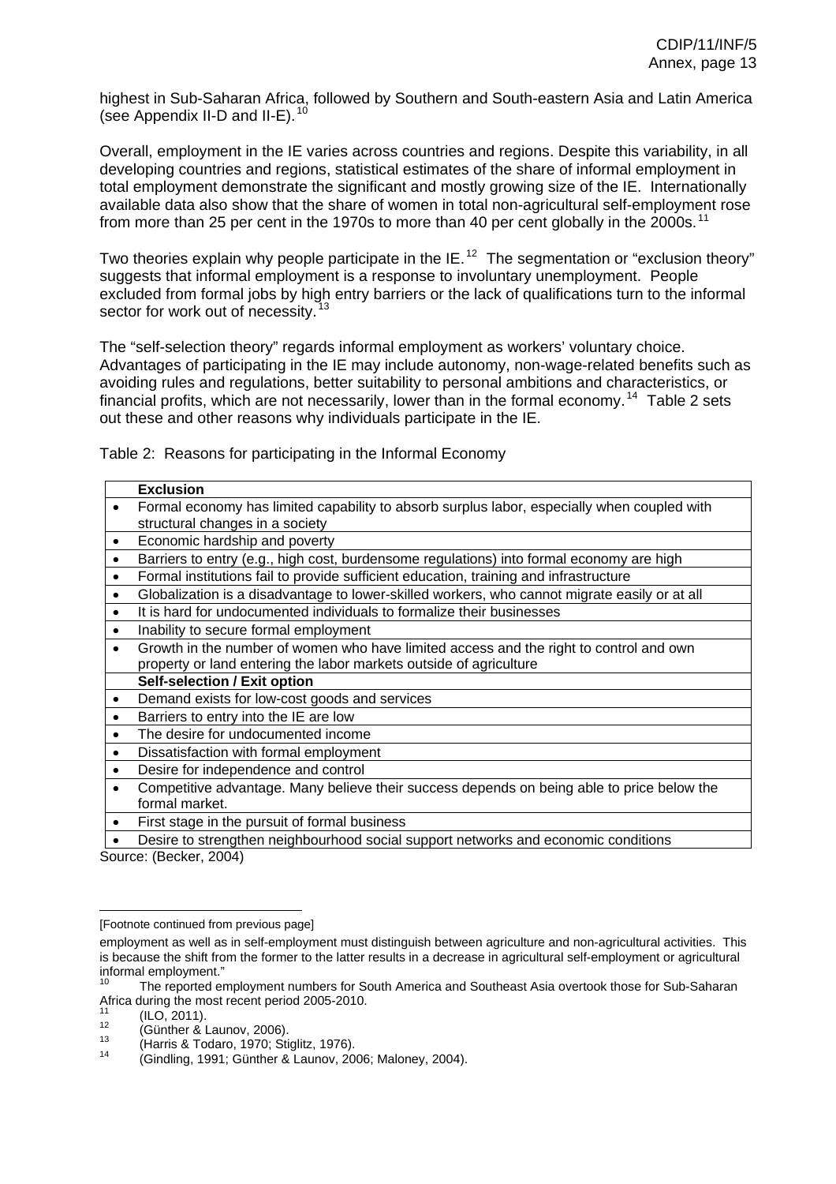highest in Sub-Saharan Africa, followed by Southern and South-eastern Asia and Latin America (see Appendix II-D and II-E).[10]

Overall, employment in the IE varies across countries and regions. Despite this variability, in all developing countries and regions, statistical estimates of the share of informal employment in total employment demonstrate the significant and mostly growing size of the IE. Internationally available data also show that the share of women in total non-agricultural self-employment rose from more than 25 per cent in the 1970s to more than 40 per cent globally in the 2000s.[11]

Two theories explain why people participate in the IE.[12] The segmentation or "exclusion theory" suggests that informal employment is a response to involuntary unemployment. People excluded from formal jobs by high entry barriers or the lack of qualifications turn to the informal sector for work out of necessity.[13]

The "self-selection theory" regards informal employment as workers' voluntary choice. Advantages of participating in the IE may include autonomy, non-wage-related benefits such as avoiding rules and regulations, better suitability to personal ambitions and characteristics, or financial profits, which are not necessarily, lower than in the formal economy.[14] Table 2 sets out these and other reasons why individuals participate in the IE.

Table 2: Reasons for participating in the Informal Economy

| | **Exclusion** |
|---|---|
| • | Formal economy has limited capability to absorb surplus labor, especially when coupled with structural changes in a society |
| • | Economic hardship and poverty |
| • | Barriers to entry (e.g., high cost, burdensome regulations) into formal economy are high |
| • | Formal institutions fail to provide sufficient education, training and infrastructure |
| • | Globalization is a disadvantage to lower-skilled workers, who cannot migrate easily or at all |
| • | It is hard for undocumented individuals to formalize their businesses |
| • | Inability to secure formal employment |
| • | Growth in the number of women who have limited access and the right to control and own property or land entering the labor markets outside of agriculture |
| | **Self-selection / Exit option** |
| • | Demand exists for low-cost goods and services |
| • | Barriers to entry into the IE are low |
| • | The desire for undocumented income |
| • | Dissatisfaction with formal employment |
| • | Desire for independence and control |
| • | Competitive advantage. Many believe their success depends on being able to price below the formal market. |
| • | First stage in the pursuit of formal business |
| • | Desire to strengthen neighbourhood social support networks and economic conditions |

Source: (Becker, 2004)

---

[Footnote continued from previous page]

employment as well as in self-employment must distinguish between agriculture and non-agricultural activities. This is because the shift from the former to the latter results in a decrease in agricultural self-employment or agricultural informal employment."

[10] The reported employment numbers for South America and Southeast Asia overtook those for Sub-Saharan Africa during the most recent period 2005-2010.

[11] (ILO, 2011).

[12] (Günther & Launov, 2006).

[13] (Harris & Todaro, 1970; Stiglitz, 1976).

[14] (Gindling, 1991; Günther & Launov, 2006; Maloney, 2004).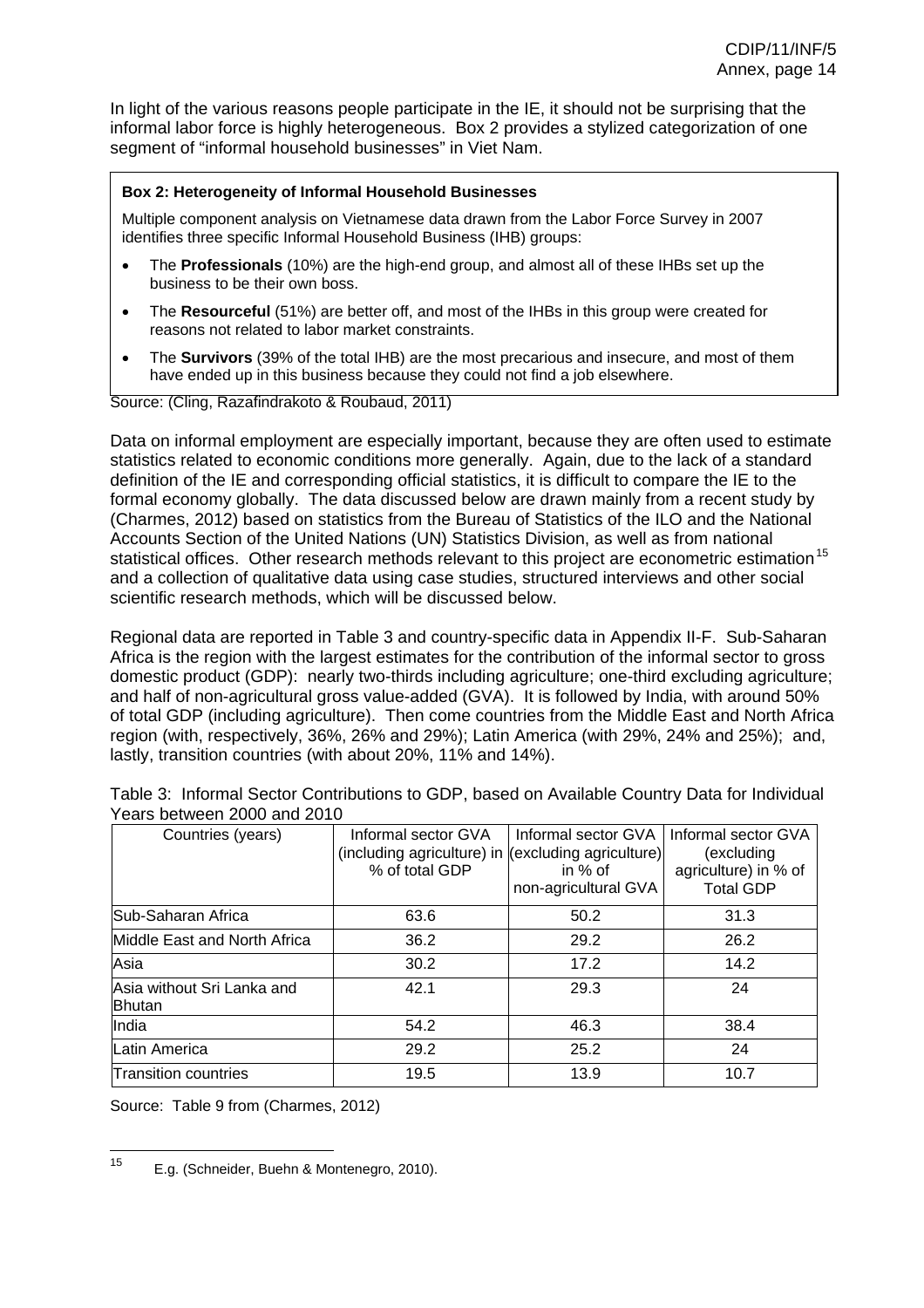In light of the various reasons people participate in the IE, it should not be surprising that the informal labor force is highly heterogeneous. Box 2 provides a stylized categorization of one segment of "informal household businesses" in Viet Nam.

**Box 2: Heterogeneity of Informal Household Businesses**

Multiple component analysis on Vietnamese data drawn from the Labor Force Survey in 2007 identifies three specific Informal Household Business (IHB) groups:

- The **Professionals** (10%) are the high-end group, and almost all of these IHBs set up the business to be their own boss.
- The **Resourceful** (51%) are better off, and most of the IHBs in this group were created for reasons not related to labor market constraints.
- The **Survivors** (39% of the total IHB) are the most precarious and insecure, and most of them have ended up in this business because they could not find a job elsewhere.

Source: (Cling, Razafindrakoto & Roubaud, 2011)

Data on informal employment are especially important, because they are often used to estimate statistics related to economic conditions more generally. Again, due to the lack of a standard definition of the IE and corresponding official statistics, it is difficult to compare the IE to the formal economy globally. The data discussed below are drawn mainly from a recent study by (Charmes, 2012) based on statistics from the Bureau of Statistics of the ILO and the National Accounts Section of the United Nations (UN) Statistics Division, as well as from national statistical offices. Other research methods relevant to this project are econometric estimation[15] and a collection of qualitative data using case studies, structured interviews and other social scientific research methods, which will be discussed below.

Regional data are reported in Table 3 and country-specific data in Appendix II-F. Sub-Saharan Africa is the region with the largest estimates for the contribution of the informal sector to gross domestic product (GDP): nearly two-thirds including agriculture; one-third excluding agriculture; and half of non-agricultural gross value-added (GVA). It is followed by India, with around 50% of total GDP (including agriculture). Then come countries from the Middle East and North Africa region (with, respectively, 36%, 26% and 29%); Latin America (with 29%, 24% and 25%); and, lastly, transition countries (with about 20%, 11% and 14%).

Table 3: Informal Sector Contributions to GDP, based on Available Country Data for Individual Years between 2000 and 2010

| Countries (years) | Informal sector GVA (including agriculture) in % of total GDP | Informal sector GVA (excluding agriculture) in % of non-agricultural GVA | Informal sector GVA (excluding agriculture) in % of Total GDP |
|---|---|---|---|
| Sub-Saharan Africa | 63.6 | 50.2 | 31.3 |
| Middle East and North Africa | 36.2 | 29.2 | 26.2 |
| Asia | 30.2 | 17.2 | 14.2 |
| Asia without Sri Lanka and Bhutan | 42.1 | 29.3 | 24 |
| India | 54.2 | 46.3 | 38.4 |
| Latin America | 29.2 | 25.2 | 24 |
| Transition countries | 19.5 | 13.9 | 10.7 |

Source: Table 9 from (Charmes, 2012)

[15] E.g. (Schneider, Buehn & Montenegro, 2010).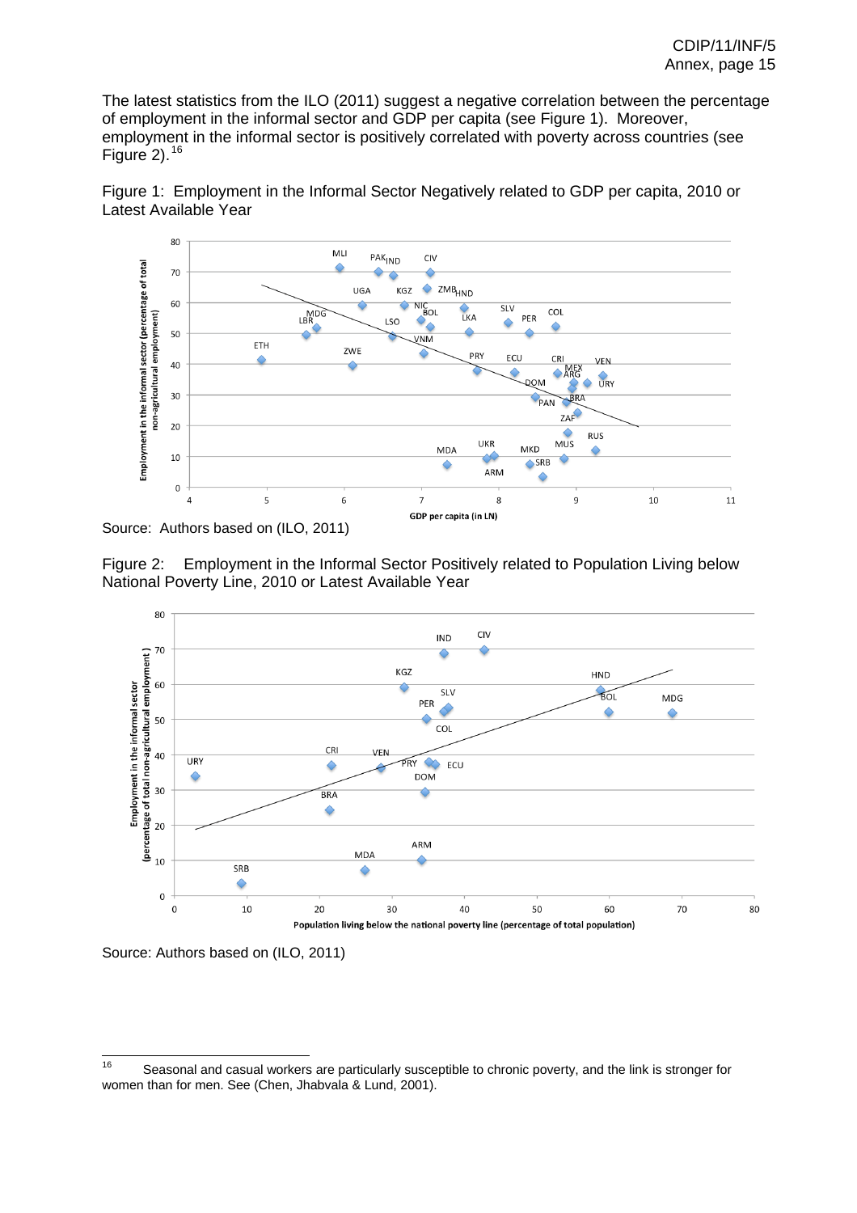The latest statistics from the ILO (2011) suggest a negative correlation between the percentage of employment in the informal sector and GDP per capita (see Figure 1). Moreover, employment in the informal sector is positively correlated with poverty across countries (see Figure 2).[16]

Figure 1: Employment in the Informal Sector Negatively related to GDP per capita, 2010 or Latest Available Year

Source: Authors based on (ILO, 2011)

Figure 2: Employment in the Informal Sector Positively related to Population Living below National Poverty Line, 2010 or Latest Available Year

Source: Authors based on (ILO, 2011)

[16] Seasonal and casual workers are particularly susceptible to chronic poverty, and the link is stronger for women than for men. See (Chen, Jhabvala & Lund, 2001).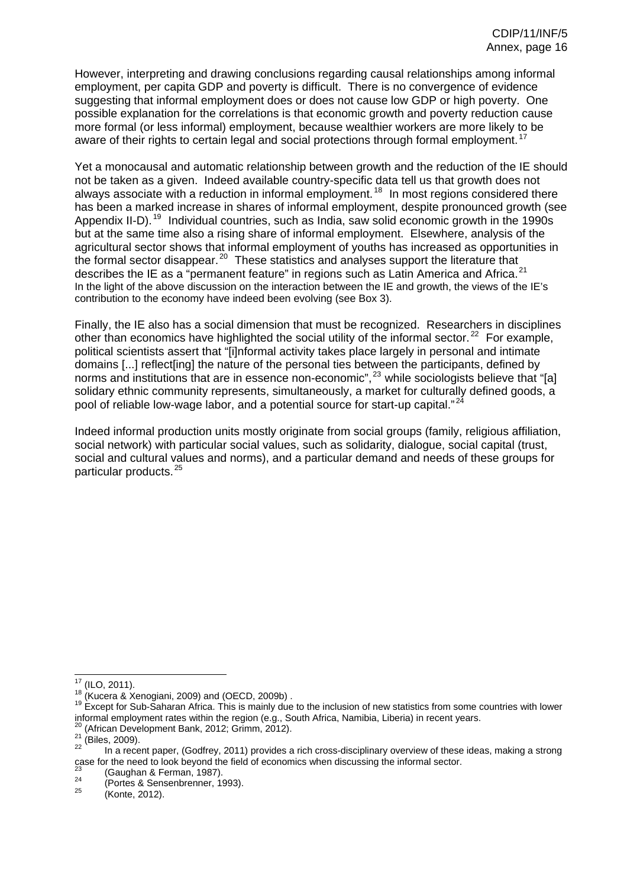However, interpreting and drawing conclusions regarding causal relationships among informal employment, per capita GDP and poverty is difficult. There is no convergence of evidence suggesting that informal employment does or does not cause low GDP or high poverty. One possible explanation for the correlations is that economic growth and poverty reduction cause more formal (or less informal) employment, because wealthier workers are more likely to be aware of their rights to certain legal and social protections through formal employment.[17]

Yet a monocausal and automatic relationship between growth and the reduction of the IE should not be taken as a given. Indeed available country-specific data tell us that growth does not always associate with a reduction in informal employment.[18] In most regions considered there has been a marked increase in shares of informal employment, despite pronounced growth (see Appendix II-D).[19] Individual countries, such as India, saw solid economic growth in the 1990s but at the same time also a rising share of informal employment. Elsewhere, analysis of the agricultural sector shows that informal employment of youths has increased as opportunities in the formal sector disappear.[20] These statistics and analyses support the literature that describes the IE as a "permanent feature" in regions such as Latin America and Africa.[21] In the light of the above discussion on the interaction between the IE and growth, the views of the IE's contribution to the economy have indeed been evolving (see Box 3).

Finally, the IE also has a social dimension that must be recognized. Researchers in disciplines other than economics have highlighted the social utility of the informal sector.[22] For example, political scientists assert that "[i]nformal activity takes place largely in personal and intimate domains [...] reflect[ing] the nature of the personal ties between the participants, defined by norms and institutions that are in essence non-economic",[23] while sociologists believe that "[a] solidary ethnic community represents, simultaneously, a market for culturally defined goods, a pool of reliable low-wage labor, and a potential source for start-up capital."[24]

Indeed informal production units mostly originate from social groups (family, religious affiliation, social network) with particular social values, such as solidarity, dialogue, social capital (trust, social and cultural values and norms), and a particular demand and needs of these groups for particular products.[25]

---

[17] (ILO, 2011).

[18] (Kucera & Xenogiani, 2009) and (OECD, 2009b) .

[19] Except for Sub-Saharan Africa. This is mainly due to the inclusion of new statistics from some countries with lower informal employment rates within the region (e.g., South Africa, Namibia, Liberia) in recent years.

[20] (African Development Bank, 2012; Grimm, 2012).

[21] (Biles, 2009).

[22] In a recent paper, (Godfrey, 2011) provides a rich cross-disciplinary overview of these ideas, making a strong case for the need to look beyond the field of economics when discussing the informal sector.

[23] (Gaughan & Ferman, 1987).

[24] (Portes & Sensenbrenner, 1993).

[25] (Konte, 2012).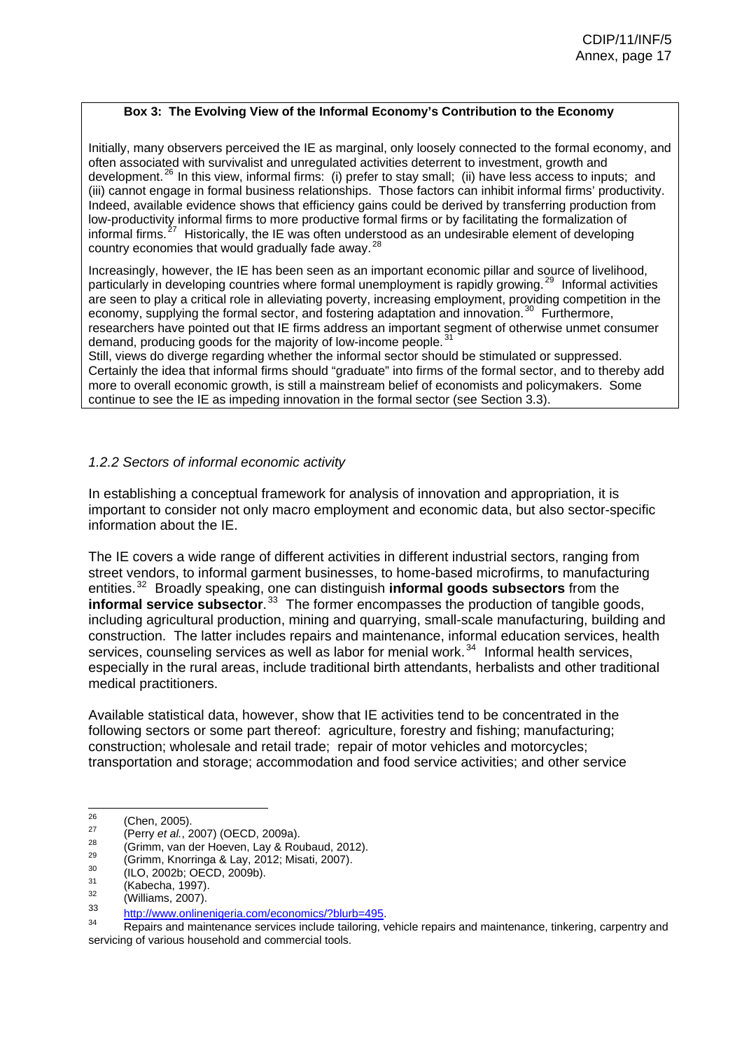**Box 3: The Evolving View of the Informal Economy's Contribution to the Economy**

Initially, many observers perceived the IE as marginal, only loosely connected to the formal economy, and often associated with survivalist and unregulated activities deterrent to investment, growth and development.[26] In this view, informal firms: (i) prefer to stay small; (ii) have less access to inputs; and (iii) cannot engage in formal business relationships. Those factors can inhibit informal firms' productivity. Indeed, available evidence shows that efficiency gains could be derived by transferring production from low-productivity informal firms to more productive formal firms or by facilitating the formalization of informal firms.[27] Historically, the IE was often understood as an undesirable element of developing country economies that would gradually fade away.[28]

Increasingly, however, the IE has been seen as an important economic pillar and source of livelihood, particularly in developing countries where formal unemployment is rapidly growing.[29] Informal activities are seen to play a critical role in alleviating poverty, increasing employment, providing competition in the economy, supplying the formal sector, and fostering adaptation and innovation.[30] Furthermore, researchers have pointed out that IE firms address an important segment of otherwise unmet consumer demand, producing goods for the majority of low-income people.[31]

Still, views do diverge regarding whether the informal sector should be stimulated or suppressed. Certainly the idea that informal firms should "graduate" into firms of the formal sector, and to thereby add more to overall economic growth, is still a mainstream belief of economists and policymakers. Some continue to see the IE as impeding innovation in the formal sector (see Section 3.3).

### *1.2.2 Sectors of informal economic activity*

In establishing a conceptual framework for analysis of innovation and appropriation, it is important to consider not only macro employment and economic data, but also sector-specific information about the IE.

The IE covers a wide range of different activities in different industrial sectors, ranging from street vendors, to informal garment businesses, to home-based microfirms, to manufacturing entities.[32] Broadly speaking, one can distinguish **informal goods subsectors** from the **informal service subsector**.[33] The former encompasses the production of tangible goods, including agricultural production, mining and quarrying, small-scale manufacturing, building and construction. The latter includes repairs and maintenance, informal education services, health services, counseling services as well as labor for menial work.[34] Informal health services, especially in the rural areas, include traditional birth attendants, herbalists and other traditional medical practitioners.

Available statistical data, however, show that IE activities tend to be concentrated in the following sectors or some part thereof: agriculture, forestry and fishing; manufacturing; construction; wholesale and retail trade; repair of motor vehicles and motorcycles; transportation and storage; accommodation and food service activities; and other service

---

[26] (Chen, 2005).

[27] (Perry *et al.*, 2007) (OECD, 2009a).

[28] (Grimm, van der Hoeven, Lay & Roubaud, 2012).

[29] (Grimm, Knorringa & Lay, 2012; Misati, 2007).

[30] (ILO, 2002b; OECD, 2009b).

[31] (Kabecha, 1997).

[32] (Williams, 2007).

[33] http://www.onlinenigeria.com/economics/?blurb=495.

[34] Repairs and maintenance services include tailoring, vehicle repairs and maintenance, tinkering, carpentry and servicing of various household and commercial tools.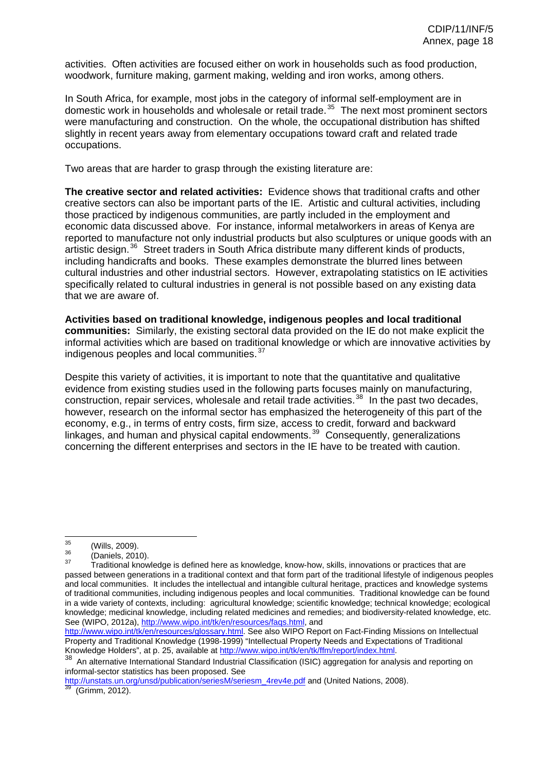activities. Often activities are focused either on work in households such as food production, woodwork, furniture making, garment making, welding and iron works, among others.

In South Africa, for example, most jobs in the category of informal self-employment are in domestic work in households and wholesale or retail trade.[35] The next most prominent sectors were manufacturing and construction. On the whole, the occupational distribution has shifted slightly in recent years away from elementary occupations toward craft and related trade occupations.

Two areas that are harder to grasp through the existing literature are:

**The creative sector and related activities:** Evidence shows that traditional crafts and other creative sectors can also be important parts of the IE. Artistic and cultural activities, including those practiced by indigenous communities, are partly included in the employment and economic data discussed above. For instance, informal metalworkers in areas of Kenya are reported to manufacture not only industrial products but also sculptures or unique goods with an artistic design.[36] Street traders in South Africa distribute many different kinds of products, including handicrafts and books. These examples demonstrate the blurred lines between cultural industries and other industrial sectors. However, extrapolating statistics on IE activities specifically related to cultural industries in general is not possible based on any existing data that we are aware of.

**Activities based on traditional knowledge, indigenous peoples and local traditional communities:** Similarly, the existing sectoral data provided on the IE do not make explicit the informal activities which are based on traditional knowledge or which are innovative activities by indigenous peoples and local communities.[37]

Despite this variety of activities, it is important to note that the quantitative and qualitative evidence from existing studies used in the following parts focuses mainly on manufacturing, construction, repair services, wholesale and retail trade activities.[38] In the past two decades, however, research on the informal sector has emphasized the heterogeneity of this part of the economy, e.g., in terms of entry costs, firm size, access to credit, forward and backward linkages, and human and physical capital endowments.[39] Consequently, generalizations concerning the different enterprises and sectors in the IE have to be treated with caution.

---

[35] (Wills, 2009).

[36] (Daniels, 2010).

[37] Traditional knowledge is defined here as knowledge, know-how, skills, innovations or practices that are passed between generations in a traditional context and that form part of the traditional lifestyle of indigenous peoples and local communities. It includes the intellectual and intangible cultural heritage, practices and knowledge systems of traditional communities, including indigenous peoples and local communities. Traditional knowledge can be found in a wide variety of contexts, including: agricultural knowledge; scientific knowledge; technical knowledge; ecological knowledge; medicinal knowledge, including related medicines and remedies; and biodiversity-related knowledge, etc. See (WIPO, 2012a), http://www.wipo.int/tk/en/resources/faqs.html, and http://www.wipo.int/tk/en/resources/glossary.html. See also WIPO Report on Fact-Finding Missions on Intellectual Property and Traditional Knowledge (1998-1999) "Intellectual Property Needs and Expectations of Traditional Knowledge Holders", at p. 25, available at http://www.wipo.int/tk/en/tk/ffm/report/index.html.

[38] An alternative International Standard Industrial Classification (ISIC) aggregation for analysis and reporting on informal-sector statistics has been proposed. See http://unstats.un.org/unsd/publication/seriesM/seriesm_4rev4e.pdf and (United Nations, 2008).

[39] (Grimm, 2012).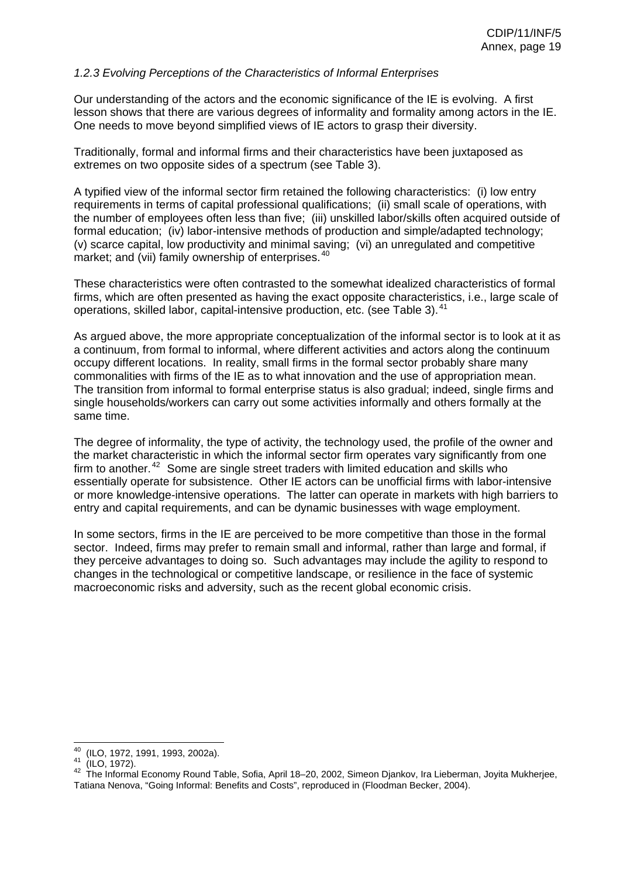*1.2.3 Evolving Perceptions of the Characteristics of Informal Enterprises*

Our understanding of the actors and the economic significance of the IE is evolving. A first lesson shows that there are various degrees of informality and formality among actors in the IE. One needs to move beyond simplified views of IE actors to grasp their diversity.

Traditionally, formal and informal firms and their characteristics have been juxtaposed as extremes on two opposite sides of a spectrum (see Table 3).

A typified view of the informal sector firm retained the following characteristics: (i) low entry requirements in terms of capital professional qualifications; (ii) small scale of operations, with the number of employees often less than five; (iii) unskilled labor/skills often acquired outside of formal education; (iv) labor-intensive methods of production and simple/adapted technology; (v) scarce capital, low productivity and minimal saving; (vi) an unregulated and competitive market; and (vii) family ownership of enterprises.[40]

These characteristics were often contrasted to the somewhat idealized characteristics of formal firms, which are often presented as having the exact opposite characteristics, i.e., large scale of operations, skilled labor, capital-intensive production, etc. (see Table 3).[41]

As argued above, the more appropriate conceptualization of the informal sector is to look at it as a continuum, from formal to informal, where different activities and actors along the continuum occupy different locations. In reality, small firms in the formal sector probably share many commonalities with firms of the IE as to what innovation and the use of appropriation mean. The transition from informal to formal enterprise status is also gradual; indeed, single firms and single households/workers can carry out some activities informally and others formally at the same time.

The degree of informality, the type of activity, the technology used, the profile of the owner and the market characteristic in which the informal sector firm operates vary significantly from one firm to another.[42] Some are single street traders with limited education and skills who essentially operate for subsistence. Other IE actors can be unofficial firms with labor-intensive or more knowledge-intensive operations. The latter can operate in markets with high barriers to entry and capital requirements, and can be dynamic businesses with wage employment.

In some sectors, firms in the IE are perceived to be more competitive than those in the formal sector. Indeed, firms may prefer to remain small and informal, rather than large and formal, if they perceive advantages to doing so. Such advantages may include the agility to respond to changes in the technological or competitive landscape, or resilience in the face of systemic macroeconomic risks and adversity, such as the recent global economic crisis.

---

[40] (ILO, 1972, 1991, 1993, 2002a).

[41] (ILO, 1972).

[42] The Informal Economy Round Table, Sofia, April 18–20, 2002, Simeon Djankov, Ira Lieberman, Joyita Mukherjee, Tatiana Nenova, "Going Informal: Benefits and Costs", reproduced in (Floodman Becker, 2004).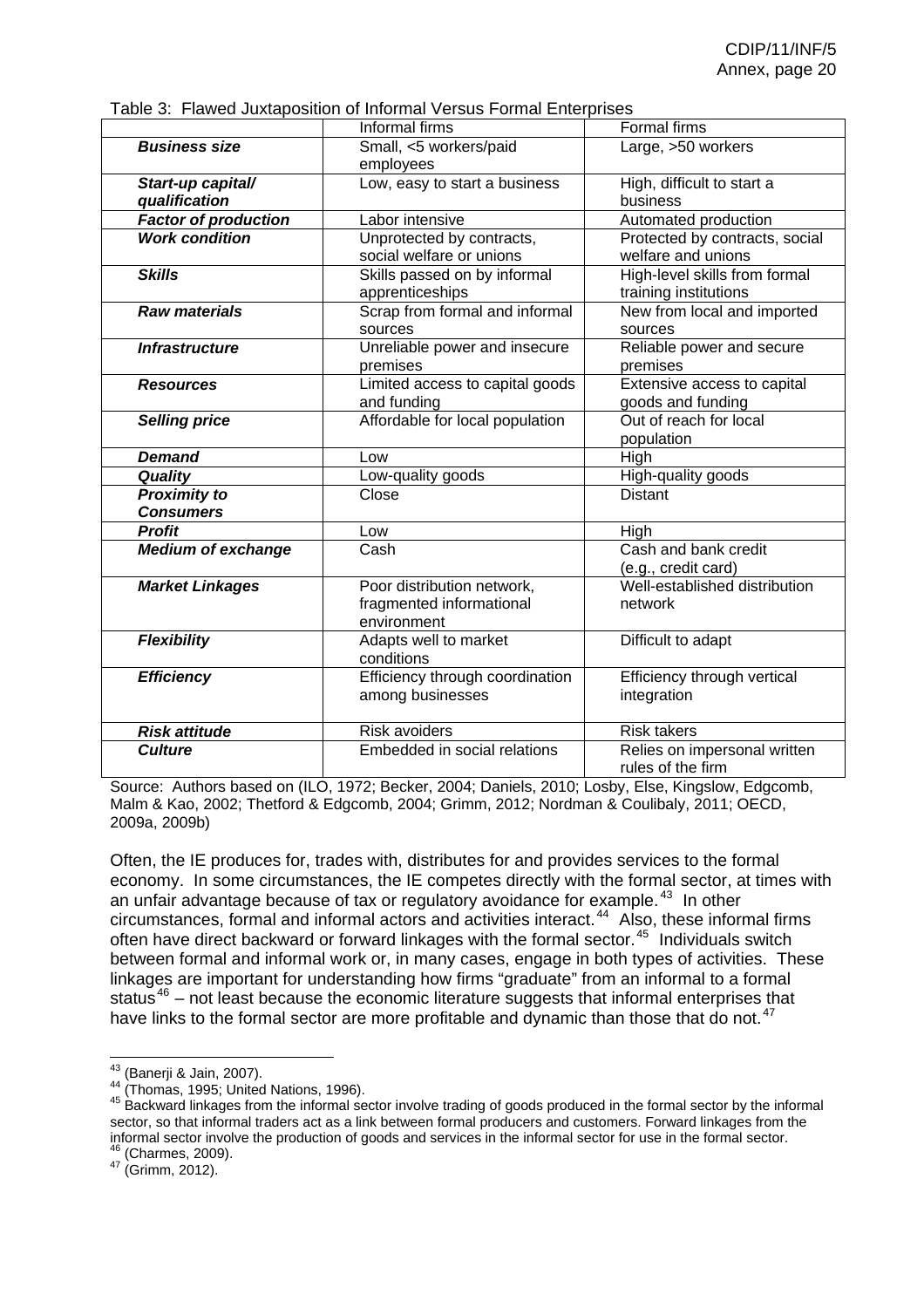Table 3: Flawed Juxtaposition of Informal Versus Formal Enterprises

| | Informal firms | Formal firms |
|---|---|---|
| ***Business size*** | Small, <5 workers/paid employees | Large, >50 workers |
| ***Start-up capital/ qualification*** | Low, easy to start a business | High, difficult to start a business |
| ***Factor of production*** | Labor intensive | Automated production |
| ***Work condition*** | Unprotected by contracts, social welfare or unions | Protected by contracts, social welfare and unions |
| ***Skills*** | Skills passed on by informal apprenticeships | High-level skills from formal training institutions |
| ***Raw materials*** | Scrap from formal and informal sources | New from local and imported sources |
| ***Infrastructure*** | Unreliable power and insecure premises | Reliable power and secure premises |
| ***Resources*** | Limited access to capital goods and funding | Extensive access to capital goods and funding |
| ***Selling price*** | Affordable for local population | Out of reach for local population |
| ***Demand*** | Low | High |
| ***Quality*** | Low-quality goods | High-quality goods |
| ***Proximity to Consumers*** | Close | Distant |
| ***Profit*** | Low | High |
| ***Medium of exchange*** | Cash | Cash and bank credit (e.g., credit card) |
| ***Market Linkages*** | Poor distribution network, fragmented informational environment | Well-established distribution network |
| ***Flexibility*** | Adapts well to market conditions | Difficult to adapt |
| ***Efficiency*** | Efficiency through coordination among businesses | Efficiency through vertical integration |
| ***Risk attitude*** | Risk avoiders | Risk takers |
| ***Culture*** | Embedded in social relations | Relies on impersonal written rules of the firm |

Source: Authors based on (ILO, 1972; Becker, 2004; Daniels, 2010; Losby, Else, Kingslow, Edgcomb, Malm & Kao, 2002; Thetford & Edgcomb, 2004; Grimm, 2012; Nordman & Coulibaly, 2011; OECD, 2009a, 2009b)

Often, the IE produces for, trades with, distributes for and provides services to the formal economy. In some circumstances, the IE competes directly with the formal sector, at times with an unfair advantage because of tax or regulatory avoidance for example.[43] In other circumstances, formal and informal actors and activities interact.[44] Also, these informal firms often have direct backward or forward linkages with the formal sector.[45] Individuals switch between formal and informal work or, in many cases, engage in both types of activities. These linkages are important for understanding how firms "graduate" from an informal to a formal status[46] – not least because the economic literature suggests that informal enterprises that have links to the formal sector are more profitable and dynamic than those that do not.[47]

[43] (Banerji & Jain, 2007).
[44] (Thomas, 1995; United Nations, 1996).
[45] Backward linkages from the informal sector involve trading of goods produced in the formal sector by the informal sector, so that informal traders act as a link between formal producers and customers. Forward linkages from the informal sector involve the production of goods and services in the informal sector for use in the formal sector.
[46] (Charmes, 2009).
[47] (Grimm, 2012).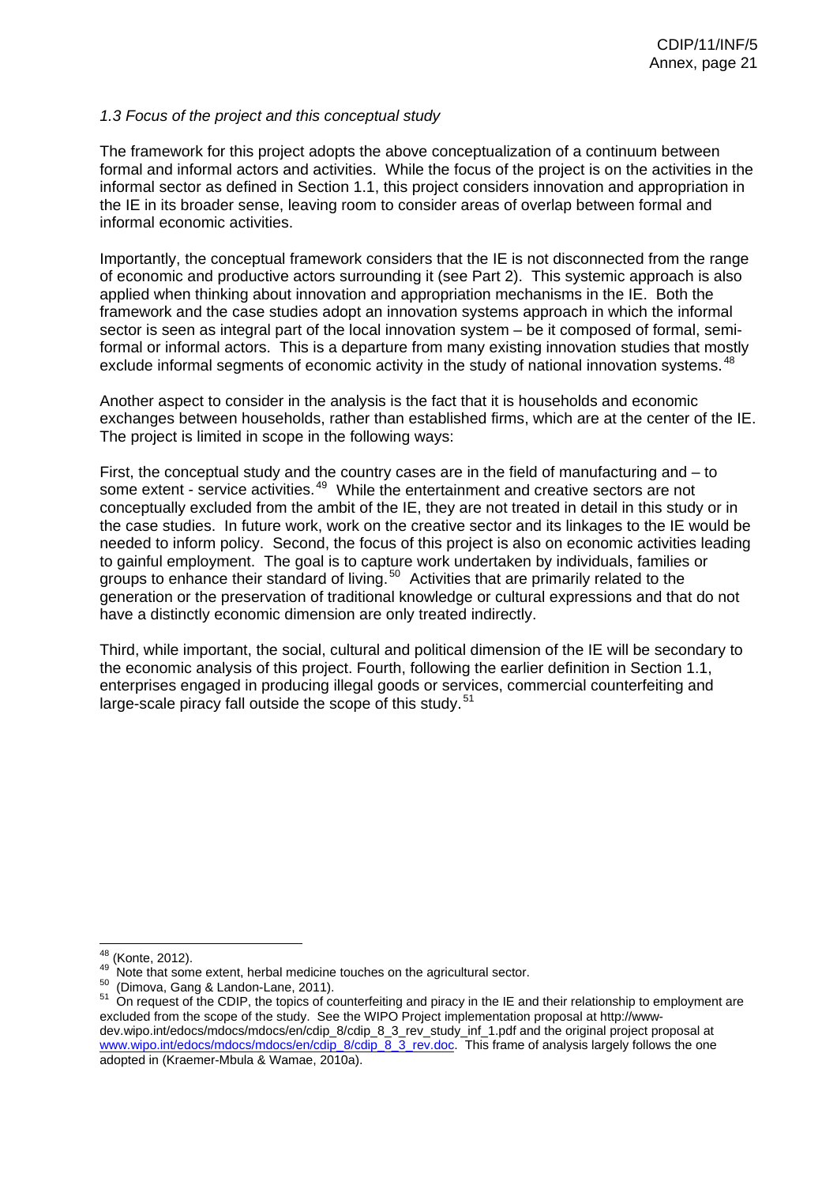*1.3 Focus of the project and this conceptual study*

The framework for this project adopts the above conceptualization of a continuum between formal and informal actors and activities. While the focus of the project is on the activities in the informal sector as defined in Section 1.1, this project considers innovation and appropriation in the IE in its broader sense, leaving room to consider areas of overlap between formal and informal economic activities.

Importantly, the conceptual framework considers that the IE is not disconnected from the range of economic and productive actors surrounding it (see Part 2). This systemic approach is also applied when thinking about innovation and appropriation mechanisms in the IE. Both the framework and the case studies adopt an innovation systems approach in which the informal sector is seen as integral part of the local innovation system – be it composed of formal, semi-formal or informal actors. This is a departure from many existing innovation studies that mostly exclude informal segments of economic activity in the study of national innovation systems.[48]

Another aspect to consider in the analysis is the fact that it is households and economic exchanges between households, rather than established firms, which are at the center of the IE. The project is limited in scope in the following ways:

First, the conceptual study and the country cases are in the field of manufacturing and – to some extent - service activities.[49] While the entertainment and creative sectors are not conceptually excluded from the ambit of the IE, they are not treated in detail in this study or in the case studies. In future work, work on the creative sector and its linkages to the IE would be needed to inform policy. Second, the focus of this project is also on economic activities leading to gainful employment. The goal is to capture work undertaken by individuals, families or groups to enhance their standard of living.[50] Activities that are primarily related to the generation or the preservation of traditional knowledge or cultural expressions and that do not have a distinctly economic dimension are only treated indirectly.

Third, while important, the social, cultural and political dimension of the IE will be secondary to the economic analysis of this project. Fourth, following the earlier definition in Section 1.1, enterprises engaged in producing illegal goods or services, commercial counterfeiting and large-scale piracy fall outside the scope of this study.[51]

---

[48] (Konte, 2012).

[49] Note that some extent, herbal medicine touches on the agricultural sector.

[50] (Dimova, Gang & Landon-Lane, 2011).

[51] On request of the CDIP, the topics of counterfeiting and piracy in the IE and their relationship to employment are excluded from the scope of the study. See the WIPO Project implementation proposal at http://www-dev.wipo.int/edocs/mdocs/mdocs/en/cdip_8/cdip_8_3_rev_study_inf_1.pdf and the original project proposal at www.wipo.int/edocs/mdocs/mdocs/en/cdip_8/cdip_8_3_rev.doc. This frame of analysis largely follows the one adopted in (Kraemer-Mbula & Wamae, 2010a).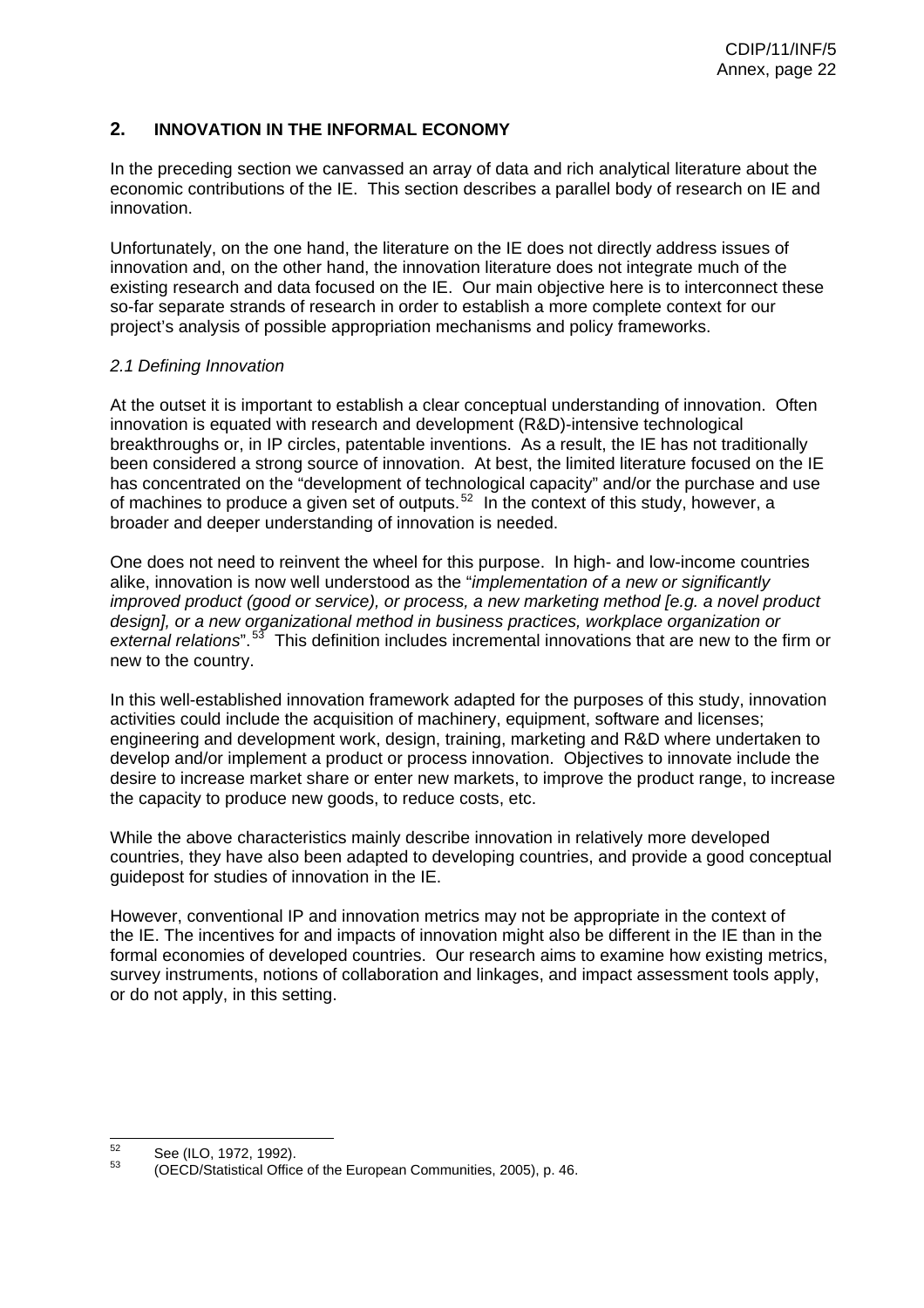## 2. INNOVATION IN THE INFORMAL ECONOMY

In the preceding section we canvassed an array of data and rich analytical literature about the economic contributions of the IE. This section describes a parallel body of research on IE and innovation.

Unfortunately, on the one hand, the literature on the IE does not directly address issues of innovation and, on the other hand, the innovation literature does not integrate much of the existing research and data focused on the IE. Our main objective here is to interconnect these so-far separate strands of research in order to establish a more complete context for our project's analysis of possible appropriation mechanisms and policy frameworks.

*2.1 Defining Innovation*

At the outset it is important to establish a clear conceptual understanding of innovation. Often innovation is equated with research and development (R&D)-intensive technological breakthroughs or, in IP circles, patentable inventions. As a result, the IE has not traditionally been considered a strong source of innovation. At best, the limited literature focused on the IE has concentrated on the "development of technological capacity" and/or the purchase and use of machines to produce a given set of outputs.[52] In the context of this study, however, a broader and deeper understanding of innovation is needed.

One does not need to reinvent the wheel for this purpose. In high- and low-income countries alike, innovation is now well understood as the "*implementation of a new or significantly improved product (good or service), or process, a new marketing method [e.g. a novel product design], or a new organizational method in business practices, workplace organization or external relations*".[53] This definition includes incremental innovations that are new to the firm or new to the country.

In this well-established innovation framework adapted for the purposes of this study, innovation activities could include the acquisition of machinery, equipment, software and licenses; engineering and development work, design, training, marketing and R&D where undertaken to develop and/or implement a product or process innovation. Objectives to innovate include the desire to increase market share or enter new markets, to improve the product range, to increase the capacity to produce new goods, to reduce costs, etc.

While the above characteristics mainly describe innovation in relatively more developed countries, they have also been adapted to developing countries, and provide a good conceptual guidepost for studies of innovation in the IE.

However, conventional IP and innovation metrics may not be appropriate in the context of the IE. The incentives for and impacts of innovation might also be different in the IE than in the formal economies of developed countries. Our research aims to examine how existing metrics, survey instruments, notions of collaboration and linkages, and impact assessment tools apply, or do not apply, in this setting.

---

[52] See (ILO, 1972, 1992).

[53] (OECD/Statistical Office of the European Communities, 2005), p. 46.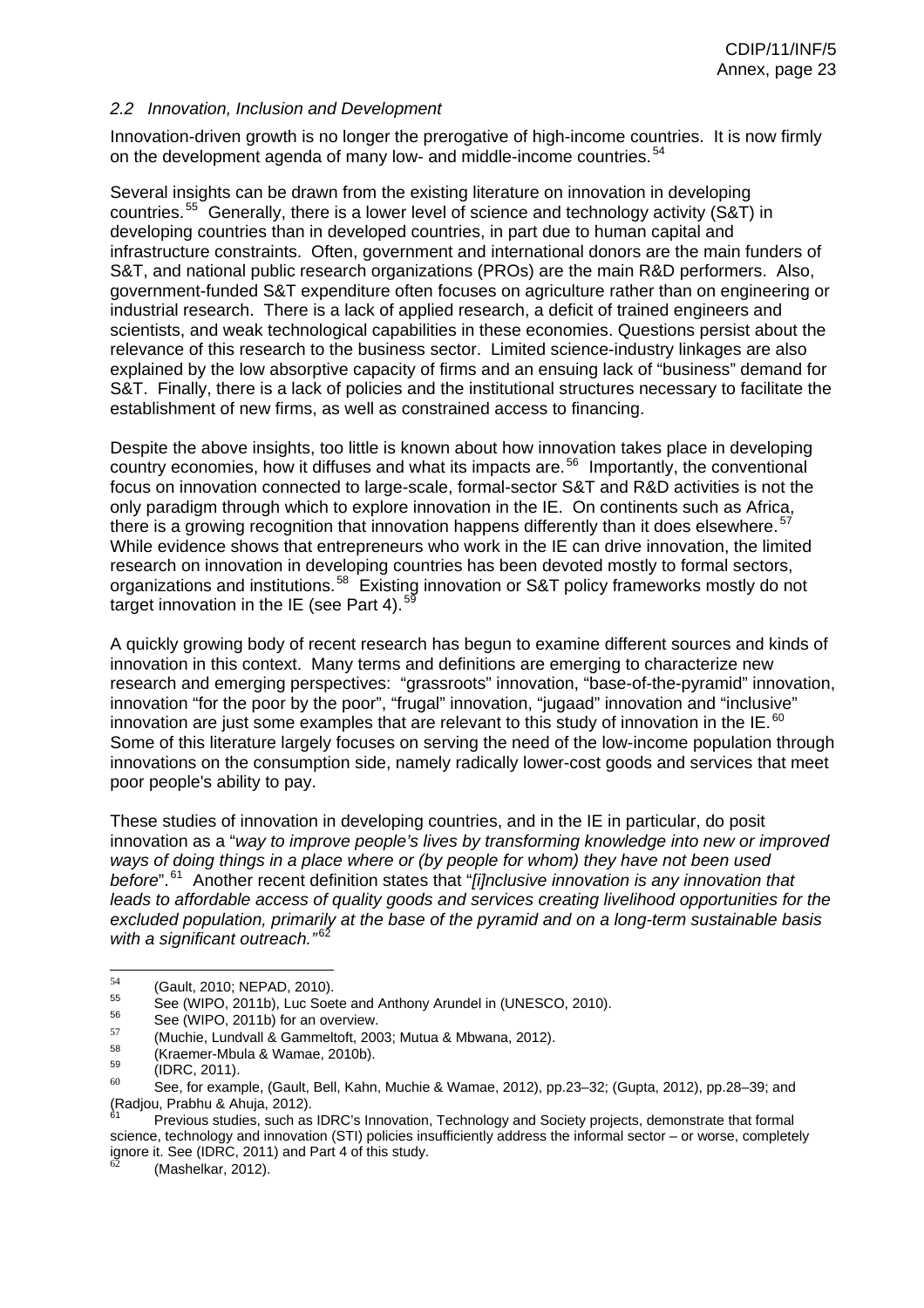*2.2 Innovation, Inclusion and Development*

Innovation-driven growth is no longer the prerogative of high-income countries. It is now firmly on the development agenda of many low- and middle-income countries.[54]

Several insights can be drawn from the existing literature on innovation in developing countries.[55] Generally, there is a lower level of science and technology activity (S&T) in developing countries than in developed countries, in part due to human capital and infrastructure constraints. Often, government and international donors are the main funders of S&T, and national public research organizations (PROs) are the main R&D performers. Also, government-funded S&T expenditure often focuses on agriculture rather than on engineering or industrial research. There is a lack of applied research, a deficit of trained engineers and scientists, and weak technological capabilities in these economies. Questions persist about the relevance of this research to the business sector. Limited science-industry linkages are also explained by the low absorptive capacity of firms and an ensuing lack of "business" demand for S&T. Finally, there is a lack of policies and the institutional structures necessary to facilitate the establishment of new firms, as well as constrained access to financing.

Despite the above insights, too little is known about how innovation takes place in developing country economies, how it diffuses and what its impacts are.[56] Importantly, the conventional focus on innovation connected to large-scale, formal-sector S&T and R&D activities is not the only paradigm through which to explore innovation in the IE. On continents such as Africa, there is a growing recognition that innovation happens differently than it does elsewhere.[57] While evidence shows that entrepreneurs who work in the IE can drive innovation, the limited research on innovation in developing countries has been devoted mostly to formal sectors, organizations and institutions.[58] Existing innovation or S&T policy frameworks mostly do not target innovation in the IE (see Part 4).[59]

A quickly growing body of recent research has begun to examine different sources and kinds of innovation in this context. Many terms and definitions are emerging to characterize new research and emerging perspectives: "grassroots" innovation, "base-of-the-pyramid" innovation, innovation "for the poor by the poor", "frugal" innovation, "jugaad" innovation and "inclusive" innovation are just some examples that are relevant to this study of innovation in the IE.[60] Some of this literature largely focuses on serving the need of the low-income population through innovations on the consumption side, namely radically lower-cost goods and services that meet poor people's ability to pay.

These studies of innovation in developing countries, and in the IE in particular, do posit innovation as a "*way to improve people's lives by transforming knowledge into new or improved ways of doing things in a place where or (by people for whom) they have not been used before*".[61] Another recent definition states that "*[i]nclusive innovation is any innovation that leads to affordable access of quality goods and services creating livelihood opportunities for the excluded population, primarily at the base of the pyramid and on a long-term sustainable basis with a significant outreach.*"[62]

---

[54] (Gault, 2010; NEPAD, 2010).

[55] See (WIPO, 2011b), Luc Soete and Anthony Arundel in (UNESCO, 2010).

[56] See (WIPO, 2011b) for an overview.

[57] (Muchie, Lundvall & Gammeltoft, 2003; Mutua & Mbwana, 2012).

[58] (Kraemer-Mbula & Wamae, 2010b).

[59] (IDRC, 2011).

[60] See, for example, (Gault, Bell, Kahn, Muchie & Wamae, 2012), pp.23–32; (Gupta, 2012), pp.28–39; and (Radjou, Prabhu & Ahuja, 2012).

[61] Previous studies, such as IDRC's Innovation, Technology and Society projects, demonstrate that formal science, technology and innovation (STI) policies insufficiently address the informal sector – or worse, completely ignore it. See (IDRC, 2011) and Part 4 of this study.

[62] (Mashelkar, 2012).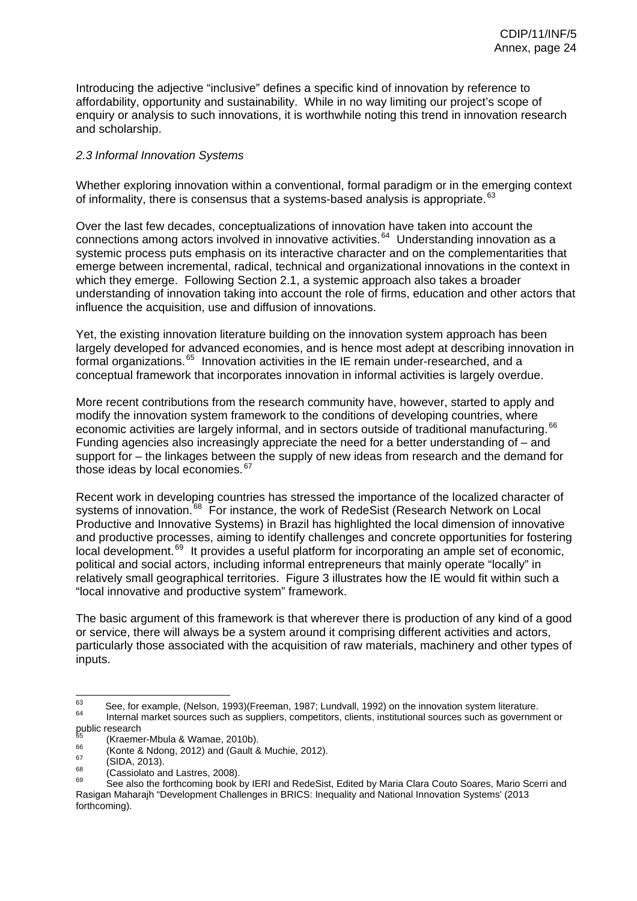Introducing the adjective "inclusive" defines a specific kind of innovation by reference to affordability, opportunity and sustainability. While in no way limiting our project's scope of enquiry or analysis to such innovations, it is worthwhile noting this trend in innovation research and scholarship.

### *2.3 Informal Innovation Systems*

Whether exploring innovation within a conventional, formal paradigm or in the emerging context of informality, there is consensus that a systems-based analysis is appropriate.[63]

Over the last few decades, conceptualizations of innovation have taken into account the connections among actors involved in innovative activities.[64] Understanding innovation as a systemic process puts emphasis on its interactive character and on the complementarities that emerge between incremental, radical, technical and organizational innovations in the context in which they emerge. Following Section 2.1, a systemic approach also takes a broader understanding of innovation taking into account the role of firms, education and other actors that influence the acquisition, use and diffusion of innovations.

Yet, the existing innovation literature building on the innovation system approach has been largely developed for advanced economies, and is hence most adept at describing innovation in formal organizations.[65] Innovation activities in the IE remain under-researched, and a conceptual framework that incorporates innovation in informal activities is largely overdue.

More recent contributions from the research community have, however, started to apply and modify the innovation system framework to the conditions of developing countries, where economic activities are largely informal, and in sectors outside of traditional manufacturing.[66] Funding agencies also increasingly appreciate the need for a better understanding of – and support for – the linkages between the supply of new ideas from research and the demand for those ideas by local economies.[67]

Recent work in developing countries has stressed the importance of the localized character of systems of innovation.[68] For instance, the work of RedeSist (Research Network on Local Productive and Innovative Systems) in Brazil has highlighted the local dimension of innovative and productive processes, aiming to identify challenges and concrete opportunities for fostering local development.[69] It provides a useful platform for incorporating an ample set of economic, political and social actors, including informal entrepreneurs that mainly operate "locally" in relatively small geographical territories. Figure 3 illustrates how the IE would fit within such a "local innovative and productive system" framework.

The basic argument of this framework is that wherever there is production of any kind of a good or service, there will always be a system around it comprising different activities and actors, particularly those associated with the acquisition of raw materials, machinery and other types of inputs.

---

[63] See, for example, (Nelson, 1993)(Freeman, 1987; Lundvall, 1992) on the innovation system literature.

[64] Internal market sources such as suppliers, competitors, clients, institutional sources such as government or public research

[65] (Kraemer-Mbula & Wamae, 2010b).

[66] (Konte & Ndong, 2012) and (Gault & Muchie, 2012).

[67] (SIDA, 2013).

[68] (Cassiolato and Lastres, 2008).

[69] See also the forthcoming book by IERI and RedeSist, Edited by Maria Clara Couto Soares, Mario Scerri and Rasigan Maharajh "Development Challenges in BRICS: Inequality and National Innovation Systems' (2013 forthcoming).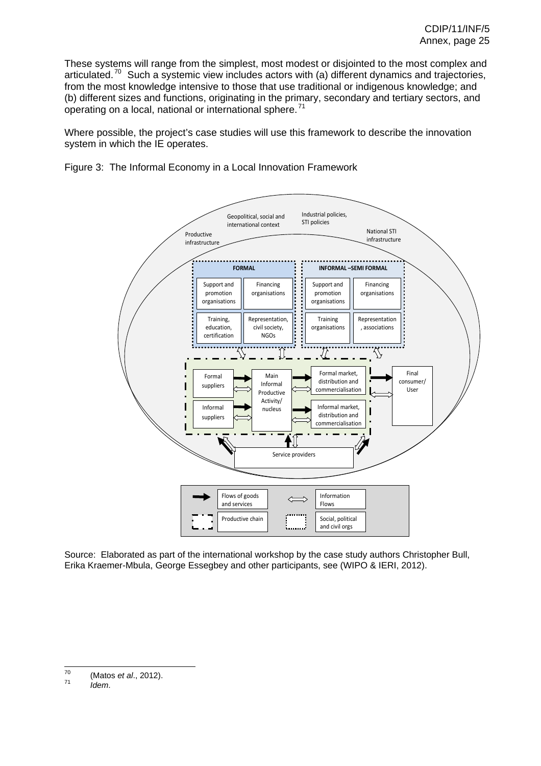These systems will range from the simplest, most modest or disjointed to the most complex and articulated.[70] Such a systemic view includes actors with (a) different dynamics and trajectories, from the most knowledge intensive to those that use traditional or indigenous knowledge; and (b) different sizes and functions, originating in the primary, secondary and tertiary sectors, and operating on a local, national or international sphere.[71]

Where possible, the project's case studies will use this framework to describe the innovation system in which the IE operates.

Figure 3: The Informal Economy in a Local Innovation Framework

Geopolitical, social and international context

Industrial policies, STI policies

Productive infrastructure

National STI infrastructure

FORMAL

Support and promotion organisations

Financing organisations

Training, education, certification

Representation, civil society, NGOs

INFORMAL –SEMI FORMAL

Support and promotion organisations

Financing organisations

Training organisations

Representation, associations

Formal suppliers

Informal suppliers

Main Informal Productive Activity/ nucleus

Formal market, distribution and commercialisation

Informal market, distribution and commercialisation

Final consumer/ User

Service providers

Flows of goods and services

Information Flows

Productive chain

Social, political and civil orgs

Source: Elaborated as part of the international workshop by the case study authors Christopher Bull, Erika Kraemer-Mbula, George Essegbey and other participants, see (WIPO & IERI, 2012).

---

[70] (Matos *et al*., 2012).

[71] *Idem*.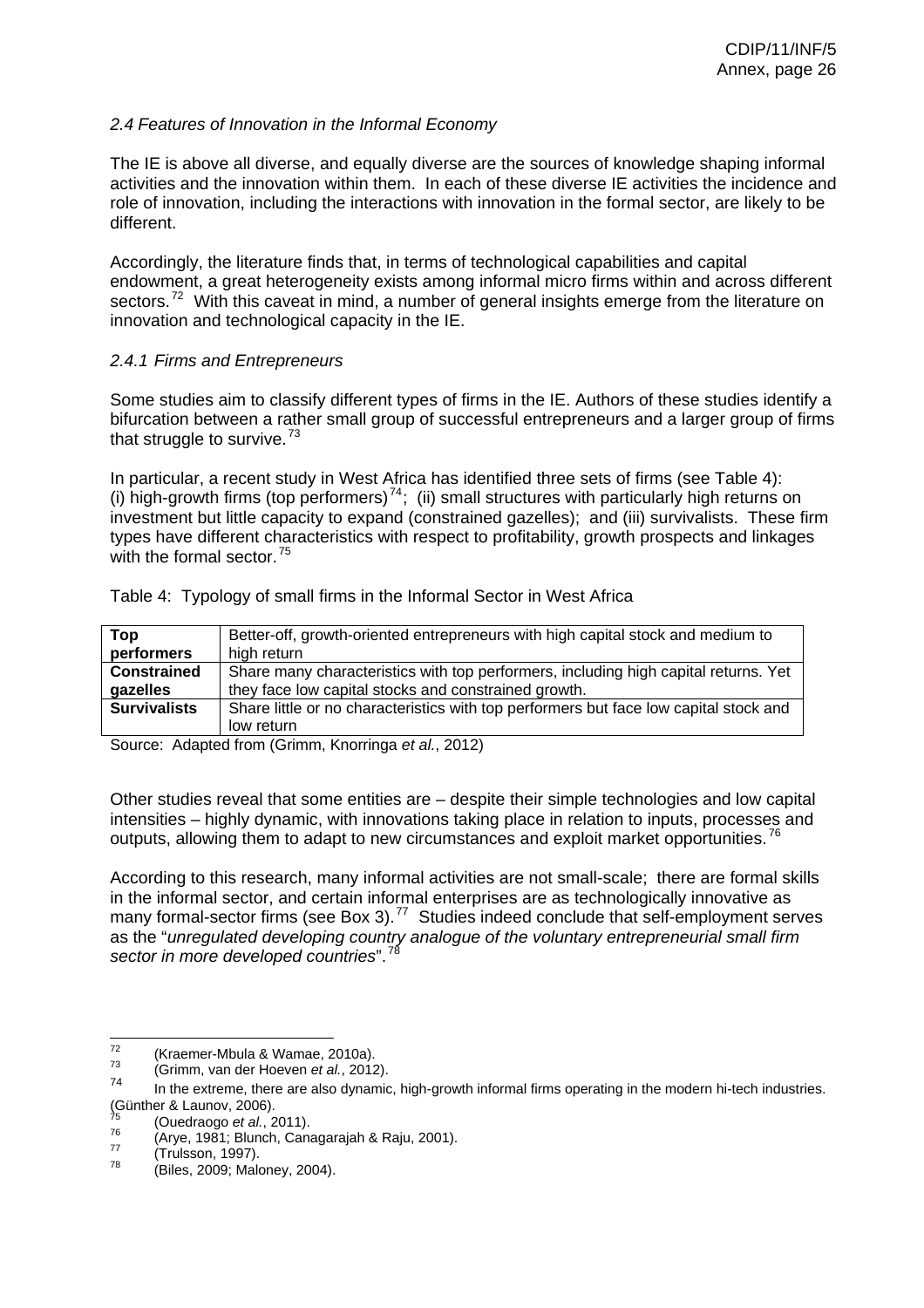*2.4 Features of Innovation in the Informal Economy*

The IE is above all diverse, and equally diverse are the sources of knowledge shaping informal activities and the innovation within them. In each of these diverse IE activities the incidence and role of innovation, including the interactions with innovation in the formal sector, are likely to be different.

Accordingly, the literature finds that, in terms of technological capabilities and capital endowment, a great heterogeneity exists among informal micro firms within and across different sectors.[72] With this caveat in mind, a number of general insights emerge from the literature on innovation and technological capacity in the IE.

*2.4.1 Firms and Entrepreneurs*

Some studies aim to classify different types of firms in the IE. Authors of these studies identify a bifurcation between a rather small group of successful entrepreneurs and a larger group of firms that struggle to survive.[73]

In particular, a recent study in West Africa has identified three sets of firms (see Table 4): (i) high-growth firms (top performers)[74]; (ii) small structures with particularly high returns on investment but little capacity to expand (constrained gazelles); and (iii) survivalists. These firm types have different characteristics with respect to profitability, growth prospects and linkages with the formal sector.[75]

Table 4: Typology of small firms in the Informal Sector in West Africa

| | |
|---|---|
| **Top performers** | Better-off, growth-oriented entrepreneurs with high capital stock and medium to high return |
| **Constrained gazelles** | Share many characteristics with top performers, including high capital returns. Yet they face low capital stocks and constrained growth. |
| **Survivalists** | Share little or no characteristics with top performers but face low capital stock and low return |

Source: Adapted from (Grimm, Knorringa *et al.*, 2012)

Other studies reveal that some entities are – despite their simple technologies and low capital intensities – highly dynamic, with innovations taking place in relation to inputs, processes and outputs, allowing them to adapt to new circumstances and exploit market opportunities.[76]

According to this research, many informal activities are not small-scale; there are formal skills in the informal sector, and certain informal enterprises are as technologically innovative as many formal-sector firms (see Box 3).[77] Studies indeed conclude that self-employment serves as the "*unregulated developing country analogue of the voluntary entrepreneurial small firm sector in more developed countries*".[78]

---

[72] (Kraemer-Mbula & Wamae, 2010a).

[73] (Grimm, van der Hoeven *et al.*, 2012).

[74] In the extreme, there are also dynamic, high-growth informal firms operating in the modern hi-tech industries. (Günther & Launov, 2006).

[75] (Ouedraogo *et al.*, 2011).

[76] (Arye, 1981; Blunch, Canagarajah & Raju, 2001).

[77] (Trulsson, 1997).

[78] (Biles, 2009; Maloney, 2004).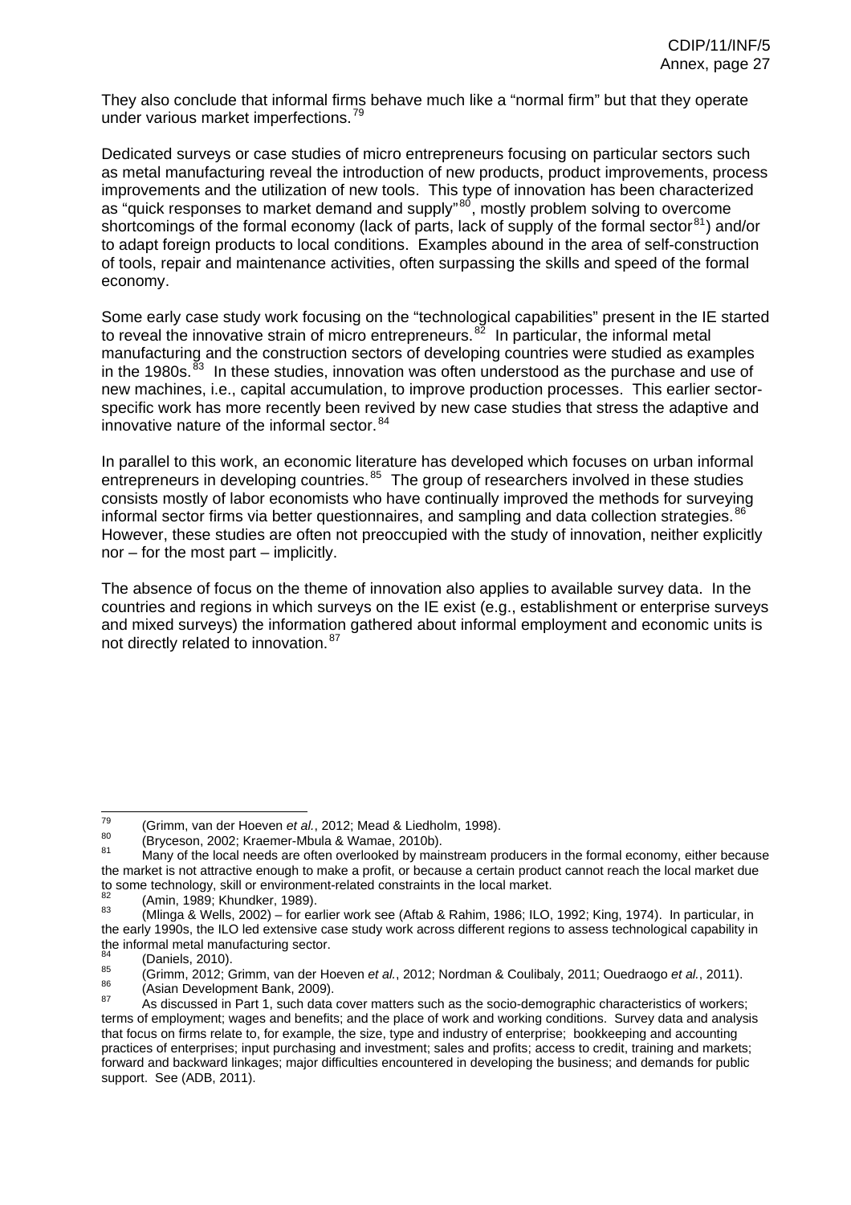They also conclude that informal firms behave much like a "normal firm" but that they operate under various market imperfections.[79]

Dedicated surveys or case studies of micro entrepreneurs focusing on particular sectors such as metal manufacturing reveal the introduction of new products, product improvements, process improvements and the utilization of new tools. This type of innovation has been characterized as "quick responses to market demand and supply"[80], mostly problem solving to overcome shortcomings of the formal economy (lack of parts, lack of supply of the formal sector[81]) and/or to adapt foreign products to local conditions. Examples abound in the area of self-construction of tools, repair and maintenance activities, often surpassing the skills and speed of the formal economy.

Some early case study work focusing on the "technological capabilities" present in the IE started to reveal the innovative strain of micro entrepreneurs.[82] In particular, the informal metal manufacturing and the construction sectors of developing countries were studied as examples in the 1980s.[83] In these studies, innovation was often understood as the purchase and use of new machines, i.e., capital accumulation, to improve production processes. This earlier sector-specific work has more recently been revived by new case studies that stress the adaptive and innovative nature of the informal sector.[84]

In parallel to this work, an economic literature has developed which focuses on urban informal entrepreneurs in developing countries.[85] The group of researchers involved in these studies consists mostly of labor economists who have continually improved the methods for surveying informal sector firms via better questionnaires, and sampling and data collection strategies.[86] However, these studies are often not preoccupied with the study of innovation, neither explicitly nor – for the most part – implicitly.

The absence of focus on the theme of innovation also applies to available survey data. In the countries and regions in which surveys on the IE exist (e.g., establishment or enterprise surveys and mixed surveys) the information gathered about informal employment and economic units is not directly related to innovation.[87]

---

[79] (Grimm, van der Hoeven *et al.*, 2012; Mead & Liedholm, 1998).

[80] (Bryceson, 2002; Kraemer-Mbula & Wamae, 2010b).

[81] Many of the local needs are often overlooked by mainstream producers in the formal economy, either because the market is not attractive enough to make a profit, or because a certain product cannot reach the local market due to some technology, skill or environment-related constraints in the local market.

[82] (Amin, 1989; Khundker, 1989).

[83] (Mlinga & Wells, 2002) – for earlier work see (Aftab & Rahim, 1986; ILO, 1992; King, 1974). In particular, in the early 1990s, the ILO led extensive case study work across different regions to assess technological capability in the informal metal manufacturing sector.

[84] (Daniels, 2010).

[85] (Grimm, 2012; Grimm, van der Hoeven *et al.*, 2012; Nordman & Coulibaly, 2011; Ouedraogo *et al.*, 2011).

[86] (Asian Development Bank, 2009).

[87] As discussed in Part 1, such data cover matters such as the socio-demographic characteristics of workers; terms of employment; wages and benefits; and the place of work and working conditions. Survey data and analysis that focus on firms relate to, for example, the size, type and industry of enterprise; bookkeeping and accounting practices of enterprises; input purchasing and investment; sales and profits; access to credit, training and markets; forward and backward linkages; major difficulties encountered in developing the business; and demands for public support. See (ADB, 2011).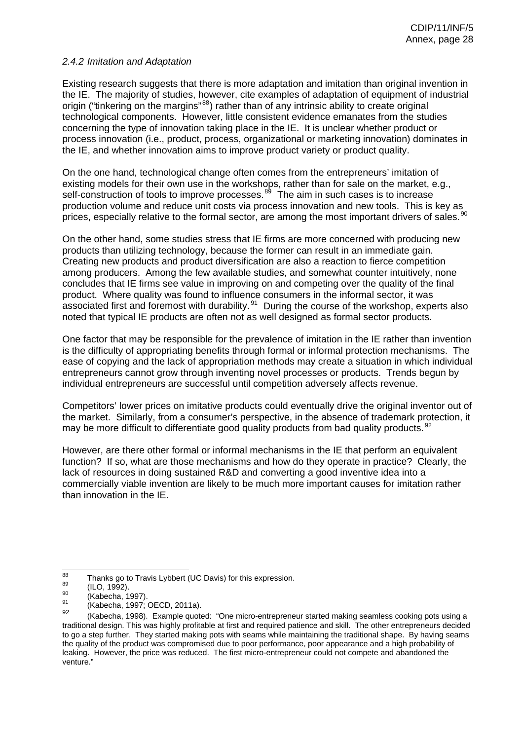### *2.4.2 Imitation and Adaptation*

Existing research suggests that there is more adaptation and imitation than original invention in the IE. The majority of studies, however, cite examples of adaptation of equipment of industrial origin ("tinkering on the margins"[88]) rather than of any intrinsic ability to create original technological components. However, little consistent evidence emanates from the studies concerning the type of innovation taking place in the IE. It is unclear whether product or process innovation (i.e., product, process, organizational or marketing innovation) dominates in the IE, and whether innovation aims to improve product variety or product quality.

On the one hand, technological change often comes from the entrepreneurs' imitation of existing models for their own use in the workshops, rather than for sale on the market, e.g., self-construction of tools to improve processes.[89] The aim in such cases is to increase production volume and reduce unit costs via process innovation and new tools. This is key as prices, especially relative to the formal sector, are among the most important drivers of sales.[90]

On the other hand, some studies stress that IE firms are more concerned with producing new products than utilizing technology, because the former can result in an immediate gain. Creating new products and product diversification are also a reaction to fierce competition among producers. Among the few available studies, and somewhat counter intuitively, none concludes that IE firms see value in improving on and competing over the quality of the final product. Where quality was found to influence consumers in the informal sector, it was associated first and foremost with durability.[91] During the course of the workshop, experts also noted that typical IE products are often not as well designed as formal sector products.

One factor that may be responsible for the prevalence of imitation in the IE rather than invention is the difficulty of appropriating benefits through formal or informal protection mechanisms. The ease of copying and the lack of appropriation methods may create a situation in which individual entrepreneurs cannot grow through inventing novel processes or products. Trends begun by individual entrepreneurs are successful until competition adversely affects revenue.

Competitors' lower prices on imitative products could eventually drive the original inventor out of the market. Similarly, from a consumer's perspective, in the absence of trademark protection, it may be more difficult to differentiate good quality products from bad quality products.[92]

However, are there other formal or informal mechanisms in the IE that perform an equivalent function? If so, what are those mechanisms and how do they operate in practice? Clearly, the lack of resources in doing sustained R&D and converting a good inventive idea into a commercially viable invention are likely to be much more important causes for imitation rather than innovation in the IE.

---

[88] Thanks go to Travis Lybbert (UC Davis) for this expression.

[89] (ILO, 1992).

[90] (Kabecha, 1997).

[91] (Kabecha, 1997; OECD, 2011a).

[92] (Kabecha, 1998). Example quoted: "One micro-entrepreneur started making seamless cooking pots using a traditional design. This was highly profitable at first and required patience and skill. The other entrepreneurs decided to go a step further. They started making pots with seams while maintaining the traditional shape. By having seams the quality of the product was compromised due to poor performance, poor appearance and a high probability of leaking. However, the price was reduced. The first micro-entrepreneur could not compete and abandoned the venture."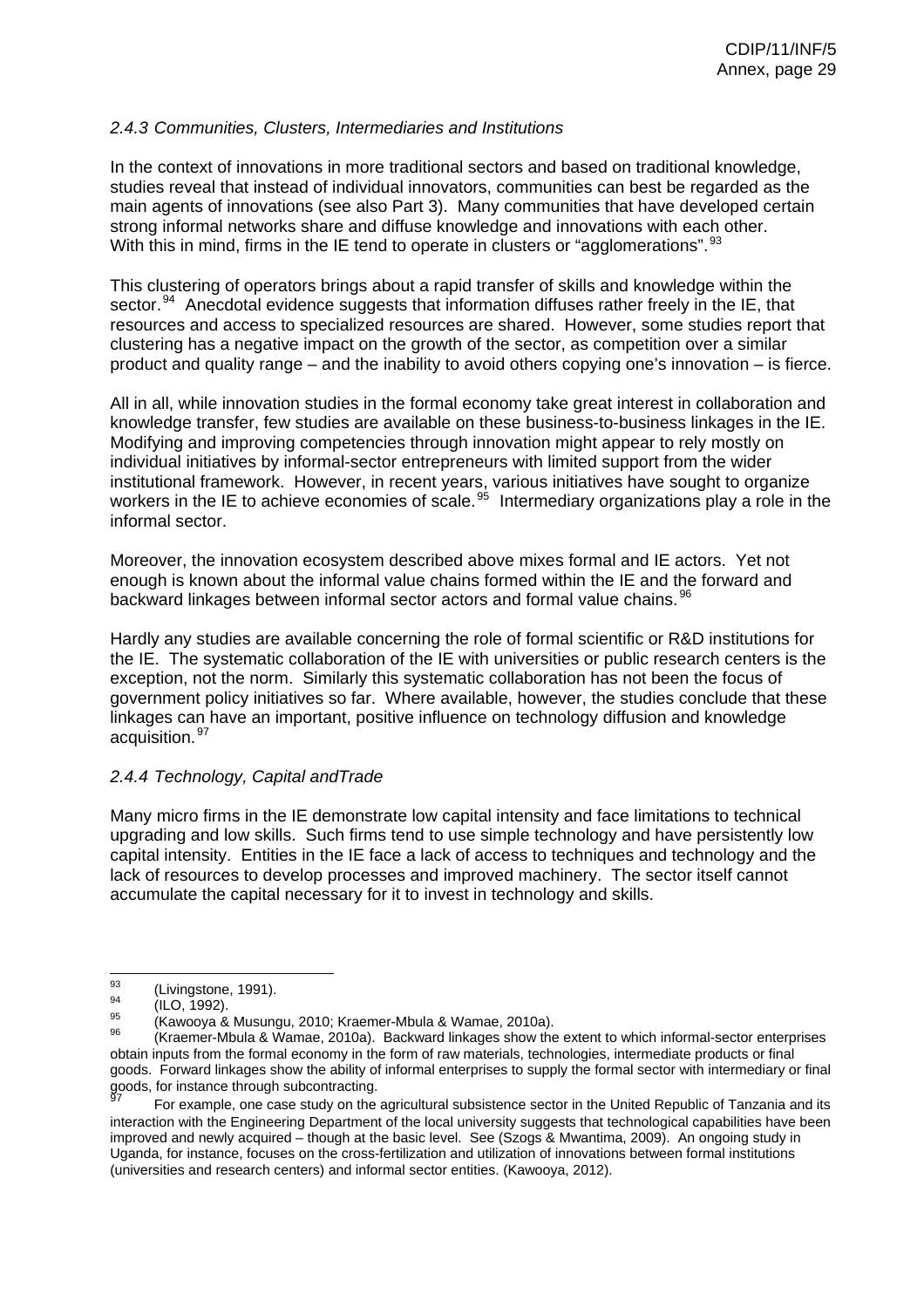### *2.4.3 Communities, Clusters, Intermediaries and Institutions*

In the context of innovations in more traditional sectors and based on traditional knowledge, studies reveal that instead of individual innovators, communities can best be regarded as the main agents of innovations (see also Part 3). Many communities that have developed certain strong informal networks share and diffuse knowledge and innovations with each other. With this in mind, firms in the IE tend to operate in clusters or "agglomerations".[93]

This clustering of operators brings about a rapid transfer of skills and knowledge within the sector.[94] Anecdotal evidence suggests that information diffuses rather freely in the IE, that resources and access to specialized resources are shared. However, some studies report that clustering has a negative impact on the growth of the sector, as competition over a similar product and quality range – and the inability to avoid others copying one's innovation – is fierce.

All in all, while innovation studies in the formal economy take great interest in collaboration and knowledge transfer, few studies are available on these business-to-business linkages in the IE. Modifying and improving competencies through innovation might appear to rely mostly on individual initiatives by informal-sector entrepreneurs with limited support from the wider institutional framework. However, in recent years, various initiatives have sought to organize workers in the IE to achieve economies of scale.[95] Intermediary organizations play a role in the informal sector.

Moreover, the innovation ecosystem described above mixes formal and IE actors. Yet not enough is known about the informal value chains formed within the IE and the forward and backward linkages between informal sector actors and formal value chains.[96]

Hardly any studies are available concerning the role of formal scientific or R&D institutions for the IE. The systematic collaboration of the IE with universities or public research centers is the exception, not the norm. Similarly this systematic collaboration has not been the focus of government policy initiatives so far. Where available, however, the studies conclude that these linkages can have an important, positive influence on technology diffusion and knowledge acquisition.[97]

### *2.4.4 Technology, Capital andTrade*

Many micro firms in the IE demonstrate low capital intensity and face limitations to technical upgrading and low skills. Such firms tend to use simple technology and have persistently low capital intensity. Entities in the IE face a lack of access to techniques and technology and the lack of resources to develop processes and improved machinery. The sector itself cannot accumulate the capital necessary for it to invest in technology and skills.

---

[93] (Livingstone, 1991).

[94] (ILO, 1992).

[95] (Kawooya & Musungu, 2010; Kraemer-Mbula & Wamae, 2010a).

[96] (Kraemer-Mbula & Wamae, 2010a). Backward linkages show the extent to which informal-sector enterprises obtain inputs from the formal economy in the form of raw materials, technologies, intermediate products or final goods. Forward linkages show the ability of informal enterprises to supply the formal sector with intermediary or final goods, for instance through subcontracting.

[97] For example, one case study on the agricultural subsistence sector in the United Republic of Tanzania and its interaction with the Engineering Department of the local university suggests that technological capabilities have been improved and newly acquired – though at the basic level. See (Szogs & Mwantima, 2009). An ongoing study in Uganda, for instance, focuses on the cross-fertilization and utilization of innovations between formal institutions (universities and research centers) and informal sector entities. (Kawooya, 2012).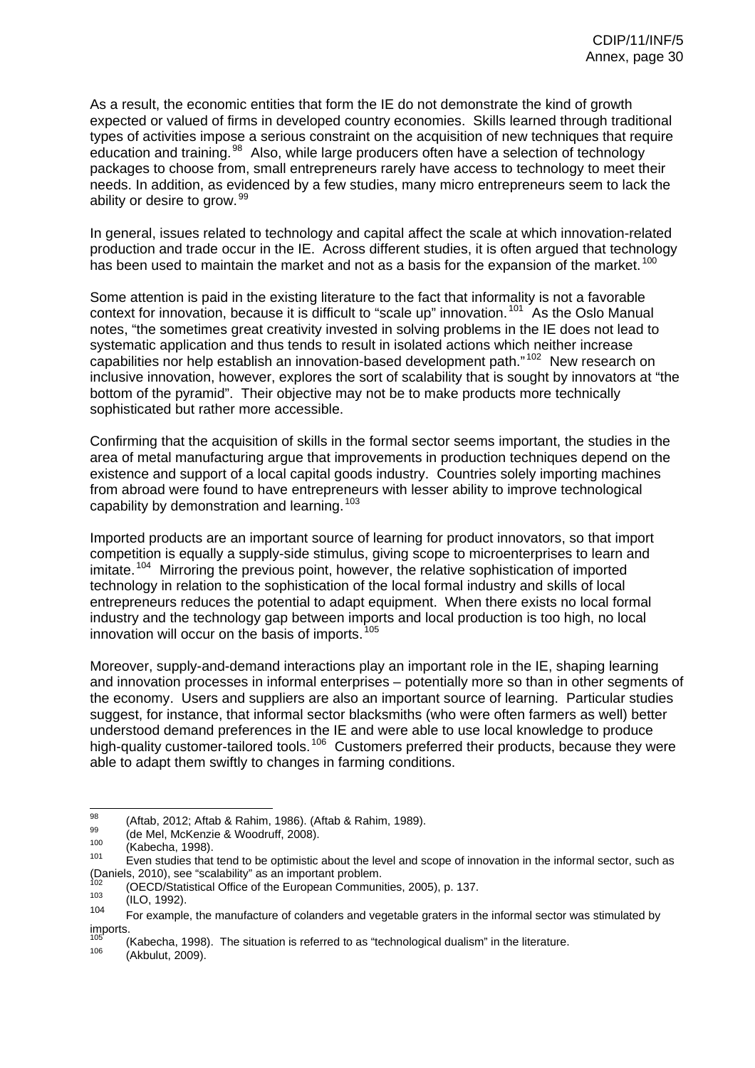As a result, the economic entities that form the IE do not demonstrate the kind of growth expected or valued of firms in developed country economies. Skills learned through traditional types of activities impose a serious constraint on the acquisition of new techniques that require education and training.[98] Also, while large producers often have a selection of technology packages to choose from, small entrepreneurs rarely have access to technology to meet their needs. In addition, as evidenced by a few studies, many micro entrepreneurs seem to lack the ability or desire to grow.[99]

In general, issues related to technology and capital affect the scale at which innovation-related production and trade occur in the IE. Across different studies, it is often argued that technology has been used to maintain the market and not as a basis for the expansion of the market.[100]

Some attention is paid in the existing literature to the fact that informality is not a favorable context for innovation, because it is difficult to "scale up" innovation.[101] As the Oslo Manual notes, "the sometimes great creativity invested in solving problems in the IE does not lead to systematic application and thus tends to result in isolated actions which neither increase capabilities nor help establish an innovation-based development path."[102] New research on inclusive innovation, however, explores the sort of scalability that is sought by innovators at "the bottom of the pyramid". Their objective may not be to make products more technically sophisticated but rather more accessible.

Confirming that the acquisition of skills in the formal sector seems important, the studies in the area of metal manufacturing argue that improvements in production techniques depend on the existence and support of a local capital goods industry. Countries solely importing machines from abroad were found to have entrepreneurs with lesser ability to improve technological capability by demonstration and learning.[103]

Imported products are an important source of learning for product innovators, so that import competition is equally a supply-side stimulus, giving scope to microenterprises to learn and imitate.[104] Mirroring the previous point, however, the relative sophistication of imported technology in relation to the sophistication of the local formal industry and skills of local entrepreneurs reduces the potential to adapt equipment. When there exists no local formal industry and the technology gap between imports and local production is too high, no local innovation will occur on the basis of imports.[105]

Moreover, supply-and-demand interactions play an important role in the IE, shaping learning and innovation processes in informal enterprises – potentially more so than in other segments of the economy. Users and suppliers are also an important source of learning. Particular studies suggest, for instance, that informal sector blacksmiths (who were often farmers as well) better understood demand preferences in the IE and were able to use local knowledge to produce high-quality customer-tailored tools.[106] Customers preferred their products, because they were able to adapt them swiftly to changes in farming conditions.

---

[98] (Aftab, 2012; Aftab & Rahim, 1986). (Aftab & Rahim, 1989).

[99] (de Mel, McKenzie & Woodruff, 2008).

[100] (Kabecha, 1998).

[101] Even studies that tend to be optimistic about the level and scope of innovation in the informal sector, such as (Daniels, 2010), see "scalability" as an important problem.

[102] (OECD/Statistical Office of the European Communities, 2005), p. 137.

[103] (ILO, 1992).

[104] For example, the manufacture of colanders and vegetable graters in the informal sector was stimulated by imports.

[105] (Kabecha, 1998). The situation is referred to as "technological dualism" in the literature.

[106] (Akbulut, 2009).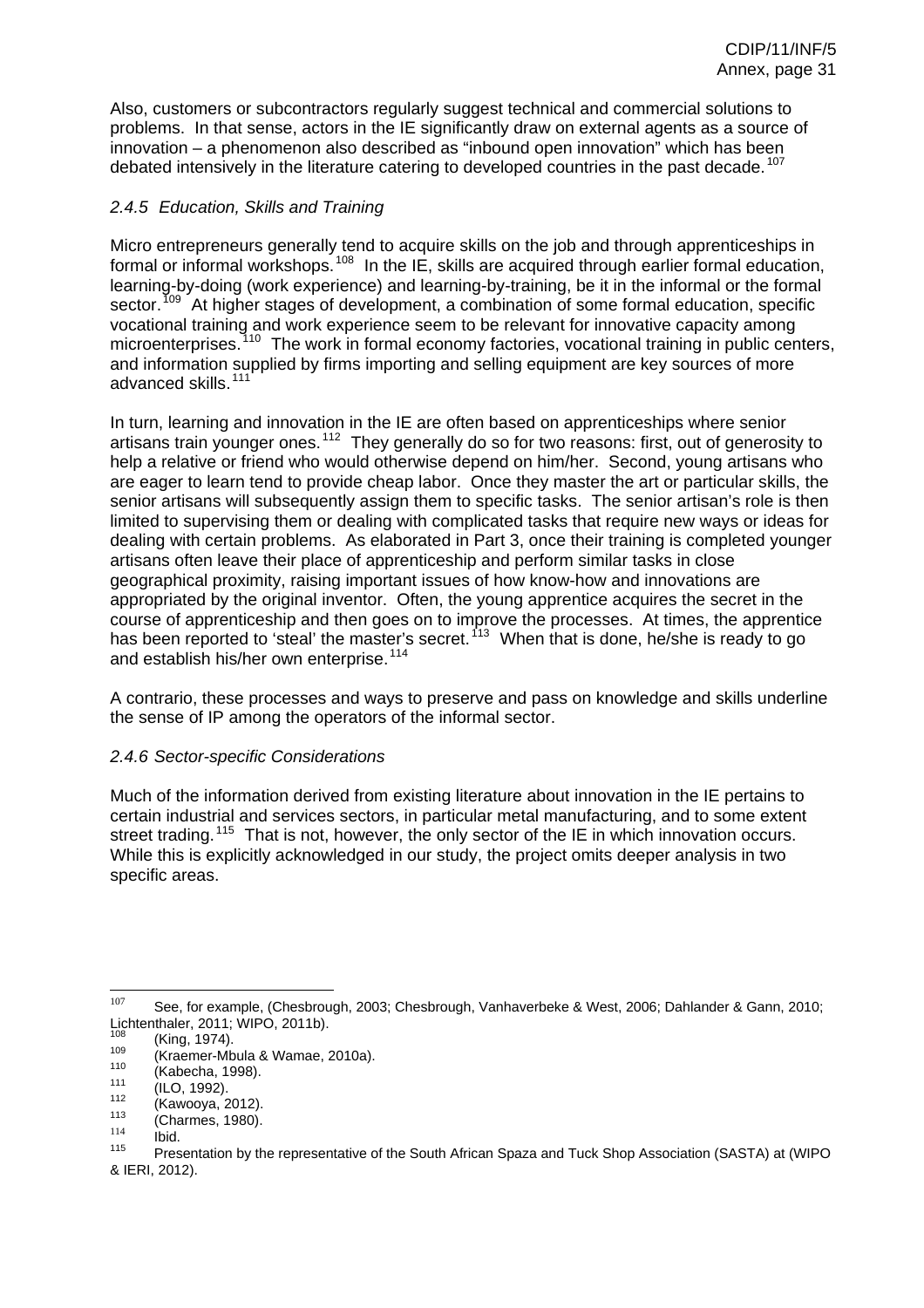Also, customers or subcontractors regularly suggest technical and commercial solutions to problems. In that sense, actors in the IE significantly draw on external agents as a source of innovation – a phenomenon also described as "inbound open innovation" which has been debated intensively in the literature catering to developed countries in the past decade.[107]

### *2.4.5 Education, Skills and Training*

Micro entrepreneurs generally tend to acquire skills on the job and through apprenticeships in formal or informal workshops.[108] In the IE, skills are acquired through earlier formal education, learning-by-doing (work experience) and learning-by-training, be it in the informal or the formal sector.[109] At higher stages of development, a combination of some formal education, specific vocational training and work experience seem to be relevant for innovative capacity among microenterprises.[110] The work in formal economy factories, vocational training in public centers, and information supplied by firms importing and selling equipment are key sources of more advanced skills.[111]

In turn, learning and innovation in the IE are often based on apprenticeships where senior artisans train younger ones.[112] They generally do so for two reasons: first, out of generosity to help a relative or friend who would otherwise depend on him/her. Second, young artisans who are eager to learn tend to provide cheap labor. Once they master the art or particular skills, the senior artisans will subsequently assign them to specific tasks. The senior artisan's role is then limited to supervising them or dealing with complicated tasks that require new ways or ideas for dealing with certain problems. As elaborated in Part 3, once their training is completed younger artisans often leave their place of apprenticeship and perform similar tasks in close geographical proximity, raising important issues of how know-how and innovations are appropriated by the original inventor. Often, the young apprentice acquires the secret in the course of apprenticeship and then goes on to improve the processes. At times, the apprentice has been reported to 'steal' the master's secret.[113] When that is done, he/she is ready to go and establish his/her own enterprise.[114]

A contrario, these processes and ways to preserve and pass on knowledge and skills underline the sense of IP among the operators of the informal sector.

### *2.4.6 Sector-specific Considerations*

Much of the information derived from existing literature about innovation in the IE pertains to certain industrial and services sectors, in particular metal manufacturing, and to some extent street trading.[115] That is not, however, the only sector of the IE in which innovation occurs. While this is explicitly acknowledged in our study, the project omits deeper analysis in two specific areas.

---

[107] See, for example, (Chesbrough, 2003; Chesbrough, Vanhaverbeke & West, 2006; Dahlander & Gann, 2010; Lichtenthaler, 2011; WIPO, 2011b).

[108] (King, 1974).

[109] (Kraemer-Mbula & Wamae, 2010a).

[110] (Kabecha, 1998).

[111] (ILO, 1992).

[112] (Kawooya, 2012).

[113] (Charmes, 1980).

[114] Ibid.

[115] Presentation by the representative of the South African Spaza and Tuck Shop Association (SASTA) at (WIPO & IERI, 2012).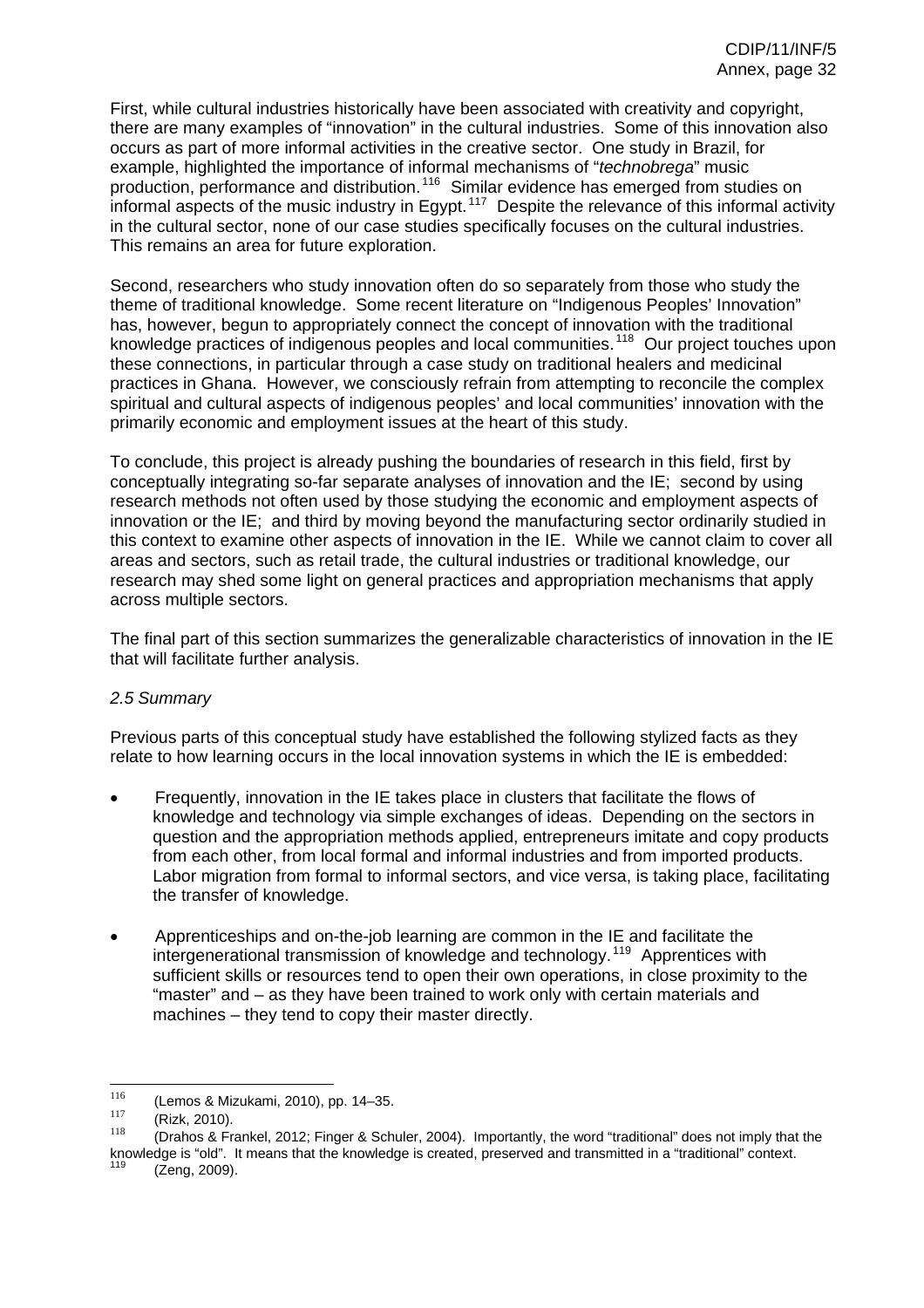First, while cultural industries historically have been associated with creativity and copyright, there are many examples of "innovation" in the cultural industries. Some of this innovation also occurs as part of more informal activities in the creative sector. One study in Brazil, for example, highlighted the importance of informal mechanisms of "*technobrega*" music production, performance and distribution.[116] Similar evidence has emerged from studies on informal aspects of the music industry in Egypt.[117] Despite the relevance of this informal activity in the cultural sector, none of our case studies specifically focuses on the cultural industries. This remains an area for future exploration.

Second, researchers who study innovation often do so separately from those who study the theme of traditional knowledge. Some recent literature on "Indigenous Peoples' Innovation" has, however, begun to appropriately connect the concept of innovation with the traditional knowledge practices of indigenous peoples and local communities.[118] Our project touches upon these connections, in particular through a case study on traditional healers and medicinal practices in Ghana. However, we consciously refrain from attempting to reconcile the complex spiritual and cultural aspects of indigenous peoples' and local communities' innovation with the primarily economic and employment issues at the heart of this study.

To conclude, this project is already pushing the boundaries of research in this field, first by conceptually integrating so-far separate analyses of innovation and the IE; second by using research methods not often used by those studying the economic and employment aspects of innovation or the IE; and third by moving beyond the manufacturing sector ordinarily studied in this context to examine other aspects of innovation in the IE. While we cannot claim to cover all areas and sectors, such as retail trade, the cultural industries or traditional knowledge, our research may shed some light on general practices and appropriation mechanisms that apply across multiple sectors.

The final part of this section summarizes the generalizable characteristics of innovation in the IE that will facilitate further analysis.

### *2.5 Summary*

Previous parts of this conceptual study have established the following stylized facts as they relate to how learning occurs in the local innovation systems in which the IE is embedded:

- Frequently, innovation in the IE takes place in clusters that facilitate the flows of knowledge and technology via simple exchanges of ideas. Depending on the sectors in question and the appropriation methods applied, entrepreneurs imitate and copy products from each other, from local formal and informal industries and from imported products. Labor migration from formal to informal sectors, and vice versa, is taking place, facilitating the transfer of knowledge.

- Apprenticeships and on-the-job learning are common in the IE and facilitate the intergenerational transmission of knowledge and technology.[119] Apprentices with sufficient skills or resources tend to open their own operations, in close proximity to the "master" and – as they have been trained to work only with certain materials and machines – they tend to copy their master directly.

---

[116] (Lemos & Mizukami, 2010), pp. 14–35.

[117] (Rizk, 2010).

[118] (Drahos & Frankel, 2012; Finger & Schuler, 2004). Importantly, the word "traditional" does not imply that the knowledge is "old". It means that the knowledge is created, preserved and transmitted in a "traditional" context.

[119] (Zeng, 2009).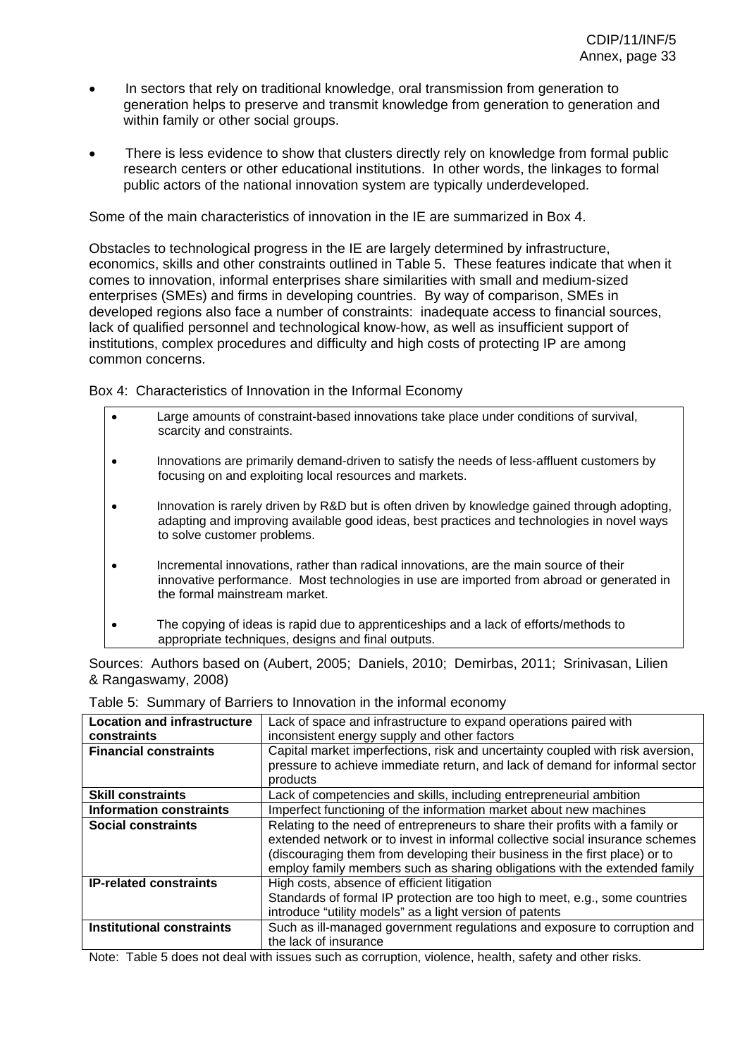- In sectors that rely on traditional knowledge, oral transmission from generation to generation helps to preserve and transmit knowledge from generation to generation and within family or other social groups.

- There is less evidence to show that clusters directly rely on knowledge from formal public research centers or other educational institutions. In other words, the linkages to formal public actors of the national innovation system are typically underdeveloped.

Some of the main characteristics of innovation in the IE are summarized in Box 4.

Obstacles to technological progress in the IE are largely determined by infrastructure, economics, skills and other constraints outlined in Table 5. These features indicate that when it comes to innovation, informal enterprises share similarities with small and medium-sized enterprises (SMEs) and firms in developing countries. By way of comparison, SMEs in developed regions also face a number of constraints: inadequate access to financial sources, lack of qualified personnel and technological know-how, as well as insufficient support of institutions, complex procedures and difficulty and high costs of protecting IP are among common concerns.

Box 4: Characteristics of Innovation in the Informal Economy

- Large amounts of constraint-based innovations take place under conditions of survival, scarcity and constraints.

- Innovations are primarily demand-driven to satisfy the needs of less-affluent customers by focusing on and exploiting local resources and markets.

- Innovation is rarely driven by R&D but is often driven by knowledge gained through adopting, adapting and improving available good ideas, best practices and technologies in novel ways to solve customer problems.

- Incremental innovations, rather than radical innovations, are the main source of their innovative performance. Most technologies in use are imported from abroad or generated in the formal mainstream market.

- The copying of ideas is rapid due to apprenticeships and a lack of efforts/methods to appropriate techniques, designs and final outputs.

Sources: Authors based on (Aubert, 2005; Daniels, 2010; Demirbas, 2011; Srinivasan, Lilien & Rangaswamy, 2008)

Table 5: Summary of Barriers to Innovation in the informal economy

| | |
|---|---|
| **Location and infrastructure constraints** | Lack of space and infrastructure to expand operations paired with inconsistent energy supply and other factors |
| **Financial constraints** | Capital market imperfections, risk and uncertainty coupled with risk aversion, pressure to achieve immediate return, and lack of demand for informal sector products |
| **Skill constraints** | Lack of competencies and skills, including entrepreneurial ambition |
| **Information constraints** | Imperfect functioning of the information market about new machines |
| **Social constraints** | Relating to the need of entrepreneurs to share their profits with a family or extended network or to invest in informal collective social insurance schemes (discouraging them from developing their business in the first place) or to employ family members such as sharing obligations with the extended family |
| **IP-related constraints** | High costs, absence of efficient litigation<br>Standards of formal IP protection are too high to meet, e.g., some countries introduce "utility models" as a light version of patents |
| **Institutional constraints** | Such as ill-managed government regulations and exposure to corruption and the lack of insurance |

Note: Table 5 does not deal with issues such as corruption, violence, health, safety and other risks.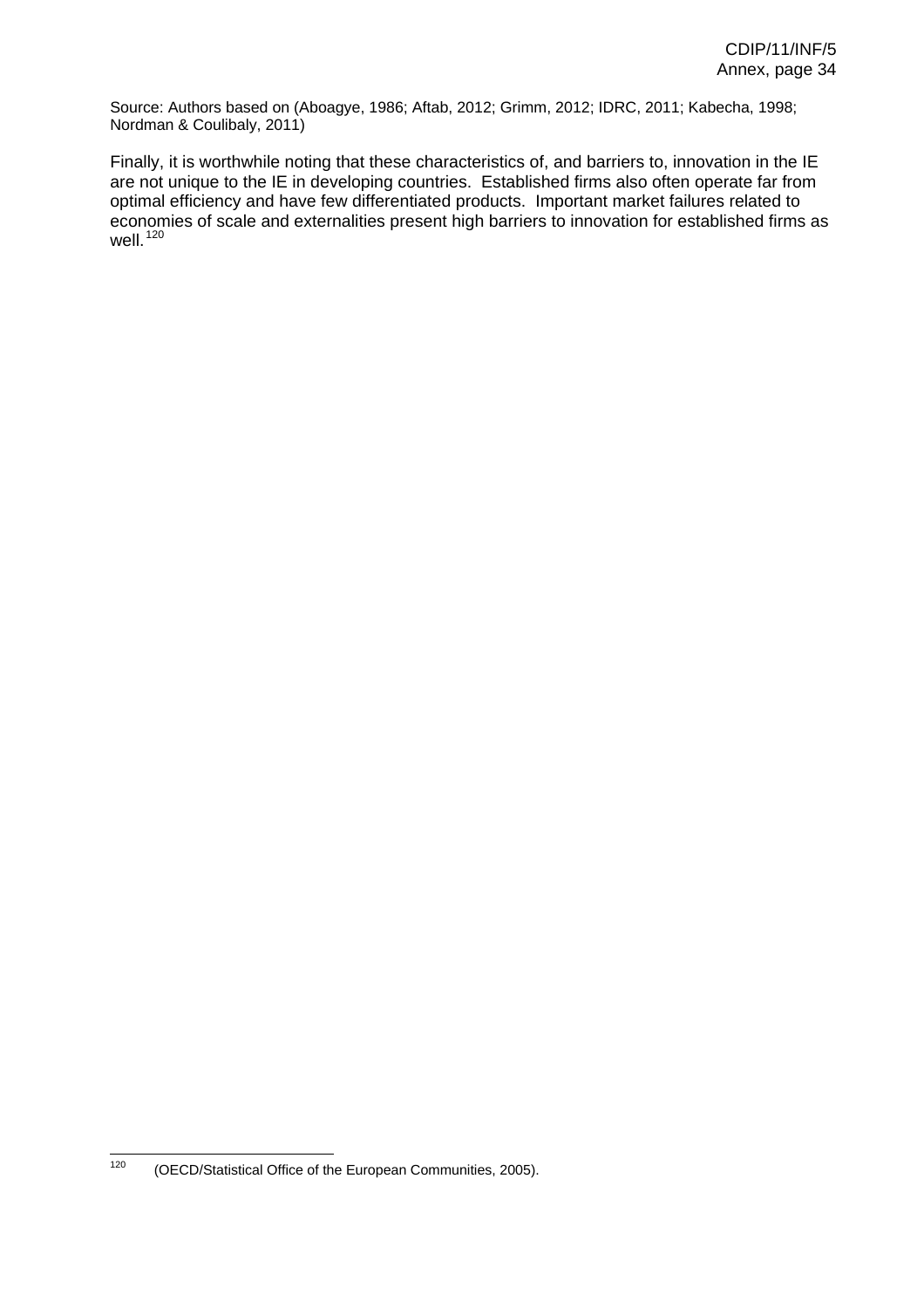Source: Authors based on (Aboagye, 1986; Aftab, 2012; Grimm, 2012; IDRC, 2011; Kabecha, 1998; Nordman & Coulibaly, 2011)

Finally, it is worthwhile noting that these characteristics of, and barriers to, innovation in the IE are not unique to the IE in developing countries. Established firms also often operate far from optimal efficiency and have few differentiated products. Important market failures related to economies of scale and externalities present high barriers to innovation for established firms as well.[120]

[120] (OECD/Statistical Office of the European Communities, 2005).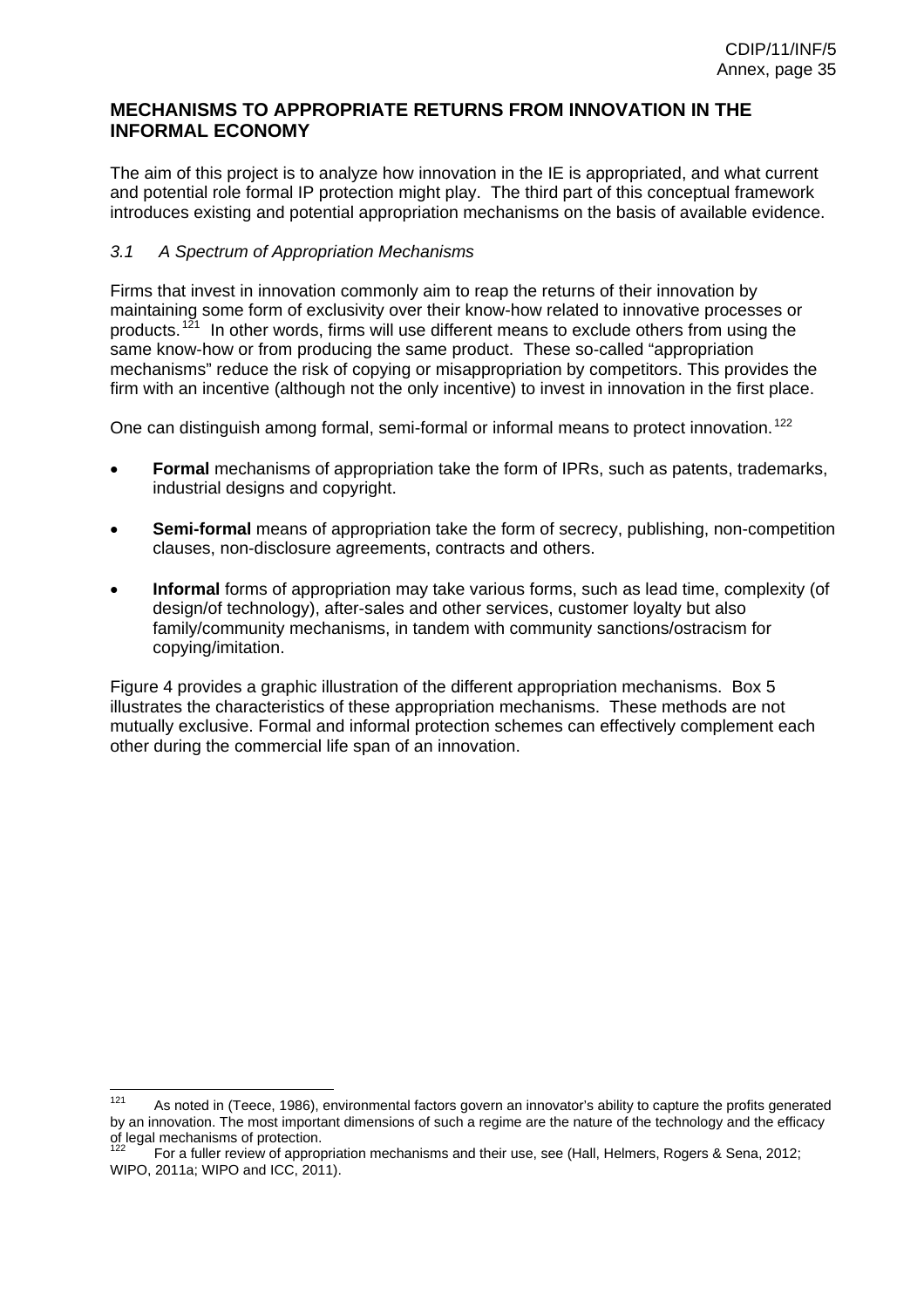## MECHANISMS TO APPROPRIATE RETURNS FROM INNOVATION IN THE INFORMAL ECONOMY

The aim of this project is to analyze how innovation in the IE is appropriated, and what current and potential role formal IP protection might play. The third part of this conceptual framework introduces existing and potential appropriation mechanisms on the basis of available evidence.

### *3.1 A Spectrum of Appropriation Mechanisms*

Firms that invest in innovation commonly aim to reap the returns of their innovation by maintaining some form of exclusivity over their know-how related to innovative processes or products.[121] In other words, firms will use different means to exclude others from using the same know-how or from producing the same product. These so-called "appropriation mechanisms" reduce the risk of copying or misappropriation by competitors. This provides the firm with an incentive (although not the only incentive) to invest in innovation in the first place.

One can distinguish among formal, semi-formal or informal means to protect innovation.[122]

- **Formal** mechanisms of appropriation take the form of IPRs, such as patents, trademarks, industrial designs and copyright.
- **Semi-formal** means of appropriation take the form of secrecy, publishing, non-competition clauses, non-disclosure agreements, contracts and others.
- **Informal** forms of appropriation may take various forms, such as lead time, complexity (of design/of technology), after-sales and other services, customer loyalty but also family/community mechanisms, in tandem with community sanctions/ostracism for copying/imitation.

Figure 4 provides a graphic illustration of the different appropriation mechanisms. Box 5 illustrates the characteristics of these appropriation mechanisms. These methods are not mutually exclusive. Formal and informal protection schemes can effectively complement each other during the commercial life span of an innovation.

---

[121] As noted in (Teece, 1986), environmental factors govern an innovator's ability to capture the profits generated by an innovation. The most important dimensions of such a regime are the nature of the technology and the efficacy of legal mechanisms of protection.

[122] For a fuller review of appropriation mechanisms and their use, see (Hall, Helmers, Rogers & Sena, 2012; WIPO, 2011a; WIPO and ICC, 2011).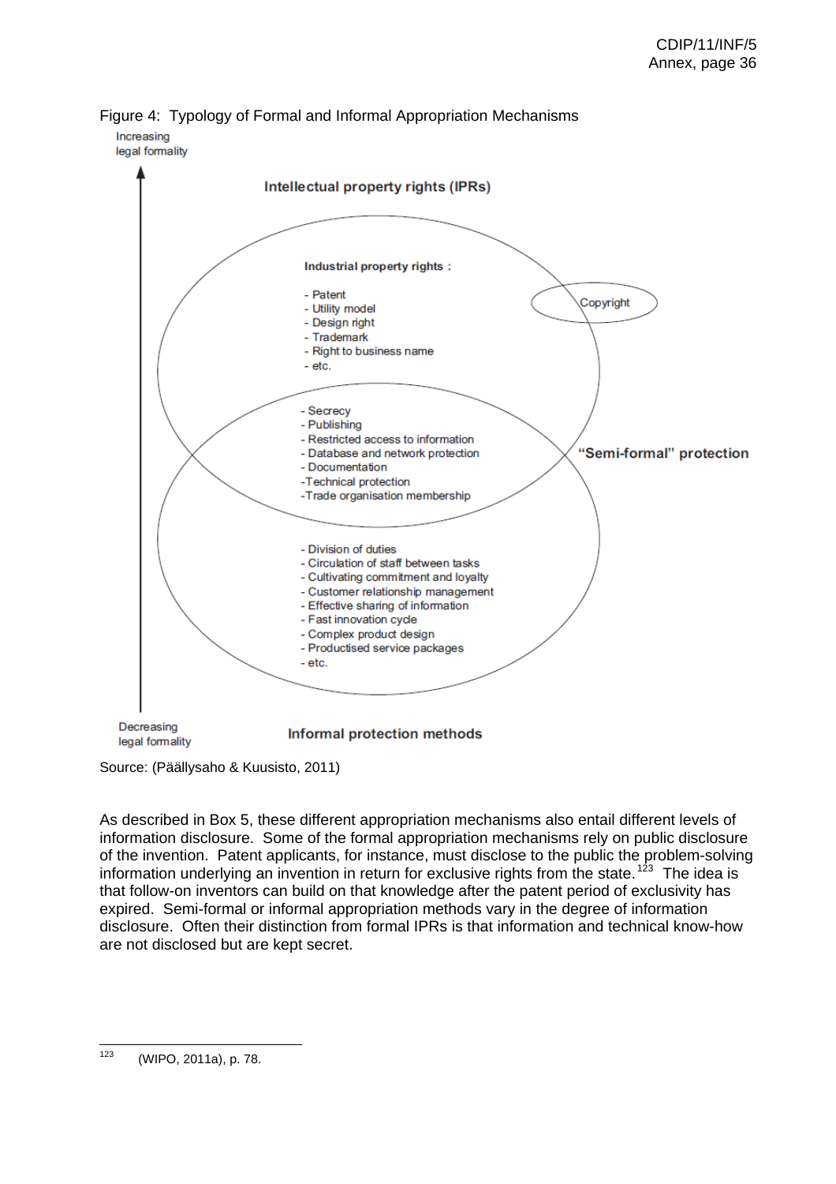Figure 4: Typology of Formal and Informal Appropriation Mechanisms

Increasing legal formality

**Intellectual property rights (IPRs)**

**Industrial property rights :**

- Patent
- Utility model
- Design right
- Trademark
- Right to business name
- etc.

Copyright

- Secrecy
- Publishing
- Restricted access to information
- Database and network protection
- Documentation
- Technical protection
- Trade organisation membership

**"Semi-formal" protection**

- Division of duties
- Circulation of staff between tasks
- Cultivating commitment and loyalty
- Customer relationship management
- Effective sharing of information
- Fast innovation cycle
- Complex product design
- Productised service packages
- etc.

Decreasing legal formality

**Informal protection methods**

Source: (Päällysaho & Kuusisto, 2011)

As described in Box 5, these different appropriation mechanisms also entail different levels of information disclosure. Some of the formal appropriation mechanisms rely on public disclosure of the invention. Patent applicants, for instance, must disclose to the public the problem-solving information underlying an invention in return for exclusive rights from the state.[123] The idea is that follow-on inventors can build on that knowledge after the patent period of exclusivity has expired. Semi-formal or informal appropriation methods vary in the degree of information disclosure. Often their distinction from formal IPRs is that information and technical know-how are not disclosed but are kept secret.

[123] (WIPO, 2011a), p. 78.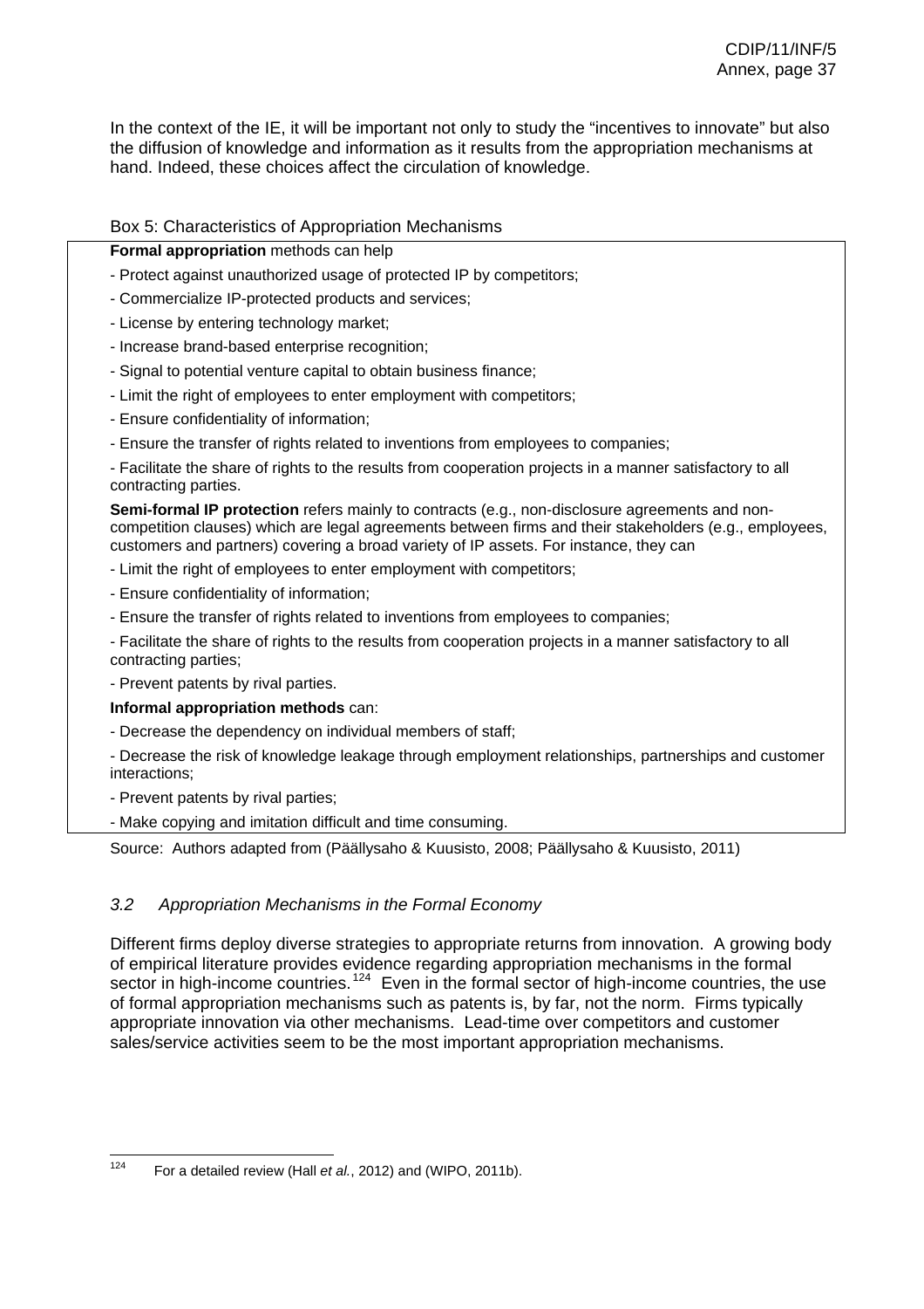In the context of the IE, it will be important not only to study the "incentives to innovate" but also the diffusion of knowledge and information as it results from the appropriation mechanisms at hand. Indeed, these choices affect the circulation of knowledge.

Box 5: Characteristics of Appropriation Mechanisms

**Formal appropriation** methods can help

- Protect against unauthorized usage of protected IP by competitors;
- Commercialize IP-protected products and services;
- License by entering technology market;
- Increase brand-based enterprise recognition;
- Signal to potential venture capital to obtain business finance;
- Limit the right of employees to enter employment with competitors;
- Ensure confidentiality of information;
- Ensure the transfer of rights related to inventions from employees to companies;
- Facilitate the share of rights to the results from cooperation projects in a manner satisfactory to all contracting parties.

**Semi-formal IP protection** refers mainly to contracts (e.g., non-disclosure agreements and non-competition clauses) which are legal agreements between firms and their stakeholders (e.g., employees, customers and partners) covering a broad variety of IP assets. For instance, they can

- Limit the right of employees to enter employment with competitors;
- Ensure confidentiality of information;
- Ensure the transfer of rights related to inventions from employees to companies;
- Facilitate the share of rights to the results from cooperation projects in a manner satisfactory to all contracting parties;
- Prevent patents by rival parties.

**Informal appropriation methods** can:

- Decrease the dependency on individual members of staff;
- Decrease the risk of knowledge leakage through employment relationships, partnerships and customer interactions;
- Prevent patents by rival parties;
- Make copying and imitation difficult and time consuming.

Source: Authors adapted from (Päällysaho & Kuusisto, 2008; Päällysaho & Kuusisto, 2011)

## *3.2 Appropriation Mechanisms in the Formal Economy*

Different firms deploy diverse strategies to appropriate returns from innovation. A growing body of empirical literature provides evidence regarding appropriation mechanisms in the formal sector in high-income countries.[124] Even in the formal sector of high-income countries, the use of formal appropriation mechanisms such as patents is, by far, not the norm. Firms typically appropriate innovation via other mechanisms. Lead-time over competitors and customer sales/service activities seem to be the most important appropriation mechanisms.

[124] For a detailed review (Hall *et al.*, 2012) and (WIPO, 2011b).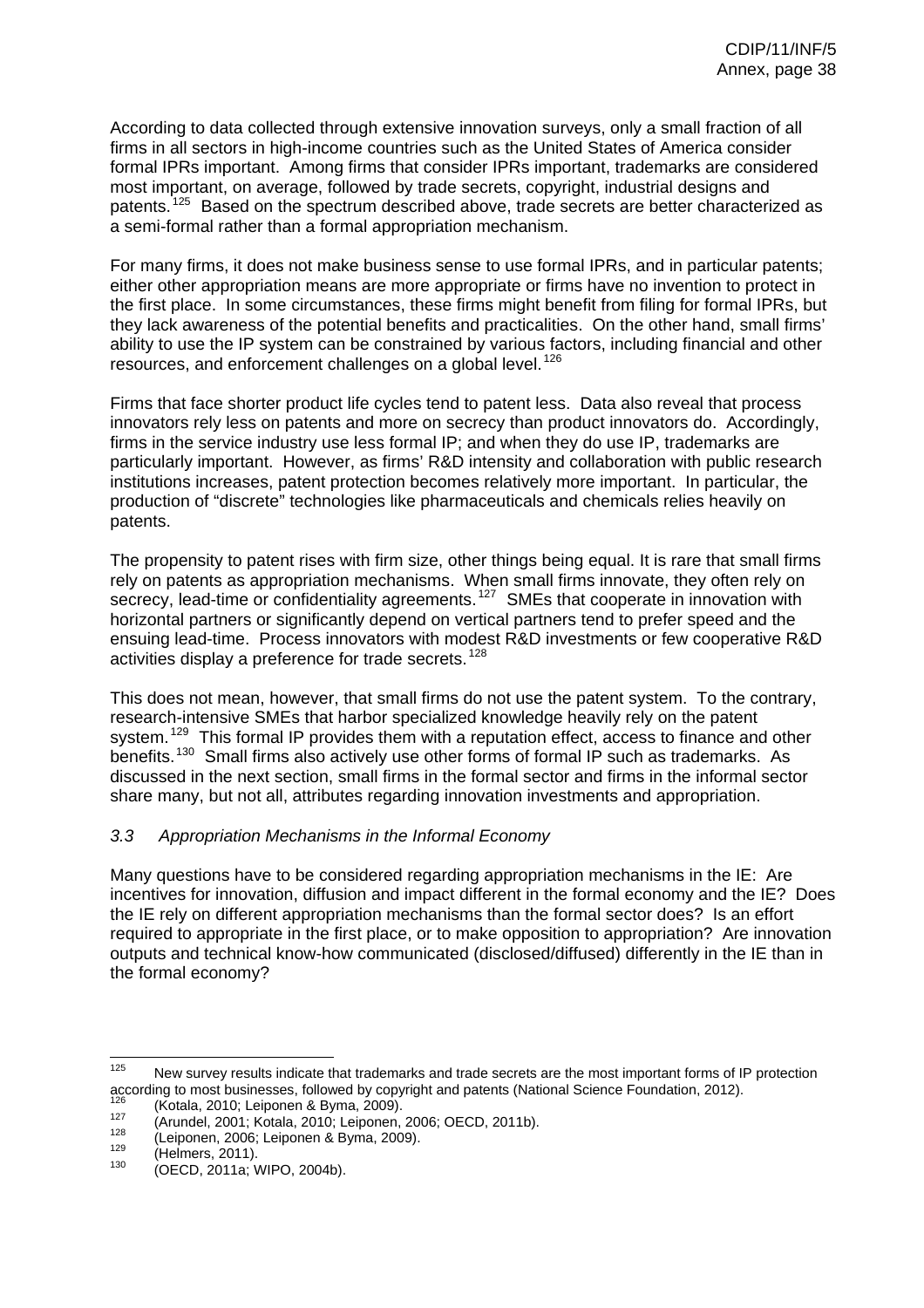According to data collected through extensive innovation surveys, only a small fraction of all firms in all sectors in high-income countries such as the United States of America consider formal IPRs important. Among firms that consider IPRs important, trademarks are considered most important, on average, followed by trade secrets, copyright, industrial designs and patents.[125] Based on the spectrum described above, trade secrets are better characterized as a semi-formal rather than a formal appropriation mechanism.

For many firms, it does not make business sense to use formal IPRs, and in particular patents; either other appropriation means are more appropriate or firms have no invention to protect in the first place. In some circumstances, these firms might benefit from filing for formal IPRs, but they lack awareness of the potential benefits and practicalities. On the other hand, small firms' ability to use the IP system can be constrained by various factors, including financial and other resources, and enforcement challenges on a global level.[126]

Firms that face shorter product life cycles tend to patent less. Data also reveal that process innovators rely less on patents and more on secrecy than product innovators do. Accordingly, firms in the service industry use less formal IP; and when they do use IP, trademarks are particularly important. However, as firms' R&D intensity and collaboration with public research institutions increases, patent protection becomes relatively more important. In particular, the production of "discrete" technologies like pharmaceuticals and chemicals relies heavily on patents.

The propensity to patent rises with firm size, other things being equal. It is rare that small firms rely on patents as appropriation mechanisms. When small firms innovate, they often rely on secrecy, lead-time or confidentiality agreements.[127] SMEs that cooperate in innovation with horizontal partners or significantly depend on vertical partners tend to prefer speed and the ensuing lead-time. Process innovators with modest R&D investments or few cooperative R&D activities display a preference for trade secrets.[128]

This does not mean, however, that small firms do not use the patent system. To the contrary, research-intensive SMEs that harbor specialized knowledge heavily rely on the patent system.[129] This formal IP provides them with a reputation effect, access to finance and other benefits.[130] Small firms also actively use other forms of formal IP such as trademarks. As discussed in the next section, small firms in the formal sector and firms in the informal sector share many, but not all, attributes regarding innovation investments and appropriation.

### *3.3 Appropriation Mechanisms in the Informal Economy*

Many questions have to be considered regarding appropriation mechanisms in the IE: Are incentives for innovation, diffusion and impact different in the formal economy and the IE? Does the IE rely on different appropriation mechanisms than the formal sector does? Is an effort required to appropriate in the first place, or to make opposition to appropriation? Are innovation outputs and technical know-how communicated (disclosed/diffused) differently in the IE than in the formal economy?

---

[125] New survey results indicate that trademarks and trade secrets are the most important forms of IP protection according to most businesses, followed by copyright and patents (National Science Foundation, 2012).

[126] (Kotala, 2010; Leiponen & Byma, 2009).

[127] (Arundel, 2001; Kotala, 2010; Leiponen, 2006; OECD, 2011b).

[128] (Leiponen, 2006; Leiponen & Byma, 2009).

[129] (Helmers, 2011).

[130] (OECD, 2011a; WIPO, 2004b).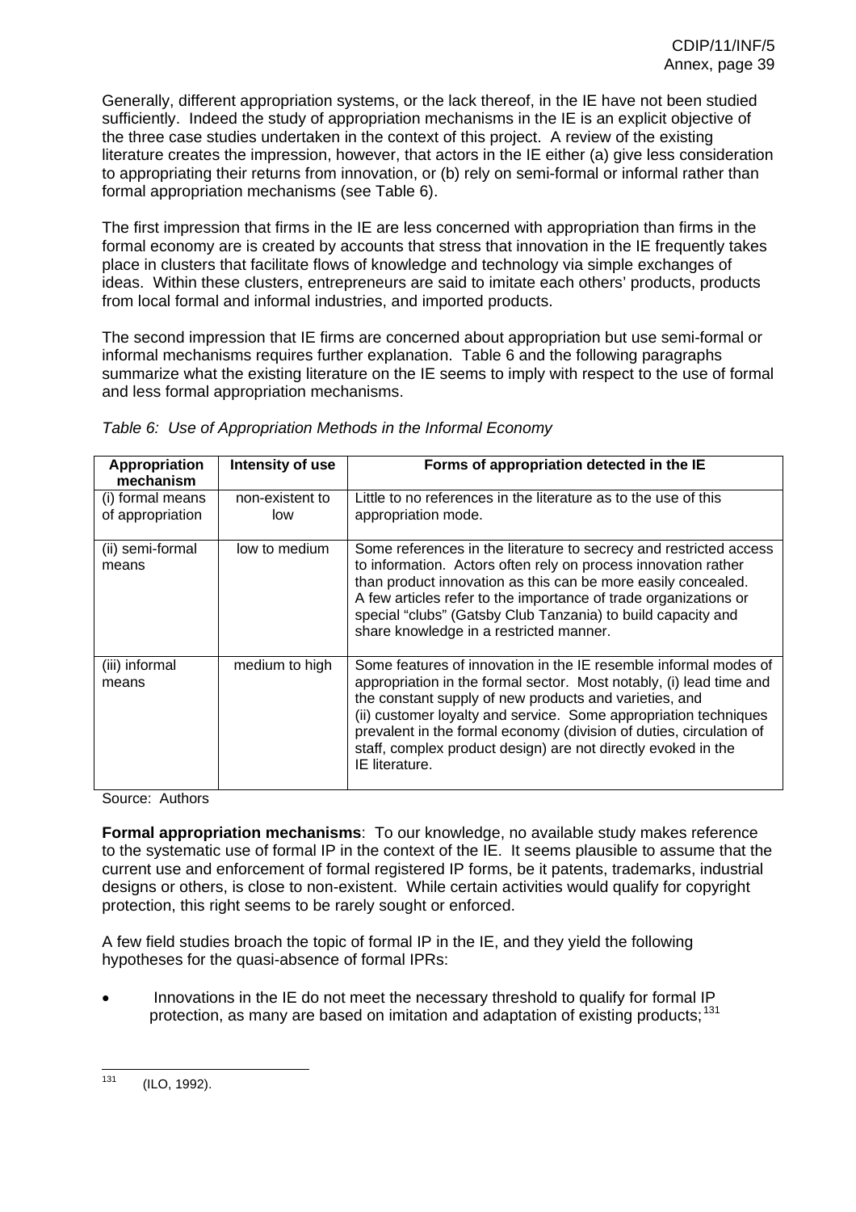Generally, different appropriation systems, or the lack thereof, in the IE have not been studied sufficiently. Indeed the study of appropriation mechanisms in the IE is an explicit objective of the three case studies undertaken in the context of this project. A review of the existing literature creates the impression, however, that actors in the IE either (a) give less consideration to appropriating their returns from innovation, or (b) rely on semi-formal or informal rather than formal appropriation mechanisms (see Table 6).

The first impression that firms in the IE are less concerned with appropriation than firms in the formal economy are is created by accounts that stress that innovation in the IE frequently takes place in clusters that facilitate flows of knowledge and technology via simple exchanges of ideas. Within these clusters, entrepreneurs are said to imitate each others' products, products from local formal and informal industries, and imported products.

The second impression that IE firms are concerned about appropriation but use semi-formal or informal mechanisms requires further explanation. Table 6 and the following paragraphs summarize what the existing literature on the IE seems to imply with respect to the use of formal and less formal appropriation mechanisms.

*Table 6: Use of Appropriation Methods in the Informal Economy*

| Appropriation mechanism | Intensity of use | Forms of appropriation detected in the IE |
|---|---|---|
| (i) formal means of appropriation | non-existent to low | Little to no references in the literature as to the use of this appropriation mode. |
| (ii) semi-formal means | low to medium | Some references in the literature to secrecy and restricted access to information. Actors often rely on process innovation rather than product innovation as this can be more easily concealed. A few articles refer to the importance of trade organizations or special "clubs" (Gatsby Club Tanzania) to build capacity and share knowledge in a restricted manner. |
| (iii) informal means | medium to high | Some features of innovation in the IE resemble informal modes of appropriation in the formal sector. Most notably, (i) lead time and the constant supply of new products and varieties, and (ii) customer loyalty and service. Some appropriation techniques prevalent in the formal economy (division of duties, circulation of staff, complex product design) are not directly evoked in the IE literature. |

Source: Authors

**Formal appropriation mechanisms**: To our knowledge, no available study makes reference to the systematic use of formal IP in the context of the IE. It seems plausible to assume that the current use and enforcement of formal registered IP forms, be it patents, trademarks, industrial designs or others, is close to non-existent. While certain activities would qualify for copyright protection, this right seems to be rarely sought or enforced.

A few field studies broach the topic of formal IP in the IE, and they yield the following hypotheses for the quasi-absence of formal IPRs:

- Innovations in the IE do not meet the necessary threshold to qualify for formal IP protection, as many are based on imitation and adaptation of existing products;[131]

[131] (ILO, 1992).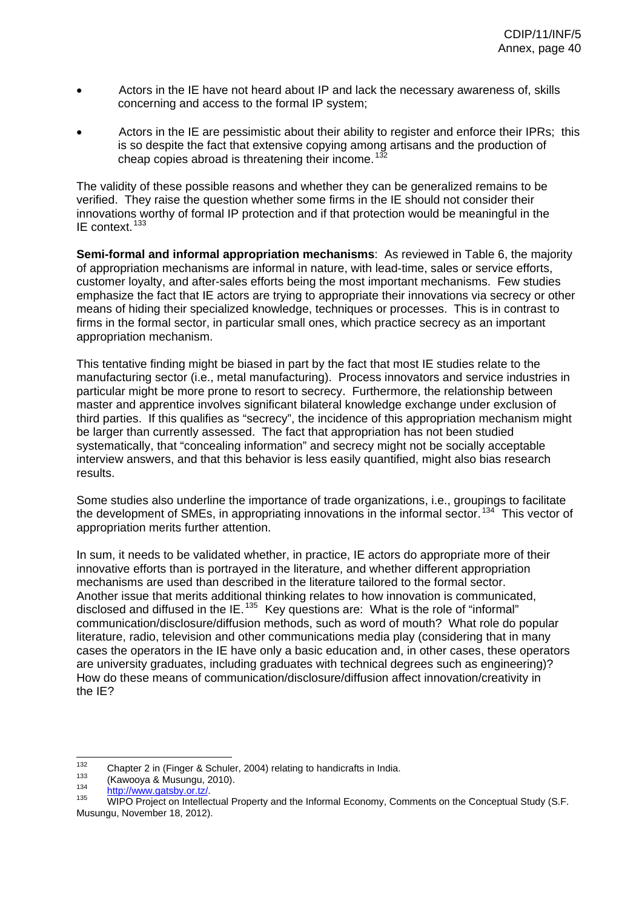- Actors in the IE have not heard about IP and lack the necessary awareness of, skills concerning and access to the formal IP system;
- Actors in the IE are pessimistic about their ability to register and enforce their IPRs; this is so despite the fact that extensive copying among artisans and the production of cheap copies abroad is threatening their income.[132]

The validity of these possible reasons and whether they can be generalized remains to be verified. They raise the question whether some firms in the IE should not consider their innovations worthy of formal IP protection and if that protection would be meaningful in the IE context.[133]

**Semi-formal and informal appropriation mechanisms**: As reviewed in Table 6, the majority of appropriation mechanisms are informal in nature, with lead-time, sales or service efforts, customer loyalty, and after-sales efforts being the most important mechanisms. Few studies emphasize the fact that IE actors are trying to appropriate their innovations via secrecy or other means of hiding their specialized knowledge, techniques or processes. This is in contrast to firms in the formal sector, in particular small ones, which practice secrecy as an important appropriation mechanism.

This tentative finding might be biased in part by the fact that most IE studies relate to the manufacturing sector (i.e., metal manufacturing). Process innovators and service industries in particular might be more prone to resort to secrecy. Furthermore, the relationship between master and apprentice involves significant bilateral knowledge exchange under exclusion of third parties. If this qualifies as "secrecy", the incidence of this appropriation mechanism might be larger than currently assessed. The fact that appropriation has not been studied systematically, that "concealing information" and secrecy might not be socially acceptable interview answers, and that this behavior is less easily quantified, might also bias research results.

Some studies also underline the importance of trade organizations, i.e., groupings to facilitate the development of SMEs, in appropriating innovations in the informal sector.[134] This vector of appropriation merits further attention.

In sum, it needs to be validated whether, in practice, IE actors do appropriate more of their innovative efforts than is portrayed in the literature, and whether different appropriation mechanisms are used than described in the literature tailored to the formal sector. Another issue that merits additional thinking relates to how innovation is communicated, disclosed and diffused in the IE.[135] Key questions are: What is the role of "informal" communication/disclosure/diffusion methods, such as word of mouth? What role do popular literature, radio, television and other communications media play (considering that in many cases the operators in the IE have only a basic education and, in other cases, these operators are university graduates, including graduates with technical degrees such as engineering)? How do these means of communication/disclosure/diffusion affect innovation/creativity in the IE?

---

[132] Chapter 2 in (Finger & Schuler, 2004) relating to handicrafts in India.

[133] (Kawooya & Musungu, 2010).

[134] http://www.gatsby.or.tz/.

[135] WIPO Project on Intellectual Property and the Informal Economy, Comments on the Conceptual Study (S.F. Musungu, November 18, 2012).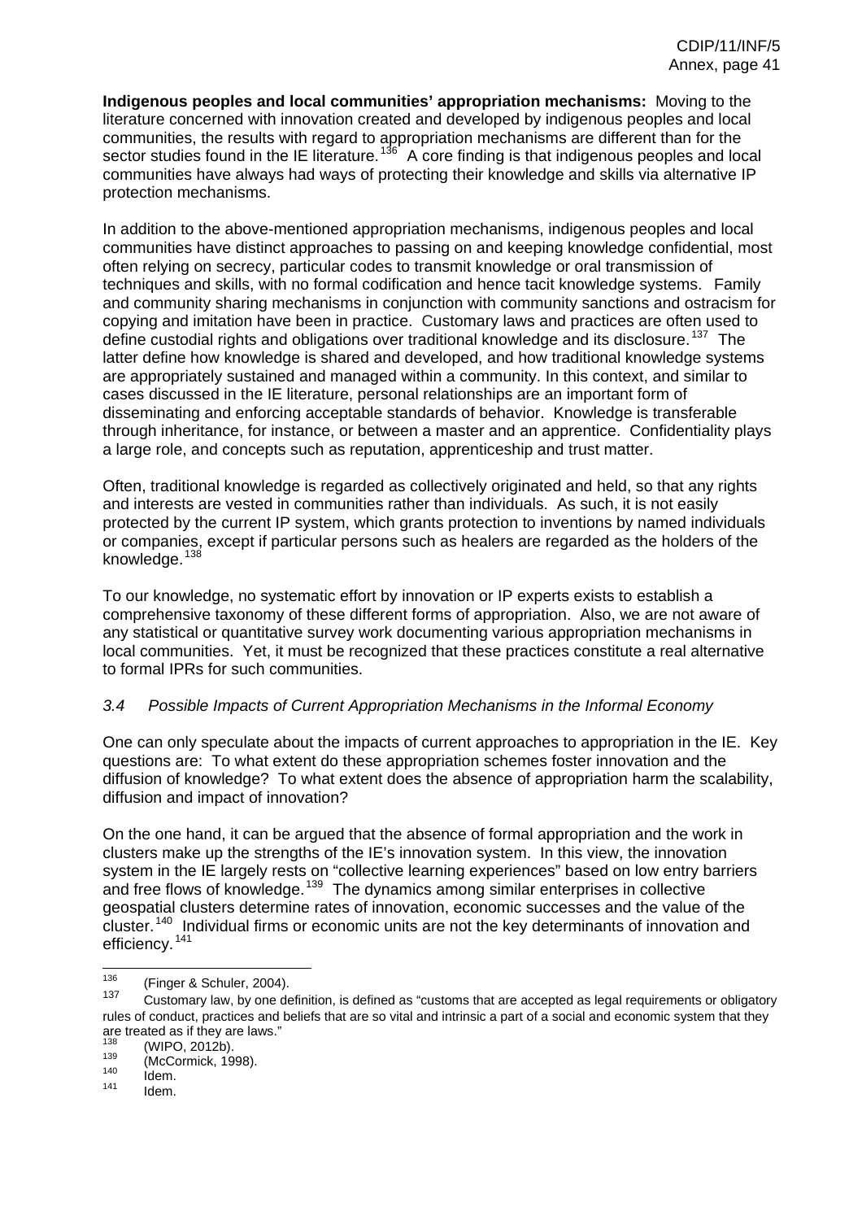**Indigenous peoples and local communities' appropriation mechanisms:** Moving to the literature concerned with innovation created and developed by indigenous peoples and local communities, the results with regard to appropriation mechanisms are different than for the sector studies found in the IE literature.[136] A core finding is that indigenous peoples and local communities have always had ways of protecting their knowledge and skills via alternative IP protection mechanisms.

In addition to the above-mentioned appropriation mechanisms, indigenous peoples and local communities have distinct approaches to passing on and keeping knowledge confidential, most often relying on secrecy, particular codes to transmit knowledge or oral transmission of techniques and skills, with no formal codification and hence tacit knowledge systems. Family and community sharing mechanisms in conjunction with community sanctions and ostracism for copying and imitation have been in practice. Customary laws and practices are often used to define custodial rights and obligations over traditional knowledge and its disclosure.[137] The latter define how knowledge is shared and developed, and how traditional knowledge systems are appropriately sustained and managed within a community. In this context, and similar to cases discussed in the IE literature, personal relationships are an important form of disseminating and enforcing acceptable standards of behavior. Knowledge is transferable through inheritance, for instance, or between a master and an apprentice. Confidentiality plays a large role, and concepts such as reputation, apprenticeship and trust matter.

Often, traditional knowledge is regarded as collectively originated and held, so that any rights and interests are vested in communities rather than individuals. As such, it is not easily protected by the current IP system, which grants protection to inventions by named individuals or companies, except if particular persons such as healers are regarded as the holders of the knowledge.[138]

To our knowledge, no systematic effort by innovation or IP experts exists to establish a comprehensive taxonomy of these different forms of appropriation. Also, we are not aware of any statistical or quantitative survey work documenting various appropriation mechanisms in local communities. Yet, it must be recognized that these practices constitute a real alternative to formal IPRs for such communities.

### *3.4 Possible Impacts of Current Appropriation Mechanisms in the Informal Economy*

One can only speculate about the impacts of current approaches to appropriation in the IE. Key questions are: To what extent do these appropriation schemes foster innovation and the diffusion of knowledge? To what extent does the absence of appropriation harm the scalability, diffusion and impact of innovation?

On the one hand, it can be argued that the absence of formal appropriation and the work in clusters make up the strengths of the IE's innovation system. In this view, the innovation system in the IE largely rests on "collective learning experiences" based on low entry barriers and free flows of knowledge.[139] The dynamics among similar enterprises in collective geospatial clusters determine rates of innovation, economic successes and the value of the cluster.[140] Individual firms or economic units are not the key determinants of innovation and efficiency.[141]

---

[136] (Finger & Schuler, 2004).

[137] Customary law, by one definition, is defined as "customs that are accepted as legal requirements or obligatory rules of conduct, practices and beliefs that are so vital and intrinsic a part of a social and economic system that they are treated as if they are laws."

[138] (WIPO, 2012b).

[139] (McCormick, 1998).

[140] Idem.

[141] Idem.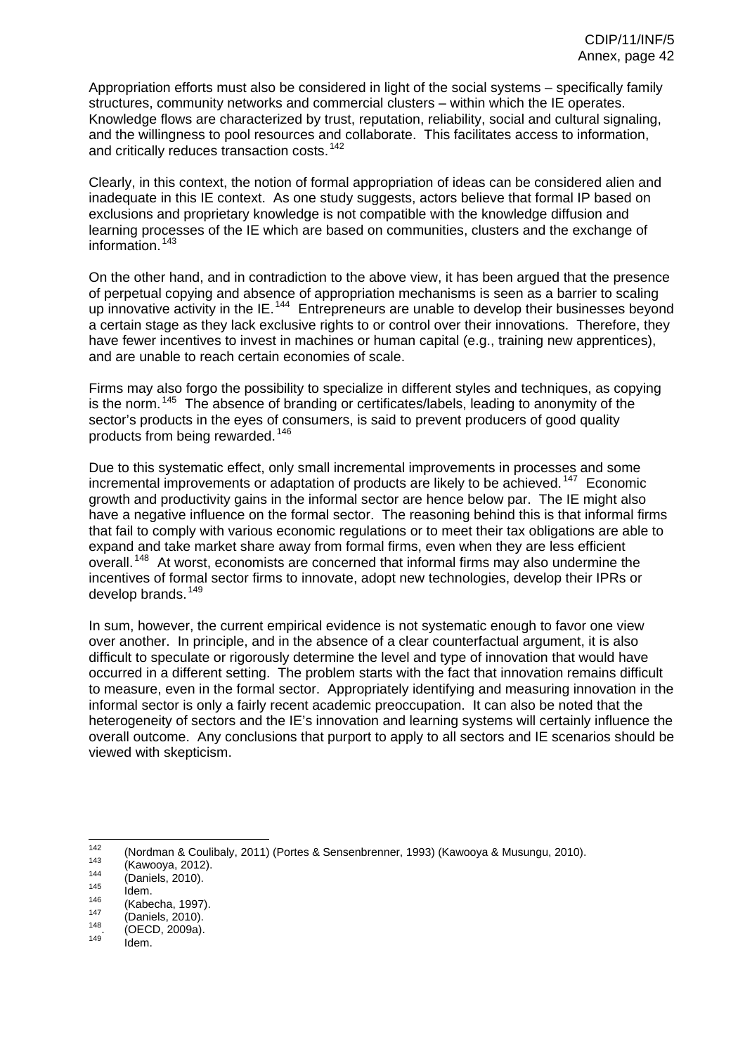Appropriation efforts must also be considered in light of the social systems – specifically family structures, community networks and commercial clusters – within which the IE operates. Knowledge flows are characterized by trust, reputation, reliability, social and cultural signaling, and the willingness to pool resources and collaborate. This facilitates access to information, and critically reduces transaction costs.[142]

Clearly, in this context, the notion of formal appropriation of ideas can be considered alien and inadequate in this IE context. As one study suggests, actors believe that formal IP based on exclusions and proprietary knowledge is not compatible with the knowledge diffusion and learning processes of the IE which are based on communities, clusters and the exchange of information.[143]

On the other hand, and in contradiction to the above view, it has been argued that the presence of perpetual copying and absence of appropriation mechanisms is seen as a barrier to scaling up innovative activity in the IE.[144] Entrepreneurs are unable to develop their businesses beyond a certain stage as they lack exclusive rights to or control over their innovations. Therefore, they have fewer incentives to invest in machines or human capital (e.g., training new apprentices), and are unable to reach certain economies of scale.

Firms may also forgo the possibility to specialize in different styles and techniques, as copying is the norm.[145] The absence of branding or certificates/labels, leading to anonymity of the sector's products in the eyes of consumers, is said to prevent producers of good quality products from being rewarded.[146]

Due to this systematic effect, only small incremental improvements in processes and some incremental improvements or adaptation of products are likely to be achieved.[147] Economic growth and productivity gains in the informal sector are hence below par. The IE might also have a negative influence on the formal sector. The reasoning behind this is that informal firms that fail to comply with various economic regulations or to meet their tax obligations are able to expand and take market share away from formal firms, even when they are less efficient overall.[148] At worst, economists are concerned that informal firms may also undermine the incentives of formal sector firms to innovate, adopt new technologies, develop their IPRs or develop brands.[149]

In sum, however, the current empirical evidence is not systematic enough to favor one view over another. In principle, and in the absence of a clear counterfactual argument, it is also difficult to speculate or rigorously determine the level and type of innovation that would have occurred in a different setting. The problem starts with the fact that innovation remains difficult to measure, even in the formal sector. Appropriately identifying and measuring innovation in the informal sector is only a fairly recent academic preoccupation. It can also be noted that the heterogeneity of sectors and the IE's innovation and learning systems will certainly influence the overall outcome. Any conclusions that purport to apply to all sectors and IE scenarios should be viewed with skepticism.

---

[142] (Nordman & Coulibaly, 2011) (Portes & Sensenbrenner, 1993) (Kawooya & Musungu, 2010).
[143] (Kawooya, 2012).
[144] (Daniels, 2010).
[145] Idem.
[146] (Kabecha, 1997).
[147] (Daniels, 2010).
[148] (OECD, 2009a).
[149] Idem.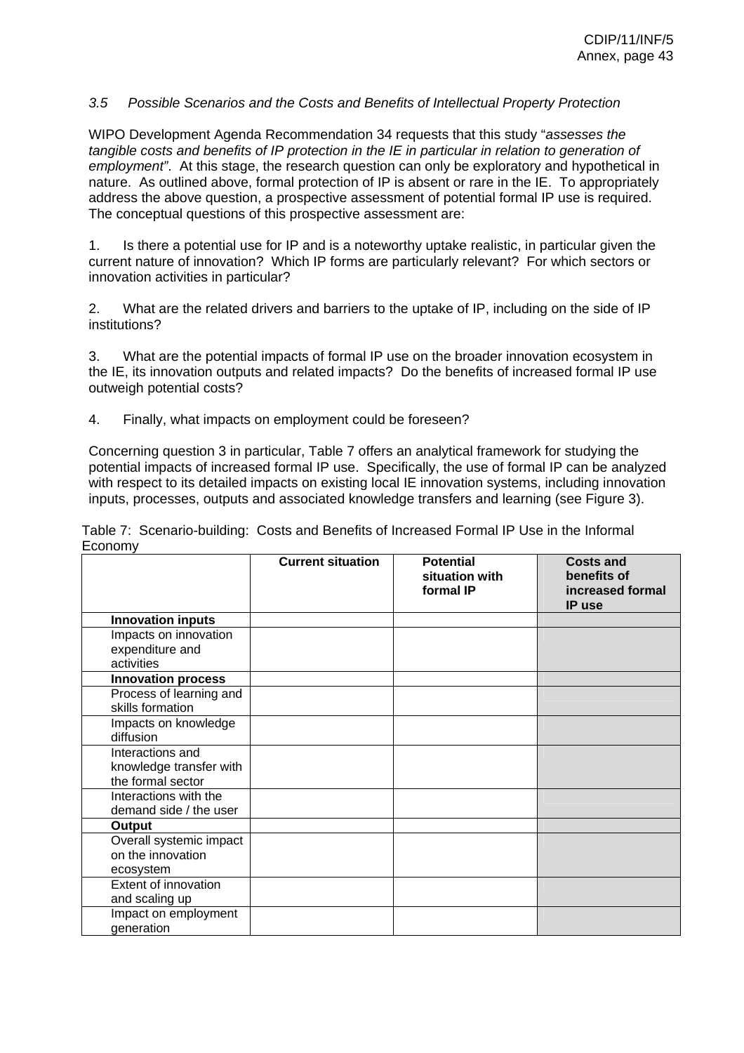### *3.5 Possible Scenarios and the Costs and Benefits of Intellectual Property Protection*

WIPO Development Agenda Recommendation 34 requests that this study "*assesses the tangible costs and benefits of IP protection in the IE in particular in relation to generation of employment*". At this stage, the research question can only be exploratory and hypothetical in nature. As outlined above, formal protection of IP is absent or rare in the IE. To appropriately address the above question, a prospective assessment of potential formal IP use is required. The conceptual questions of this prospective assessment are:

1. Is there a potential use for IP and is a noteworthy uptake realistic, in particular given the current nature of innovation? Which IP forms are particularly relevant? For which sectors or innovation activities in particular?

2. What are the related drivers and barriers to the uptake of IP, including on the side of IP institutions?

3. What are the potential impacts of formal IP use on the broader innovation ecosystem in the IE, its innovation outputs and related impacts? Do the benefits of increased formal IP use outweigh potential costs?

4. Finally, what impacts on employment could be foreseen?

Concerning question 3 in particular, Table 7 offers an analytical framework for studying the potential impacts of increased formal IP use. Specifically, the use of formal IP can be analyzed with respect to its detailed impacts on existing local IE innovation systems, including innovation inputs, processes, outputs and associated knowledge transfers and learning (see Figure 3).

Table 7: Scenario-building: Costs and Benefits of Increased Formal IP Use in the Informal Economy

| | Current situation | Potential situation with formal IP | Costs and benefits of increased formal IP use |
|---|---|---|---|
| **Innovation inputs** | | | |
| Impacts on innovation expenditure and activities | | | |
| **Innovation process** | | | |
| Process of learning and skills formation | | | |
| Impacts on knowledge diffusion | | | |
| Interactions and knowledge transfer with the formal sector | | | |
| Interactions with the demand side / the user | | | |
| **Output** | | | |
| Overall systemic impact on the innovation ecosystem | | | |
| Extent of innovation and scaling up | | | |
| Impact on employment generation | | | |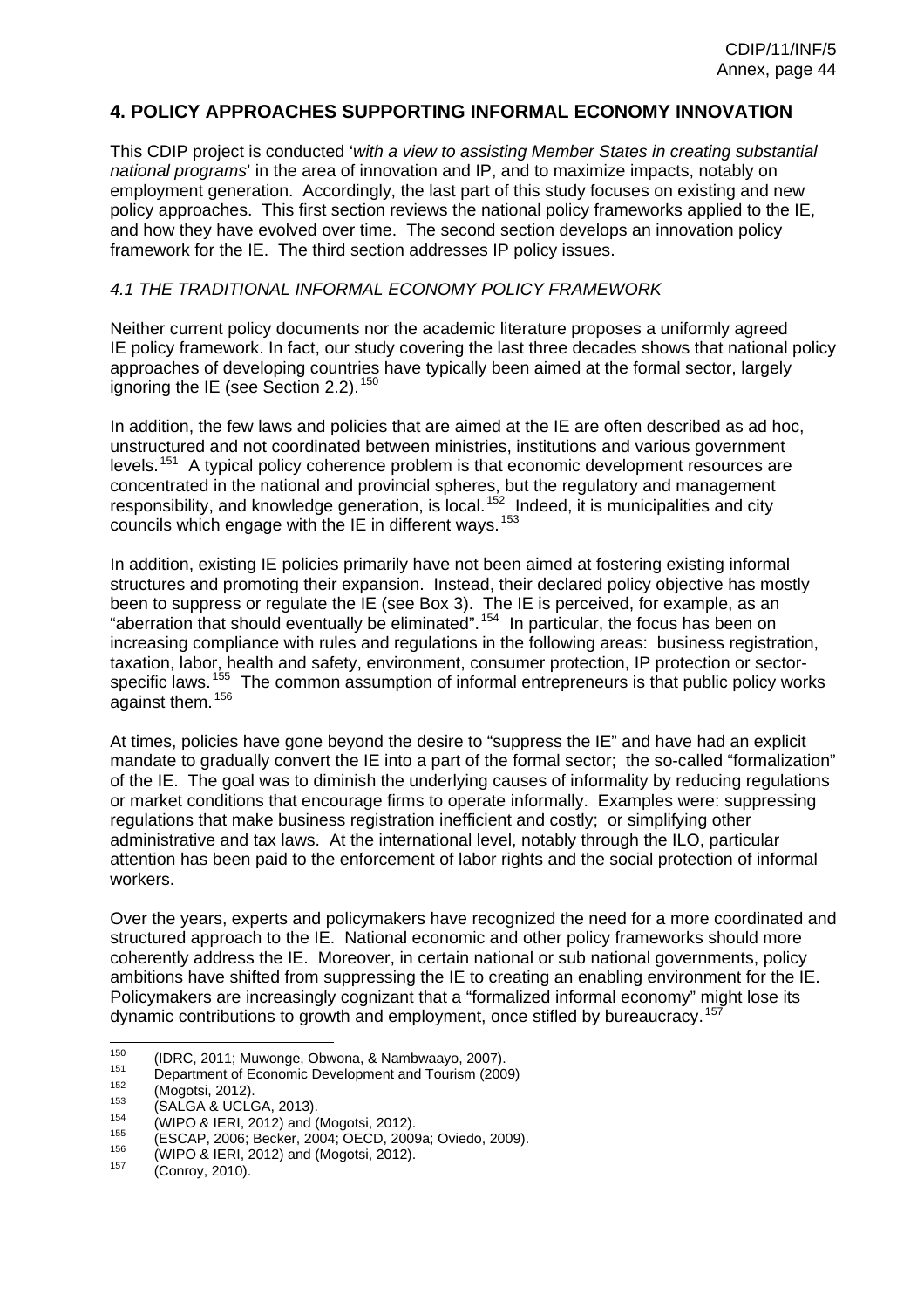## 4. POLICY APPROACHES SUPPORTING INFORMAL ECONOMY INNOVATION

This CDIP project is conducted '*with a view to assisting Member States in creating substantial national programs*' in the area of innovation and IP, and to maximize impacts, notably on employment generation. Accordingly, the last part of this study focuses on existing and new policy approaches. This first section reviews the national policy frameworks applied to the IE, and how they have evolved over time. The second section develops an innovation policy framework for the IE. The third section addresses IP policy issues.

### *4.1 THE TRADITIONAL INFORMAL ECONOMY POLICY FRAMEWORK*

Neither current policy documents nor the academic literature proposes a uniformly agreed IE policy framework. In fact, our study covering the last three decades shows that national policy approaches of developing countries have typically been aimed at the formal sector, largely ignoring the IE (see Section 2.2).[150]

In addition, the few laws and policies that are aimed at the IE are often described as ad hoc, unstructured and not coordinated between ministries, institutions and various government levels.[151] A typical policy coherence problem is that economic development resources are concentrated in the national and provincial spheres, but the regulatory and management responsibility, and knowledge generation, is local.[152] Indeed, it is municipalities and city councils which engage with the IE in different ways.[153]

In addition, existing IE policies primarily have not been aimed at fostering existing informal structures and promoting their expansion. Instead, their declared policy objective has mostly been to suppress or regulate the IE (see Box 3). The IE is perceived, for example, as an "aberration that should eventually be eliminated".[154] In particular, the focus has been on increasing compliance with rules and regulations in the following areas: business registration, taxation, labor, health and safety, environment, consumer protection, IP protection or sector-specific laws.[155] The common assumption of informal entrepreneurs is that public policy works against them.[156]

At times, policies have gone beyond the desire to "suppress the IE" and have had an explicit mandate to gradually convert the IE into a part of the formal sector; the so-called "formalization" of the IE. The goal was to diminish the underlying causes of informality by reducing regulations or market conditions that encourage firms to operate informally. Examples were: suppressing regulations that make business registration inefficient and costly; or simplifying other administrative and tax laws. At the international level, notably through the ILO, particular attention has been paid to the enforcement of labor rights and the social protection of informal workers.

Over the years, experts and policymakers have recognized the need for a more coordinated and structured approach to the IE. National economic and other policy frameworks should more coherently address the IE. Moreover, in certain national or sub national governments, policy ambitions have shifted from suppressing the IE to creating an enabling environment for the IE. Policymakers are increasingly cognizant that a "formalized informal economy" might lose its dynamic contributions to growth and employment, once stifled by bureaucracy.[157]

---

[150] (IDRC, 2011; Muwonge, Obwona, & Nambwaayo, 2007).
[151] Department of Economic Development and Tourism (2009)
[152] (Mogotsi, 2012).
[153] (SALGA & UCLGA, 2013).
[154] (WIPO & IERI, 2012) and (Mogotsi, 2012).
[155] (ESCAP, 2006; Becker, 2004; OECD, 2009a; Oviedo, 2009).
[156] (WIPO & IERI, 2012) and (Mogotsi, 2012).
[157] (Conroy, 2010).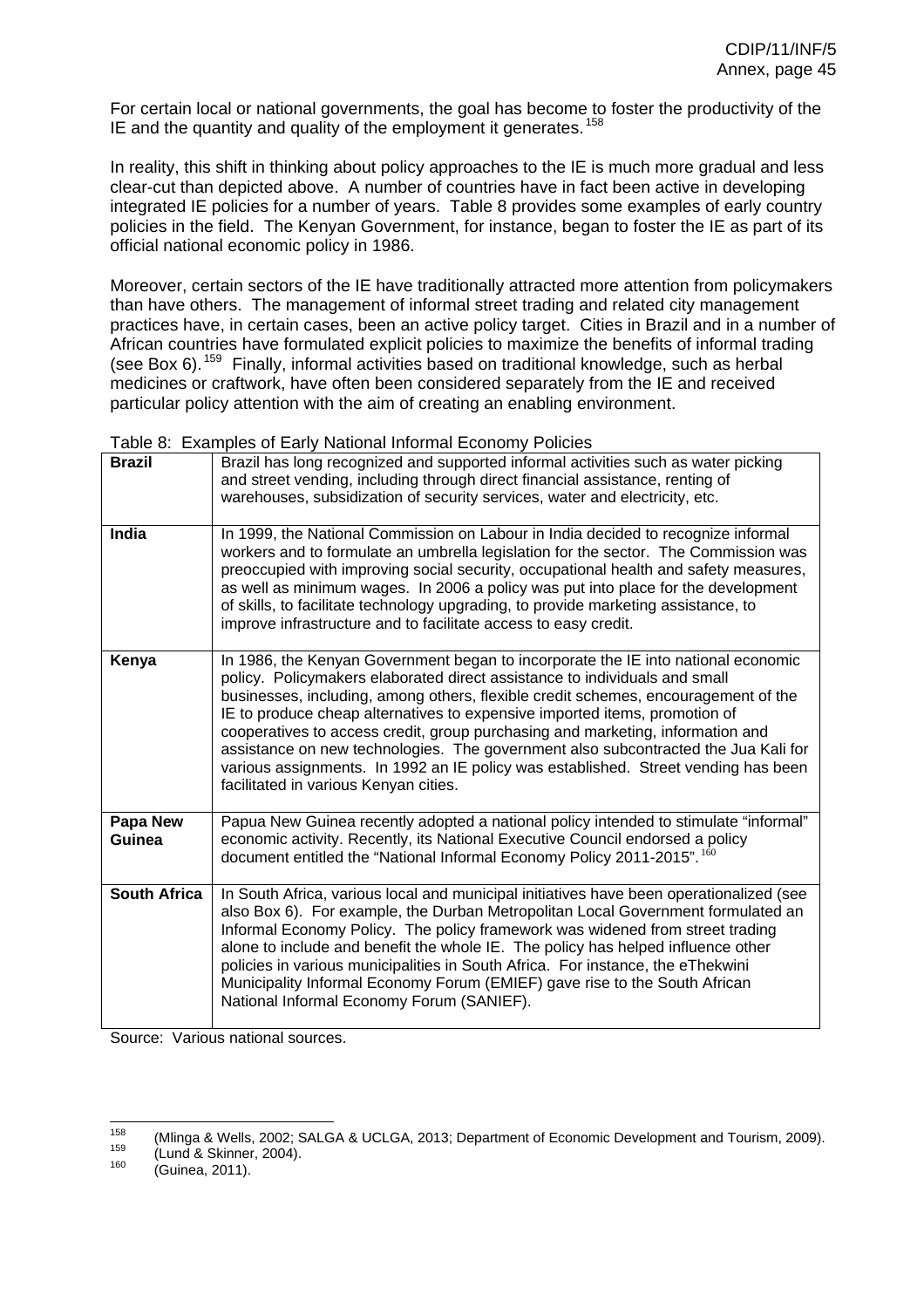For certain local or national governments, the goal has become to foster the productivity of the IE and the quantity and quality of the employment it generates.[158]

In reality, this shift in thinking about policy approaches to the IE is much more gradual and less clear-cut than depicted above. A number of countries have in fact been active in developing integrated IE policies for a number of years. Table 8 provides some examples of early country policies in the field. The Kenyan Government, for instance, began to foster the IE as part of its official national economic policy in 1986.

Moreover, certain sectors of the IE have traditionally attracted more attention from policymakers than have others. The management of informal street trading and related city management practices have, in certain cases, been an active policy target. Cities in Brazil and in a number of African countries have formulated explicit policies to maximize the benefits of informal trading (see Box 6).[159] Finally, informal activities based on traditional knowledge, such as herbal medicines or craftwork, have often been considered separately from the IE and received particular policy attention with the aim of creating an enabling environment.

Table 8: Examples of Early National Informal Economy Policies

| | |
|---|---|
| **Brazil** | Brazil has long recognized and supported informal activities such as water picking and street vending, including through direct financial assistance, renting of warehouses, subsidization of security services, water and electricity, etc. |
| **India** | In 1999, the National Commission on Labour in India decided to recognize informal workers and to formulate an umbrella legislation for the sector. The Commission was preoccupied with improving social security, occupational health and safety measures, as well as minimum wages. In 2006 a policy was put into place for the development of skills, to facilitate technology upgrading, to provide marketing assistance, to improve infrastructure and to facilitate access to easy credit. |
| **Kenya** | In 1986, the Kenyan Government began to incorporate the IE into national economic policy. Policymakers elaborated direct assistance to individuals and small businesses, including, among others, flexible credit schemes, encouragement of the IE to produce cheap alternatives to expensive imported items, promotion of cooperatives to access credit, group purchasing and marketing, information and assistance on new technologies. The government also subcontracted the Jua Kali for various assignments. In 1992 an IE policy was established. Street vending has been facilitated in various Kenyan cities. |
| **Papa New Guinea** | Papua New Guinea recently adopted a national policy intended to stimulate "informal" economic activity. Recently, its National Executive Council endorsed a policy document entitled the "National Informal Economy Policy 2011-2015".[160] |
| **South Africa** | In South Africa, various local and municipal initiatives have been operationalized (see also Box 6). For example, the Durban Metropolitan Local Government formulated an Informal Economy Policy. The policy framework was widened from street trading alone to include and benefit the whole IE. The policy has helped influence other policies in various municipalities in South Africa. For instance, the eThekwini Municipality Informal Economy Forum (EMIEF) gave rise to the South African National Informal Economy Forum (SANIEF). |

Source: Various national sources.

---

[158] (Mlinga & Wells, 2002; SALGA & UCLGA, 2013; Department of Economic Development and Tourism, 2009).

[159] (Lund & Skinner, 2004).

[160] (Guinea, 2011).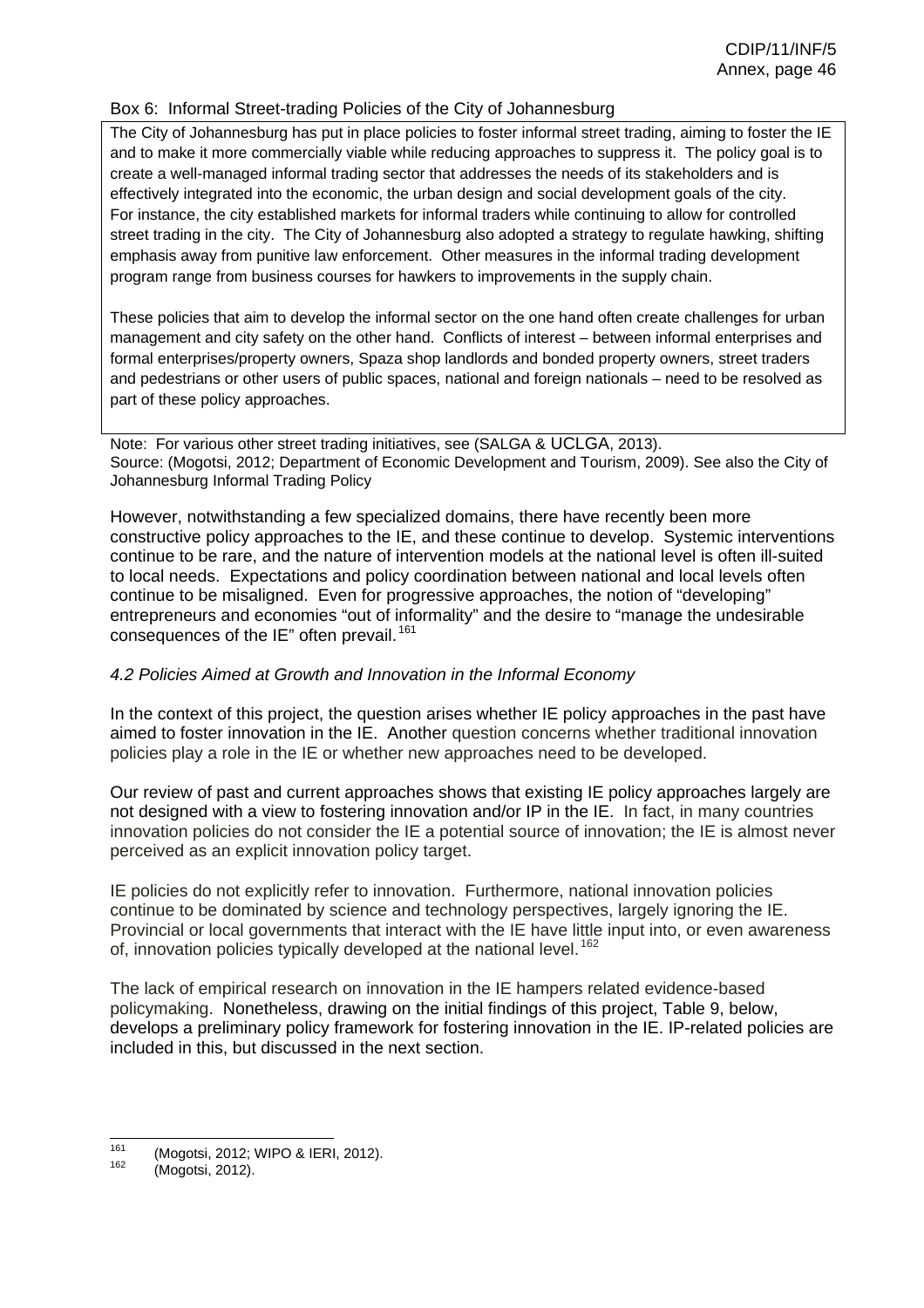Box 6: Informal Street-trading Policies of the City of Johannesburg

The City of Johannesburg has put in place policies to foster informal street trading, aiming to foster the IE and to make it more commercially viable while reducing approaches to suppress it. The policy goal is to create a well-managed informal trading sector that addresses the needs of its stakeholders and is effectively integrated into the economic, the urban design and social development goals of the city. For instance, the city established markets for informal traders while continuing to allow for controlled street trading in the city. The City of Johannesburg also adopted a strategy to regulate hawking, shifting emphasis away from punitive law enforcement. Other measures in the informal trading development program range from business courses for hawkers to improvements in the supply chain.

These policies that aim to develop the informal sector on the one hand often create challenges for urban management and city safety on the other hand. Conflicts of interest – between informal enterprises and formal enterprises/property owners, Spaza shop landlords and bonded property owners, street traders and pedestrians or other users of public spaces, national and foreign nationals – need to be resolved as part of these policy approaches.

Note: For various other street trading initiatives, see (SALGA & UCLGA, 2013).
Source: (Mogotsi, 2012; Department of Economic Development and Tourism, 2009). See also the City of Johannesburg Informal Trading Policy

However, notwithstanding a few specialized domains, there have recently been more constructive policy approaches to the IE, and these continue to develop. Systemic interventions continue to be rare, and the nature of intervention models at the national level is often ill-suited to local needs. Expectations and policy coordination between national and local levels often continue to be misaligned. Even for progressive approaches, the notion of "developing" entrepreneurs and economies "out of informality" and the desire to "manage the undesirable consequences of the IE" often prevail.[161]

### *4.2 Policies Aimed at Growth and Innovation in the Informal Economy*

In the context of this project, the question arises whether IE policy approaches in the past have aimed to foster innovation in the IE. Another question concerns whether traditional innovation policies play a role in the IE or whether new approaches need to be developed.

Our review of past and current approaches shows that existing IE policy approaches largely are not designed with a view to fostering innovation and/or IP in the IE. In fact, in many countries innovation policies do not consider the IE a potential source of innovation; the IE is almost never perceived as an explicit innovation policy target.

IE policies do not explicitly refer to innovation. Furthermore, national innovation policies continue to be dominated by science and technology perspectives, largely ignoring the IE. Provincial or local governments that interact with the IE have little input into, or even awareness of, innovation policies typically developed at the national level.[162]

The lack of empirical research on innovation in the IE hampers related evidence-based policymaking. Nonetheless, drawing on the initial findings of this project, Table 9, below, develops a preliminary policy framework for fostering innovation in the IE. IP-related policies are included in this, but discussed in the next section.

---

[161] (Mogotsi, 2012; WIPO & IERI, 2012).

[162] (Mogotsi, 2012).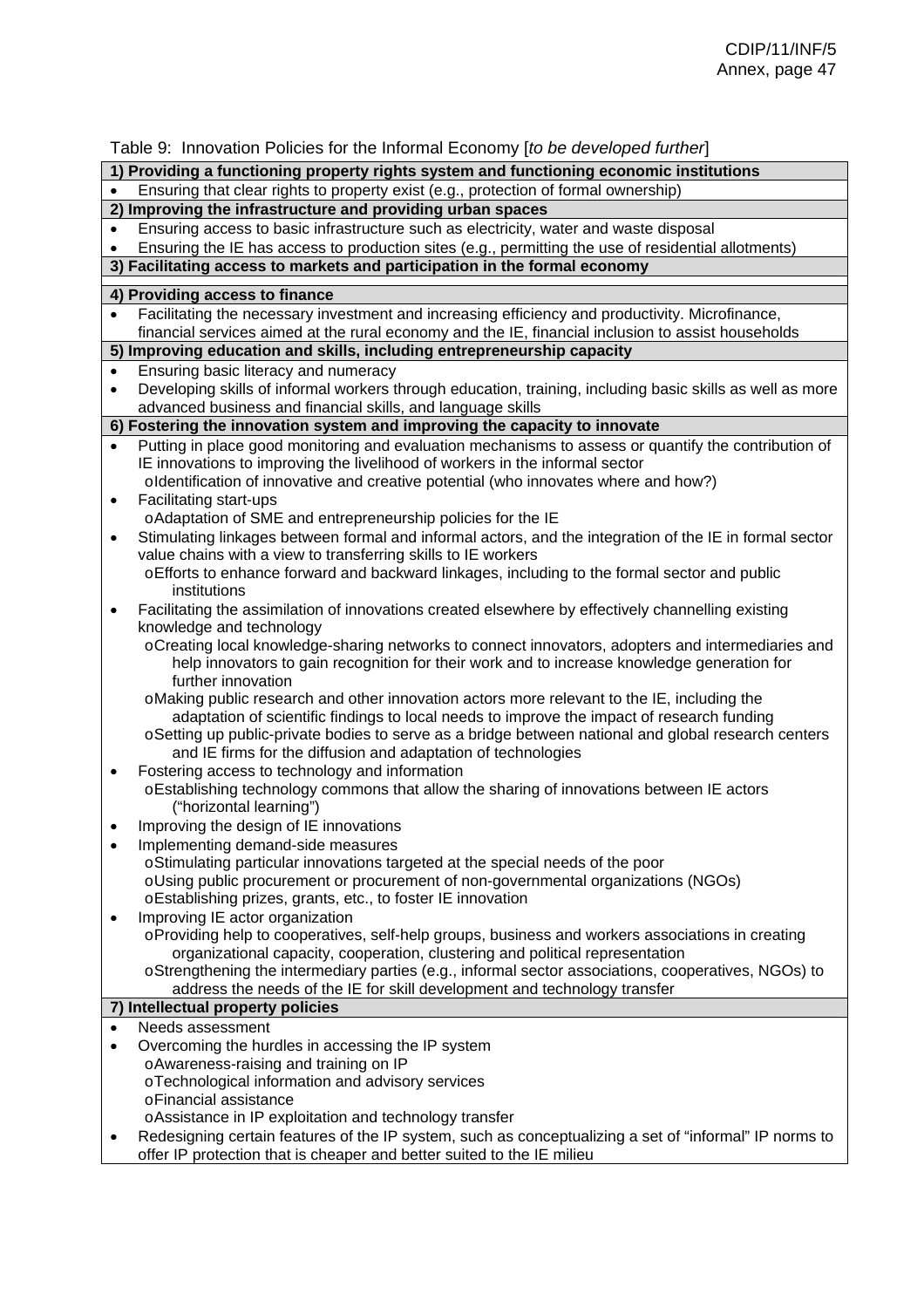Table 9: Innovation Policies for the Informal Economy [*to be developed further*]

**1) Providing a functioning property rights system and functioning economic institutions**

- Ensuring that clear rights to property exist (e.g., protection of formal ownership)

**2) Improving the infrastructure and providing urban spaces**

- Ensuring access to basic infrastructure such as electricity, water and waste disposal
- Ensuring the IE has access to production sites (e.g., permitting the use of residential allotments)

**3) Facilitating access to markets and participation in the formal economy**

**4) Providing access to finance**

- Facilitating the necessary investment and increasing efficiency and productivity. Microfinance, financial services aimed at the rural economy and the IE, financial inclusion to assist households

**5) Improving education and skills, including entrepreneurship capacity**

- Ensuring basic literacy and numeracy
- Developing skills of informal workers through education, training, including basic skills as well as more advanced business and financial skills, and language skills

**6) Fostering the innovation system and improving the capacity to innovate**

- Putting in place good monitoring and evaluation mechanisms to assess or quantify the contribution of IE innovations to improving the livelihood of workers in the informal sector
  - Identification of innovative and creative potential (who innovates where and how?)
- Facilitating start-ups
  - Adaptation of SME and entrepreneurship policies for the IE
- Stimulating linkages between formal and informal actors, and the integration of the IE in formal sector value chains with a view to transferring skills to IE workers
  - Efforts to enhance forward and backward linkages, including to the formal sector and public institutions
- Facilitating the assimilation of innovations created elsewhere by effectively channelling existing knowledge and technology
  - Creating local knowledge-sharing networks to connect innovators, adopters and intermediaries and help innovators to gain recognition for their work and to increase knowledge generation for further innovation
  - Making public research and other innovation actors more relevant to the IE, including the adaptation of scientific findings to local needs to improve the impact of research funding
  - Setting up public-private bodies to serve as a bridge between national and global research centers and IE firms for the diffusion and adaptation of technologies
- Fostering access to technology and information
  - Establishing technology commons that allow the sharing of innovations between IE actors ("horizontal learning")
- Improving the design of IE innovations
- Implementing demand-side measures
  - Stimulating particular innovations targeted at the special needs of the poor
  - Using public procurement or procurement of non-governmental organizations (NGOs)
  - Establishing prizes, grants, etc., to foster IE innovation
- Improving IE actor organization
  - Providing help to cooperatives, self-help groups, business and workers associations in creating organizational capacity, cooperation, clustering and political representation
  - Strengthening the intermediary parties (e.g., informal sector associations, cooperatives, NGOs) to address the needs of the IE for skill development and technology transfer

**7) Intellectual property policies**

- Needs assessment
- Overcoming the hurdles in accessing the IP system
  - Awareness-raising and training on IP
  - Technological information and advisory services
  - Financial assistance
  - Assistance in IP exploitation and technology transfer
- Redesigning certain features of the IP system, such as conceptualizing a set of "informal" IP norms to offer IP protection that is cheaper and better suited to the IE milieu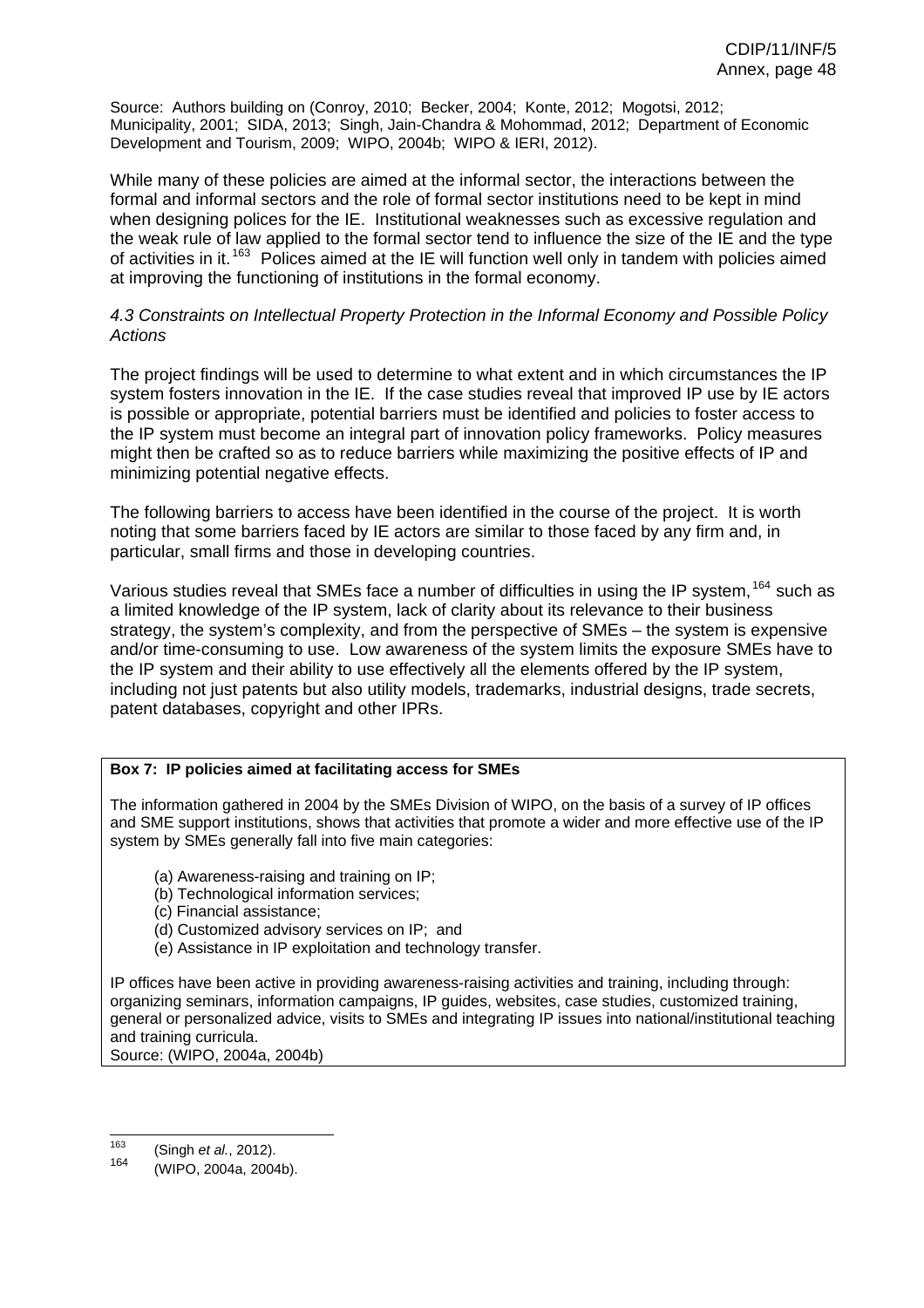Source: Authors building on (Conroy, 2010; Becker, 2004; Konte, 2012; Mogotsi, 2012; Municipality, 2001; SIDA, 2013; Singh, Jain-Chandra & Mohommad, 2012; Department of Economic Development and Tourism, 2009; WIPO, 2004b; WIPO & IERI, 2012).

While many of these policies are aimed at the informal sector, the interactions between the formal and informal sectors and the role of formal sector institutions need to be kept in mind when designing polices for the IE. Institutional weaknesses such as excessive regulation and the weak rule of law applied to the formal sector tend to influence the size of the IE and the type of activities in it.[163] Polices aimed at the IE will function well only in tandem with policies aimed at improving the functioning of institutions in the formal economy.

### *4.3 Constraints on Intellectual Property Protection in the Informal Economy and Possible Policy Actions*

The project findings will be used to determine to what extent and in which circumstances the IP system fosters innovation in the IE. If the case studies reveal that improved IP use by IE actors is possible or appropriate, potential barriers must be identified and policies to foster access to the IP system must become an integral part of innovation policy frameworks. Policy measures might then be crafted so as to reduce barriers while maximizing the positive effects of IP and minimizing potential negative effects.

The following barriers to access have been identified in the course of the project. It is worth noting that some barriers faced by IE actors are similar to those faced by any firm and, in particular, small firms and those in developing countries.

Various studies reveal that SMEs face a number of difficulties in using the IP system,[164] such as a limited knowledge of the IP system, lack of clarity about its relevance to their business strategy, the system's complexity, and from the perspective of SMEs – the system is expensive and/or time-consuming to use. Low awareness of the system limits the exposure SMEs have to the IP system and their ability to use effectively all the elements offered by the IP system, including not just patents but also utility models, trademarks, industrial designs, trade secrets, patent databases, copyright and other IPRs.

**Box 7: IP policies aimed at facilitating access for SMEs**

The information gathered in 2004 by the SMEs Division of WIPO, on the basis of a survey of IP offices and SME support institutions, shows that activities that promote a wider and more effective use of the IP system by SMEs generally fall into five main categories:

(a) Awareness-raising and training on IP;
(b) Technological information services;
(c) Financial assistance;
(d) Customized advisory services on IP; and
(e) Assistance in IP exploitation and technology transfer.

IP offices have been active in providing awareness-raising activities and training, including through: organizing seminars, information campaigns, IP guides, websites, case studies, customized training, general or personalized advice, visits to SMEs and integrating IP issues into national/institutional teaching and training curricula.
Source: (WIPO, 2004a, 2004b)

---

[163] (Singh *et al.*, 2012).
[164] (WIPO, 2004a, 2004b).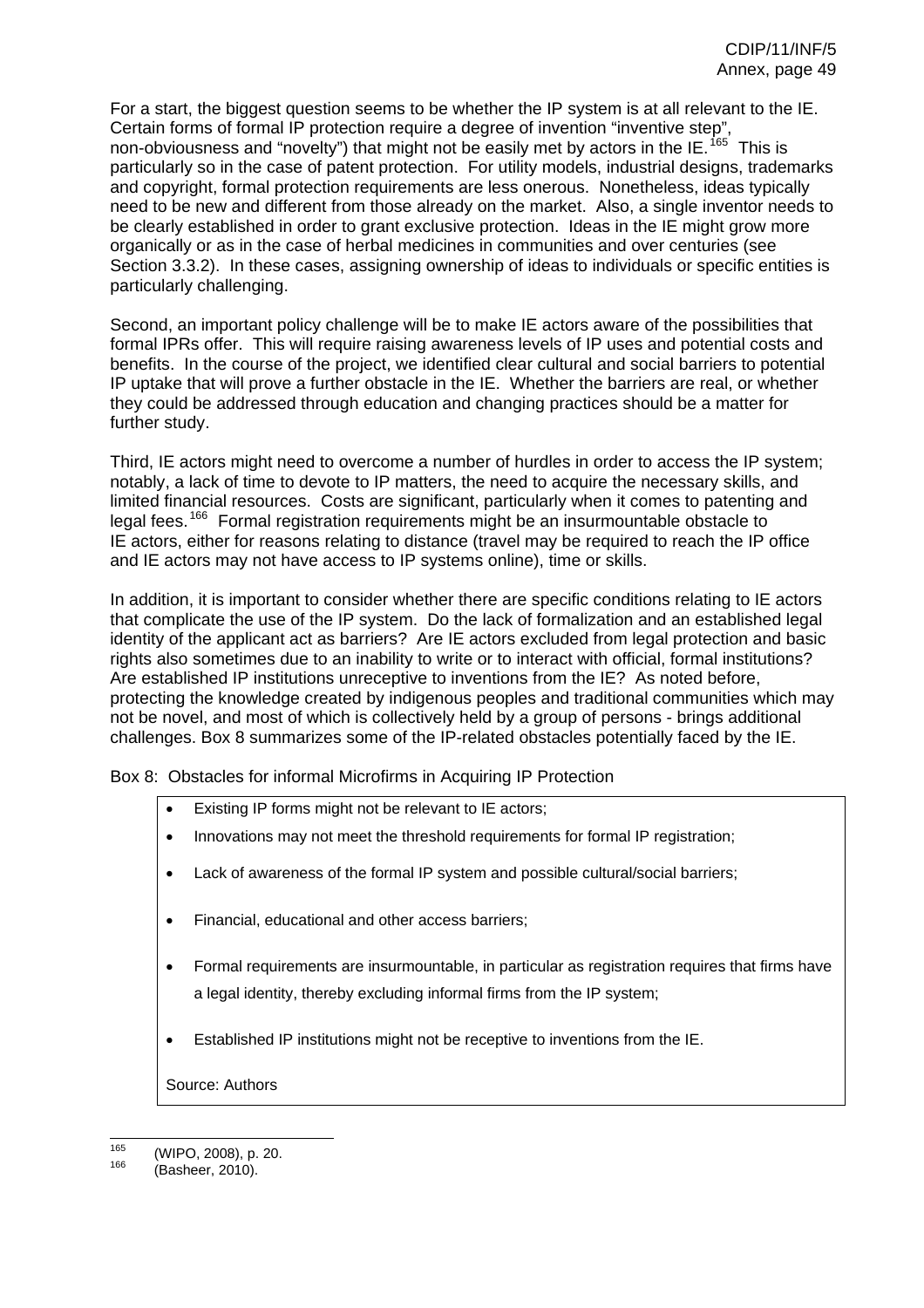For a start, the biggest question seems to be whether the IP system is at all relevant to the IE. Certain forms of formal IP protection require a degree of invention "inventive step", non-obviousness and "novelty") that might not be easily met by actors in the IE.[165] This is particularly so in the case of patent protection. For utility models, industrial designs, trademarks and copyright, formal protection requirements are less onerous. Nonetheless, ideas typically need to be new and different from those already on the market. Also, a single inventor needs to be clearly established in order to grant exclusive protection. Ideas in the IE might grow more organically or as in the case of herbal medicines in communities and over centuries (see Section 3.3.2). In these cases, assigning ownership of ideas to individuals or specific entities is particularly challenging.

Second, an important policy challenge will be to make IE actors aware of the possibilities that formal IPRs offer. This will require raising awareness levels of IP uses and potential costs and benefits. In the course of the project, we identified clear cultural and social barriers to potential IP uptake that will prove a further obstacle in the IE. Whether the barriers are real, or whether they could be addressed through education and changing practices should be a matter for further study.

Third, IE actors might need to overcome a number of hurdles in order to access the IP system; notably, a lack of time to devote to IP matters, the need to acquire the necessary skills, and limited financial resources. Costs are significant, particularly when it comes to patenting and legal fees.[166] Formal registration requirements might be an insurmountable obstacle to IE actors, either for reasons relating to distance (travel may be required to reach the IP office and IE actors may not have access to IP systems online), time or skills.

In addition, it is important to consider whether there are specific conditions relating to IE actors that complicate the use of the IP system. Do the lack of formalization and an established legal identity of the applicant act as barriers? Are IE actors excluded from legal protection and basic rights also sometimes due to an inability to write or to interact with official, formal institutions? Are established IP institutions unreceptive to inventions from the IE? As noted before, protecting the knowledge created by indigenous peoples and traditional communities which may not be novel, and most of which is collectively held by a group of persons - brings additional challenges. Box 8 summarizes some of the IP-related obstacles potentially faced by the IE.

Box 8: Obstacles for informal Microfirms in Acquiring IP Protection

- Existing IP forms might not be relevant to IE actors;
- Innovations may not meet the threshold requirements for formal IP registration;
- Lack of awareness of the formal IP system and possible cultural/social barriers;
- Financial, educational and other access barriers;
- Formal requirements are insurmountable, in particular as registration requires that firms have a legal identity, thereby excluding informal firms from the IP system;
- Established IP institutions might not be receptive to inventions from the IE.

Source: Authors

---

[165] (WIPO, 2008), p. 20.

[166] (Basheer, 2010).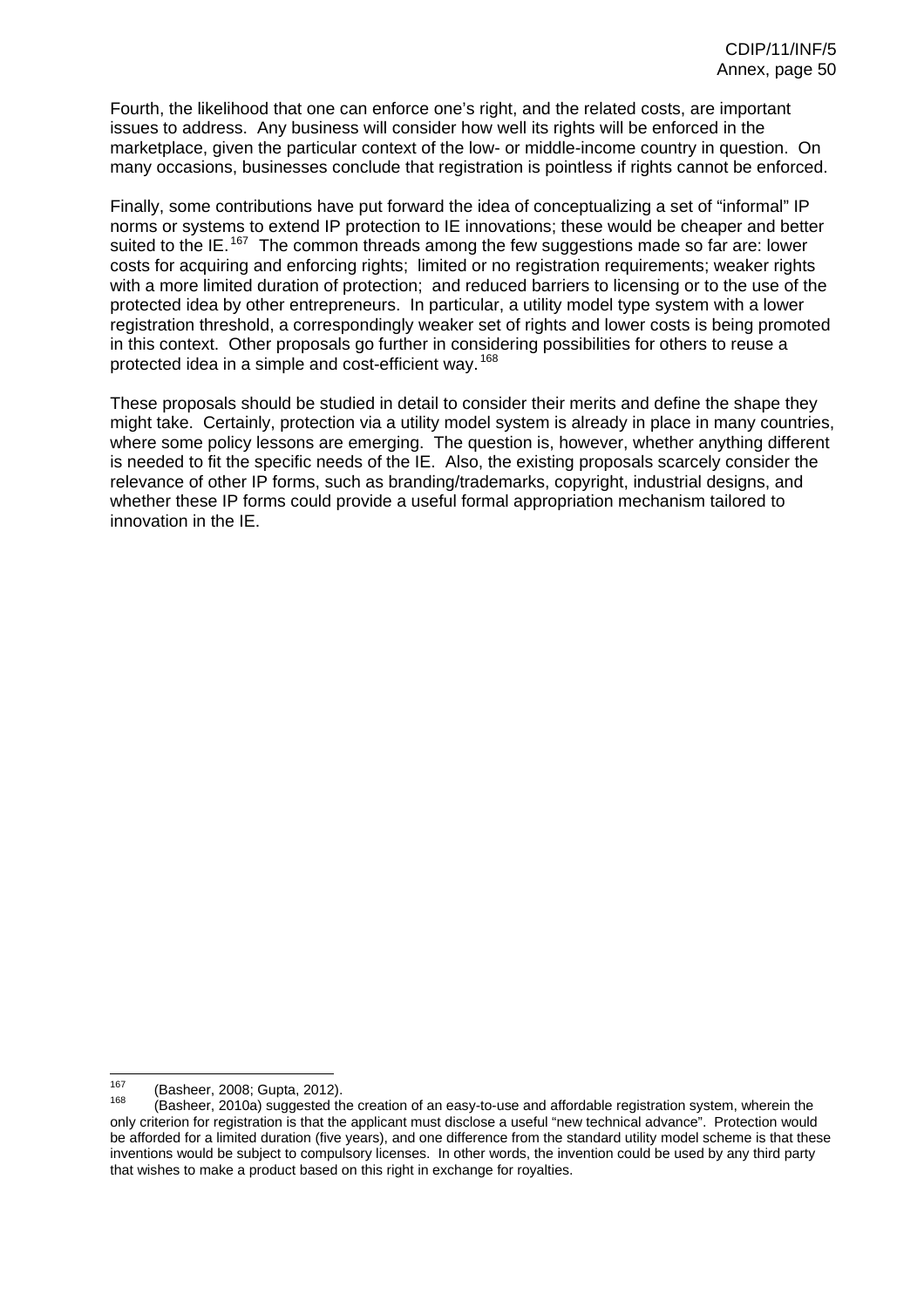Fourth, the likelihood that one can enforce one's right, and the related costs, are important issues to address. Any business will consider how well its rights will be enforced in the marketplace, given the particular context of the low- or middle-income country in question. On many occasions, businesses conclude that registration is pointless if rights cannot be enforced.

Finally, some contributions have put forward the idea of conceptualizing a set of "informal" IP norms or systems to extend IP protection to IE innovations; these would be cheaper and better suited to the IE.[167] The common threads among the few suggestions made so far are: lower costs for acquiring and enforcing rights; limited or no registration requirements; weaker rights with a more limited duration of protection; and reduced barriers to licensing or to the use of the protected idea by other entrepreneurs. In particular, a utility model type system with a lower registration threshold, a correspondingly weaker set of rights and lower costs is being promoted in this context. Other proposals go further in considering possibilities for others to reuse a protected idea in a simple and cost-efficient way.[168]

These proposals should be studied in detail to consider their merits and define the shape they might take. Certainly, protection via a utility model system is already in place in many countries, where some policy lessons are emerging. The question is, however, whether anything different is needed to fit the specific needs of the IE. Also, the existing proposals scarcely consider the relevance of other IP forms, such as branding/trademarks, copyright, industrial designs, and whether these IP forms could provide a useful formal appropriation mechanism tailored to innovation in the IE.

---

[167] (Basheer, 2008; Gupta, 2012).

[168] (Basheer, 2010a) suggested the creation of an easy-to-use and affordable registration system, wherein the only criterion for registration is that the applicant must disclose a useful "new technical advance". Protection would be afforded for a limited duration (five years), and one difference from the standard utility model scheme is that these inventions would be subject to compulsory licenses. In other words, the invention could be used by any third party that wishes to make a product based on this right in exchange for royalties.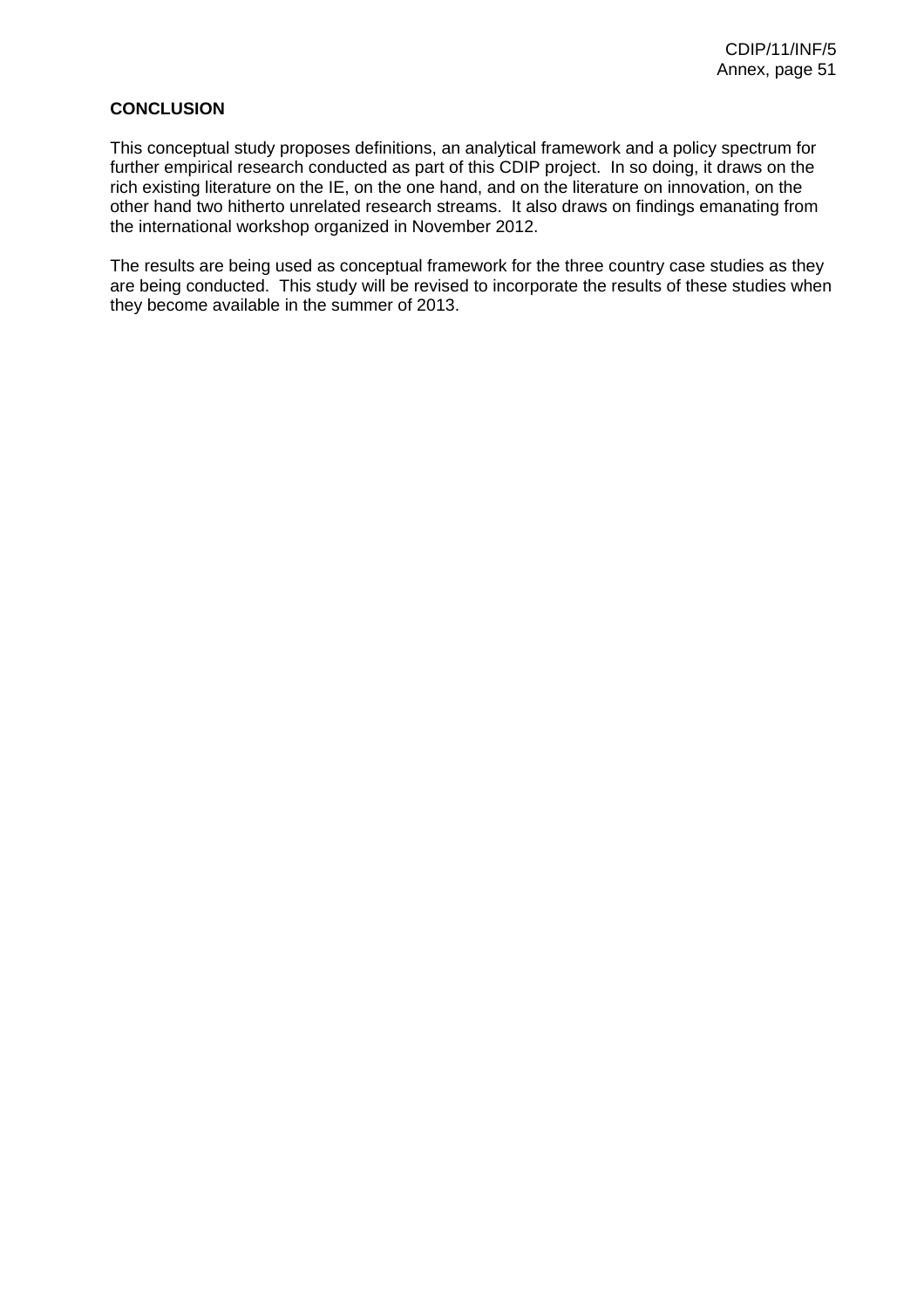**CONCLUSION**

This conceptual study proposes definitions, an analytical framework and a policy spectrum for further empirical research conducted as part of this CDIP project. In so doing, it draws on the rich existing literature on the IE, on the one hand, and on the literature on innovation, on the other hand two hitherto unrelated research streams. It also draws on findings emanating from the international workshop organized in November 2012.

The results are being used as conceptual framework for the three country case studies as they are being conducted. This study will be revised to incorporate the results of these studies when they become available in the summer of 2013.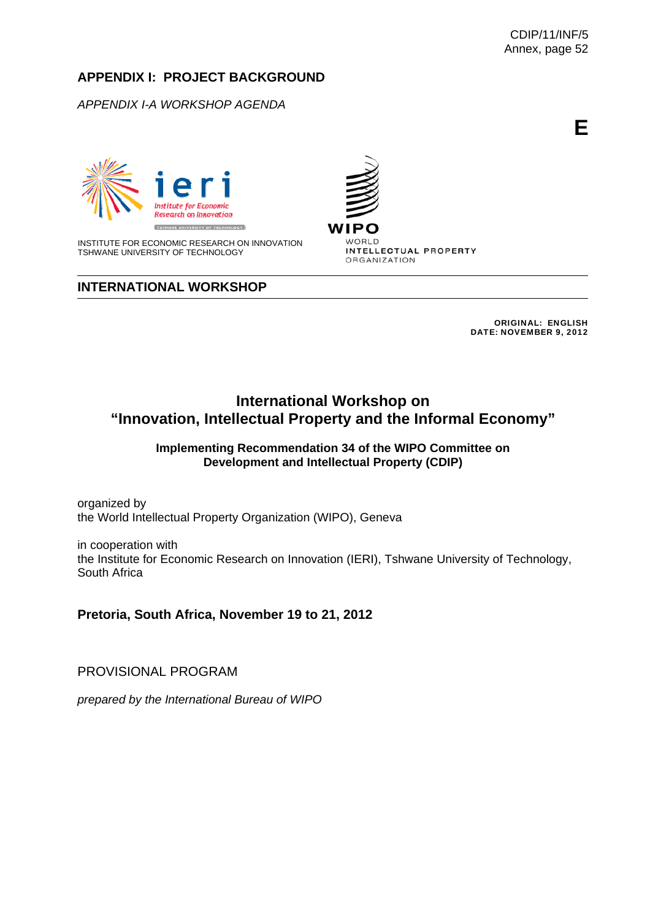## APPENDIX I: PROJECT BACKGROUND

*APPENDIX I-A WORKSHOP AGENDA*

**E**

INSTITUTE FOR ECONOMIC RESEARCH ON INNOVATION
TSHWANE UNIVERSITY OF TECHNOLOGY

WIPO
WORLD
INTELLECTUAL PROPERTY
ORGANIZATION

### INTERNATIONAL WORKSHOP

**ORIGINAL: ENGLISH**
**DATE: NOVEMBER 9, 2012**

# International Workshop on "Innovation, Intellectual Property and the Informal Economy"

**Implementing Recommendation 34 of the WIPO Committee on Development and Intellectual Property (CDIP)**

organized by
the World Intellectual Property Organization (WIPO), Geneva

in cooperation with
the Institute for Economic Research on Innovation (IERI), Tshwane University of Technology, South Africa

**Pretoria, South Africa, November 19 to 21, 2012**

PROVISIONAL PROGRAM

*prepared by the International Bureau of WIPO*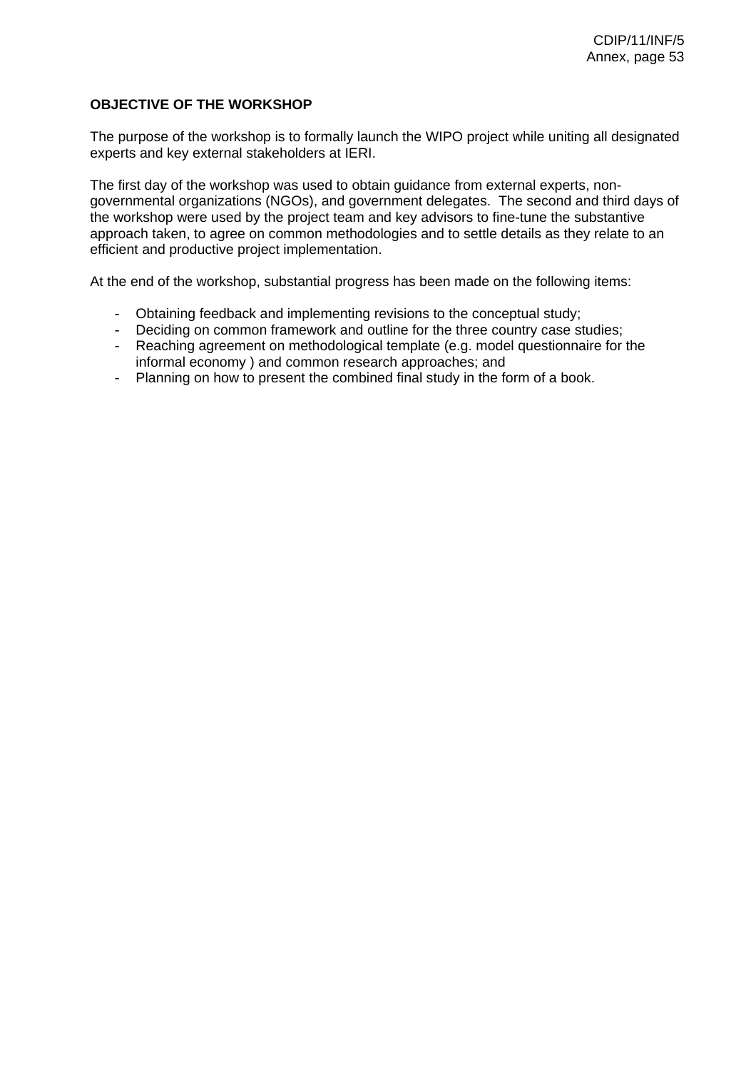**OBJECTIVE OF THE WORKSHOP**

The purpose of the workshop is to formally launch the WIPO project while uniting all designated experts and key external stakeholders at IERI.

The first day of the workshop was used to obtain guidance from external experts, non-governmental organizations (NGOs), and government delegates. The second and third days of the workshop were used by the project team and key advisors to fine-tune the substantive approach taken, to agree on common methodologies and to settle details as they relate to an efficient and productive project implementation.

At the end of the workshop, substantial progress has been made on the following items:

- Obtaining feedback and implementing revisions to the conceptual study;
- Deciding on common framework and outline for the three country case studies;
- Reaching agreement on methodological template (e.g. model questionnaire for the informal economy ) and common research approaches; and
- Planning on how to present the combined final study in the form of a book.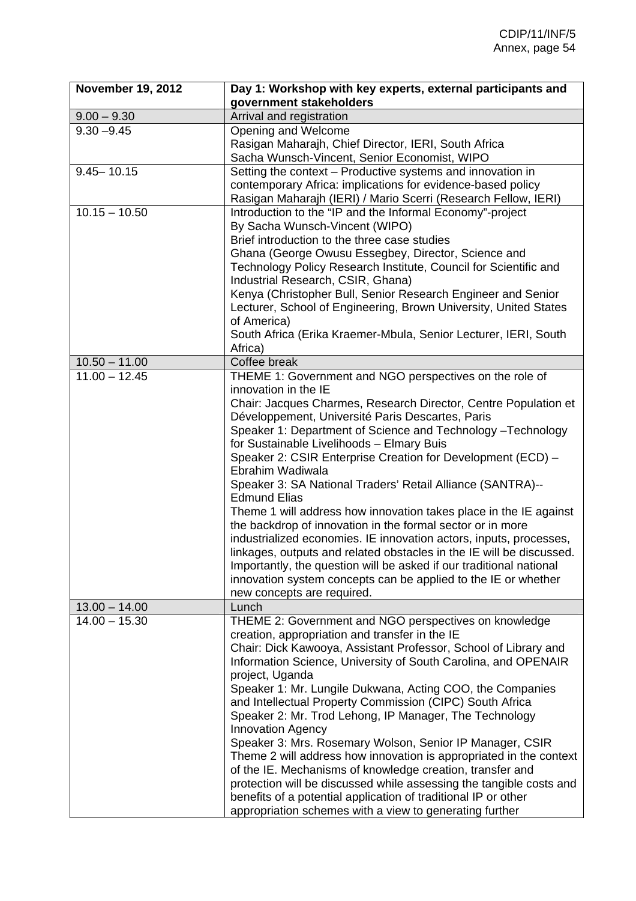| November 19, 2012 | Day 1: Workshop with key experts, external participants and government stakeholders |
|---|---|
| 9.00 – 9.30 | Arrival and registration |
| 9.30 –9.45 | Opening and Welcome<br>Rasigan Maharajh, Chief Director, IERI, South Africa<br>Sacha Wunsch-Vincent, Senior Economist, WIPO |
| 9.45– 10.15 | Setting the context – Productive systems and innovation in contemporary Africa: implications for evidence-based policy<br>Rasigan Maharajh (IERI) / Mario Scerri (Research Fellow, IERI) |
| 10.15 – 10.50 | Introduction to the "IP and the Informal Economy"-project<br>By Sacha Wunsch-Vincent (WIPO)<br>Brief introduction to the three case studies<br>Ghana (George Owusu Essegbey, Director, Science and Technology Policy Research Institute, Council for Scientific and Industrial Research, CSIR, Ghana)<br>Kenya (Christopher Bull, Senior Research Engineer and Senior Lecturer, School of Engineering, Brown University, United States of America)<br>South Africa (Erika Kraemer-Mbula, Senior Lecturer, IERI, South Africa) |
| 10.50 – 11.00 | Coffee break |
| 11.00 – 12.45 | THEME 1: Government and NGO perspectives on the role of innovation in the IE<br>Chair: Jacques Charmes, Research Director, Centre Population et Développement, Université Paris Descartes, Paris<br>Speaker 1: Department of Science and Technology –Technology for Sustainable Livelihoods – Elmary Buis<br>Speaker 2: CSIR Enterprise Creation for Development (ECD) – Ebrahim Wadiwala<br>Speaker 3: SA National Traders' Retail Alliance (SANTRA)-- Edmund Elias<br>Theme 1 will address how innovation takes place in the IE against the backdrop of innovation in the formal sector or in more industrialized economies. IE innovation actors, inputs, processes, linkages, outputs and related obstacles in the IE will be discussed. Importantly, the question will be asked if our traditional national innovation system concepts can be applied to the IE or whether new concepts are required. |
| 13.00 – 14.00 | Lunch |
| 14.00 – 15.30 | THEME 2: Government and NGO perspectives on knowledge creation, appropriation and transfer in the IE<br>Chair: Dick Kawooya, Assistant Professor, School of Library and Information Science, University of South Carolina, and OPENAIR project, Uganda<br>Speaker 1: Mr. Lungile Dukwana, Acting COO, the Companies and Intellectual Property Commission (CIPC) South Africa<br>Speaker 2: Mr. Trod Lehong, IP Manager, The Technology Innovation Agency<br>Speaker 3: Mrs. Rosemary Wolson, Senior IP Manager, CSIR<br>Theme 2 will address how innovation is appropriated in the context of the IE. Mechanisms of knowledge creation, transfer and protection will be discussed while assessing the tangible costs and benefits of a potential application of traditional IP or other appropriation schemes with a view to generating further |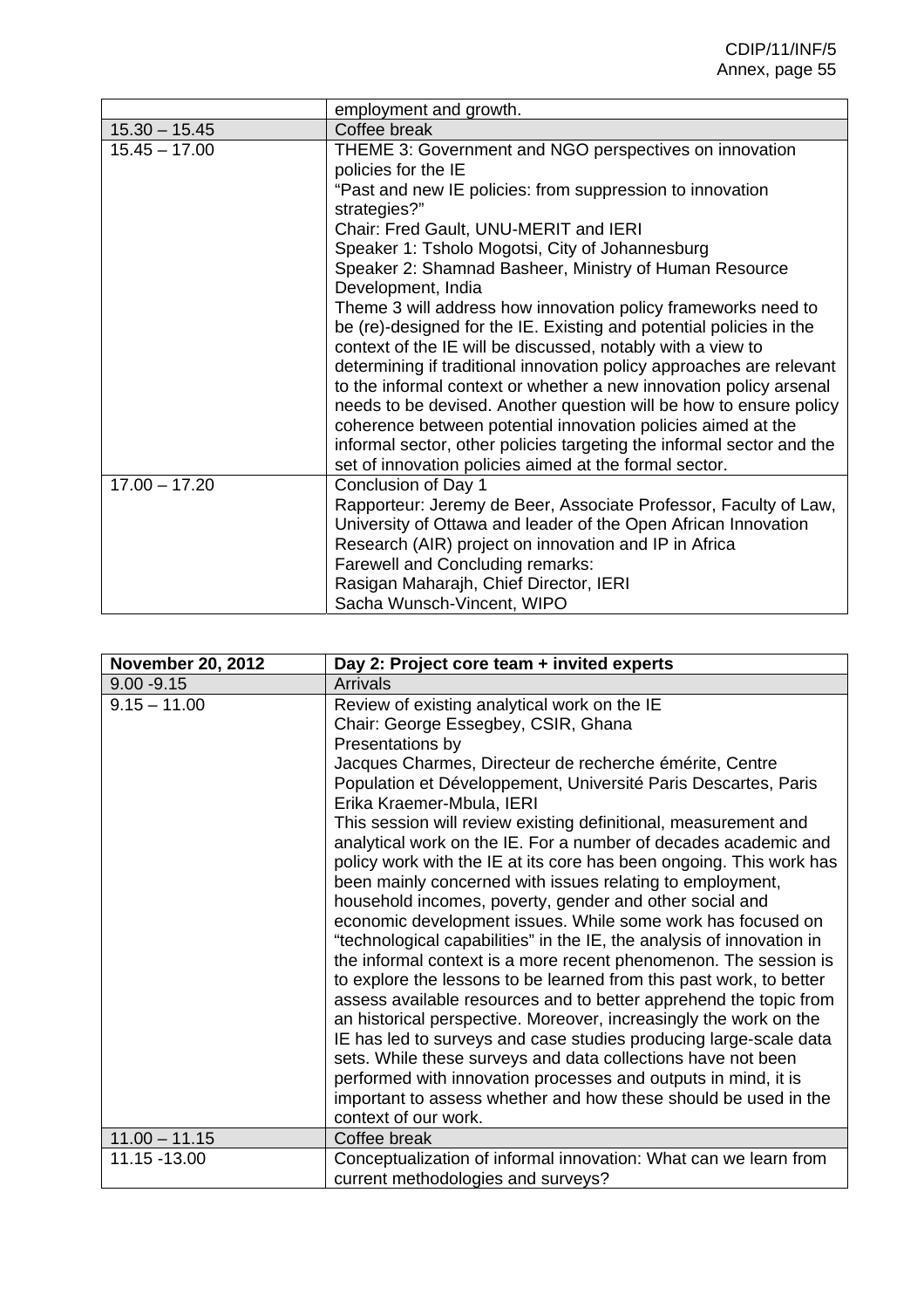| | employment and growth. |
|---|---|
| 15.30 – 15.45 | Coffee break |
| 15.45 – 17.00 | THEME 3: Government and NGO perspectives on innovation policies for the IE<br>"Past and new IE policies: from suppression to innovation strategies?"<br>Chair: Fred Gault, UNU-MERIT and IERI<br>Speaker 1: Tsholo Mogotsi, City of Johannesburg<br>Speaker 2: Shamnad Basheer, Ministry of Human Resource Development, India<br>Theme 3 will address how innovation policy frameworks need to be (re)-designed for the IE. Existing and potential policies in the context of the IE will be discussed, notably with a view to determining if traditional innovation policy approaches are relevant to the informal context or whether a new innovation policy arsenal needs to be devised. Another question will be how to ensure policy coherence between potential innovation policies aimed at the informal sector, other policies targeting the informal sector and the set of innovation policies aimed at the formal sector. |
| 17.00 – 17.20 | Conclusion of Day 1<br>Rapporteur: Jeremy de Beer, Associate Professor, Faculty of Law, University of Ottawa and leader of the Open African Innovation Research (AIR) project on innovation and IP in Africa<br>Farewell and Concluding remarks:<br>Rasigan Maharajh, Chief Director, IERI<br>Sacha Wunsch-Vincent, WIPO |

| **November 20, 2012** | **Day 2: Project core team + invited experts** |
|---|---|
| 9.00 -9.15 | Arrivals |
| 9.15 – 11.00 | Review of existing analytical work on the IE<br>Chair: George Essegbey, CSIR, Ghana<br>Presentations by<br>Jacques Charmes, Directeur de recherche émérite, Centre Population et Développement, Université Paris Descartes, Paris<br>Erika Kraemer-Mbula, IERI<br>This session will review existing definitional, measurement and analytical work on the IE. For a number of decades academic and policy work with the IE at its core has been ongoing. This work has been mainly concerned with issues relating to employment, household incomes, poverty, gender and other social and economic development issues. While some work has focused on "technological capabilities" in the IE, the analysis of innovation in the informal context is a more recent phenomenon. The session is to explore the lessons to be learned from this past work, to better assess available resources and to better apprehend the topic from an historical perspective. Moreover, increasingly the work on the IE has led to surveys and case studies producing large-scale data sets. While these surveys and data collections have not been performed with innovation processes and outputs in mind, it is important to assess whether and how these should be used in the context of our work. |
| 11.00 – 11.15 | Coffee break |
| 11.15 -13.00 | Conceptualization of informal innovation: What can we learn from current methodologies and surveys? |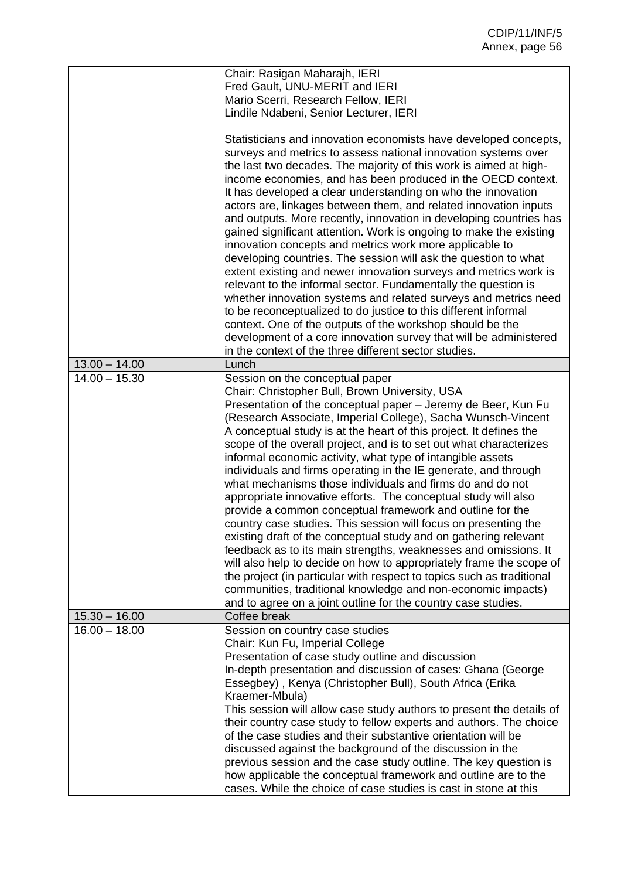| | |
|---|---|
| | Chair: Rasigan Maharajh, IERI<br>Fred Gault, UNU-MERIT and IERI<br>Mario Scerri, Research Fellow, IERI<br>Lindile Ndabeni, Senior Lecturer, IERI<br><br>Statisticians and innovation economists have developed concepts, surveys and metrics to assess national innovation systems over the last two decades. The majority of this work is aimed at high-income economies, and has been produced in the OECD context. It has developed a clear understanding on who the innovation actors are, linkages between them, and related innovation inputs and outputs. More recently, innovation in developing countries has gained significant attention. Work is ongoing to make the existing innovation concepts and metrics work more applicable to developing countries. The session will ask the question to what extent existing and newer innovation surveys and metrics work is relevant to the informal sector. Fundamentally the question is whether innovation systems and related surveys and metrics need to be reconceptualized to do justice to this different informal context. One of the outputs of the workshop should be the development of a core innovation survey that will be administered in the context of the three different sector studies. |
| 13.00 – 14.00 | Lunch |
| 14.00 – 15.30 | Session on the conceptual paper<br>Chair: Christopher Bull, Brown University, USA<br>Presentation of the conceptual paper – Jeremy de Beer, Kun Fu (Research Associate, Imperial College), Sacha Wunsch-Vincent<br>A conceptual study is at the heart of this project. It defines the scope of the overall project, and is to set out what characterizes informal economic activity, what type of intangible assets individuals and firms operating in the IE generate, and through what mechanisms those individuals and firms do and do not appropriate innovative efforts. The conceptual study will also provide a common conceptual framework and outline for the country case studies. This session will focus on presenting the existing draft of the conceptual study and on gathering relevant feedback as to its main strengths, weaknesses and omissions. It will also help to decide on how to appropriately frame the scope of the project (in particular with respect to topics such as traditional communities, traditional knowledge and non-economic impacts) and to agree on a joint outline for the country case studies. |
| 15.30 – 16.00 | Coffee break |
| 16.00 – 18.00 | Session on country case studies<br>Chair: Kun Fu, Imperial College<br>Presentation of case study outline and discussion<br>In-depth presentation and discussion of cases: Ghana (George Essegbey) , Kenya (Christopher Bull), South Africa (Erika Kraemer-Mbula)<br>This session will allow case study authors to present the details of their country case study to fellow experts and authors. The choice of the case studies and their substantive orientation will be discussed against the background of the discussion in the previous session and the case study outline. The key question is how applicable the conceptual framework and outline are to the cases. While the choice of case studies is cast in stone at this |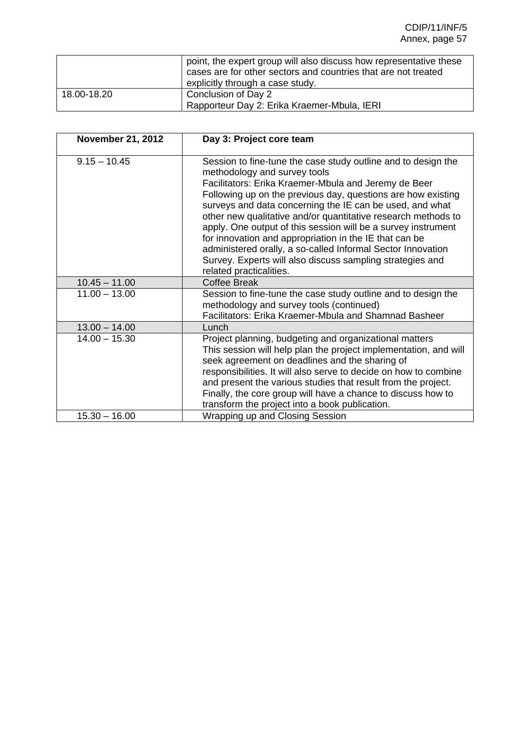| | |
|---|---|
| | point, the expert group will also discuss how representative these cases are for other sectors and countries that are not treated explicitly through a case study. |
| 18.00-18.20 | Conclusion of Day 2<br>Rapporteur Day 2: Erika Kraemer-Mbula, IERI |

| **November 21, 2012** | **Day 3: Project core team** |
|---|---|
| 9.15 – 10.45 | Session to fine-tune the case study outline and to design the methodology and survey tools<br>Facilitators: Erika Kraemer-Mbula and Jeremy de Beer<br>Following up on the previous day, questions are how existing surveys and data concerning the IE can be used, and what other new qualitative and/or quantitative research methods to apply. One output of this session will be a survey instrument for innovation and appropriation in the IE that can be administered orally, a so-called Informal Sector Innovation Survey. Experts will also discuss sampling strategies and related practicalities. |
| 10.45 – 11.00 | Coffee Break |
| 11.00 – 13.00 | Session to fine-tune the case study outline and to design the methodology and survey tools (continued)<br>Facilitators: Erika Kraemer-Mbula and Shamnad Basheer |
| 13.00 – 14.00 | Lunch |
| 14.00 – 15.30 | Project planning, budgeting and organizational matters<br>This session will help plan the project implementation, and will seek agreement on deadlines and the sharing of responsibilities. It will also serve to decide on how to combine and present the various studies that result from the project. Finally, the core group will have a chance to discuss how to transform the project into a book publication. |
| 15.30 – 16.00 | Wrapping up and Closing Session |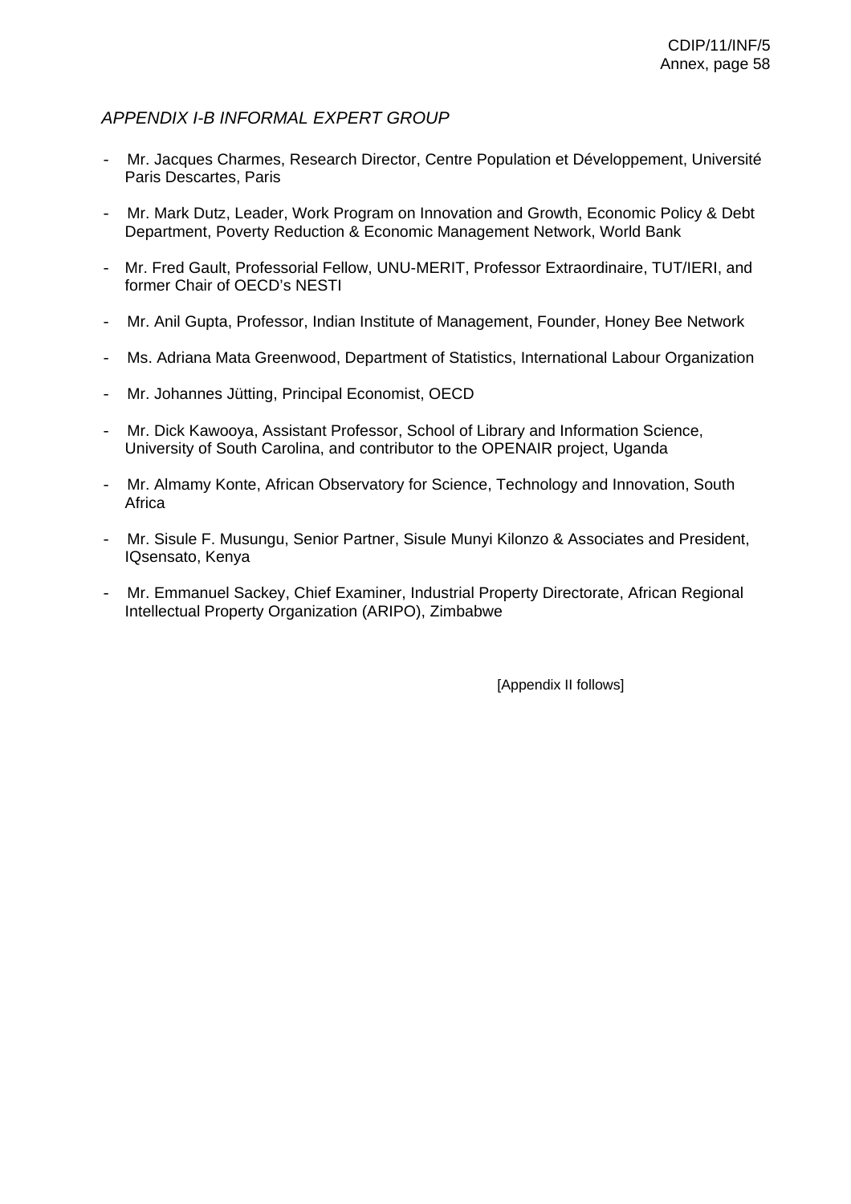*APPENDIX I-B INFORMAL EXPERT GROUP*

- Mr. Jacques Charmes, Research Director, Centre Population et Développement, Université Paris Descartes, Paris

- Mr. Mark Dutz, Leader, Work Program on Innovation and Growth, Economic Policy & Debt Department, Poverty Reduction & Economic Management Network, World Bank

- Mr. Fred Gault, Professorial Fellow, UNU-MERIT, Professor Extraordinaire, TUT/IERI, and former Chair of OECD's NESTI

- Mr. Anil Gupta, Professor, Indian Institute of Management, Founder, Honey Bee Network

- Ms. Adriana Mata Greenwood, Department of Statistics, International Labour Organization

- Mr. Johannes Jütting, Principal Economist, OECD

- Mr. Dick Kawooya, Assistant Professor, School of Library and Information Science, University of South Carolina, and contributor to the OPENAIR project, Uganda

- Mr. Almamy Konte, African Observatory for Science, Technology and Innovation, South Africa

- Mr. Sisule F. Musungu, Senior Partner, Sisule Munyi Kilonzo & Associates and President, IQsensato, Kenya

- Mr. Emmanuel Sackey, Chief Examiner, Industrial Property Directorate, African Regional Intellectual Property Organization (ARIPO), Zimbabwe

[Appendix II follows]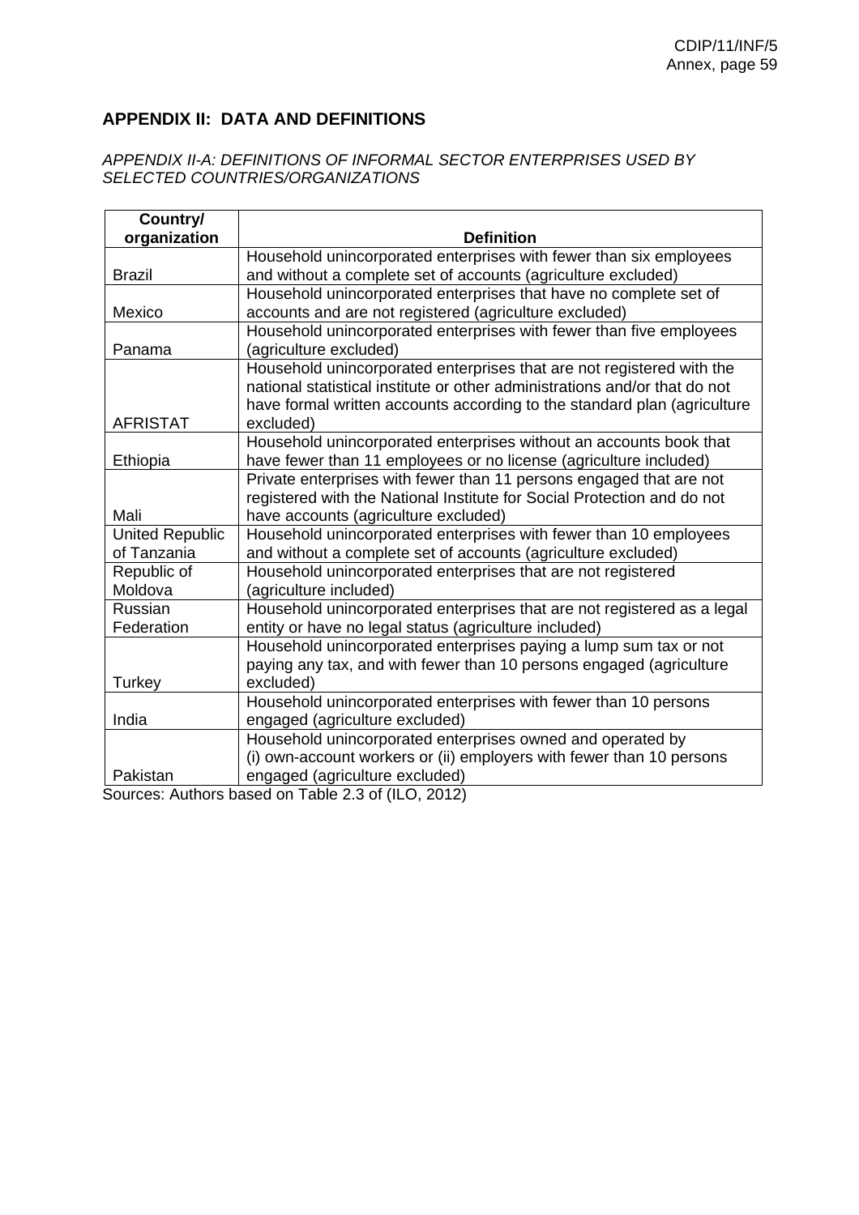## APPENDIX II: DATA AND DEFINITIONS

*APPENDIX II-A: DEFINITIONS OF INFORMAL SECTOR ENTERPRISES USED BY SELECTED COUNTRIES/ORGANIZATIONS*

| Country/ organization | Definition |
|---|---|
| Brazil | Household unincorporated enterprises with fewer than six employees and without a complete set of accounts (agriculture excluded) |
| Mexico | Household unincorporated enterprises that have no complete set of accounts and are not registered (agriculture excluded) |
| Panama | Household unincorporated enterprises with fewer than five employees (agriculture excluded) |
| AFRISTAT | Household unincorporated enterprises that are not registered with the national statistical institute or other administrations and/or that do not have formal written accounts according to the standard plan (agriculture excluded) |
| Ethiopia | Household unincorporated enterprises without an accounts book that have fewer than 11 employees or no license (agriculture included) |
| Mali | Private enterprises with fewer than 11 persons engaged that are not registered with the National Institute for Social Protection and do not have accounts (agriculture excluded) |
| United Republic of Tanzania | Household unincorporated enterprises with fewer than 10 employees and without a complete set of accounts (agriculture excluded) |
| Republic of Moldova | Household unincorporated enterprises that are not registered (agriculture included) |
| Russian Federation | Household unincorporated enterprises that are not registered as a legal entity or have no legal status (agriculture included) |
| Turkey | Household unincorporated enterprises paying a lump sum tax or not paying any tax, and with fewer than 10 persons engaged (agriculture excluded) |
| India | Household unincorporated enterprises with fewer than 10 persons engaged (agriculture excluded) |
| Pakistan | Household unincorporated enterprises owned and operated by (i) own-account workers or (ii) employers with fewer than 10 persons engaged (agriculture excluded) |

Sources: Authors based on Table 2.3 of (ILO, 2012)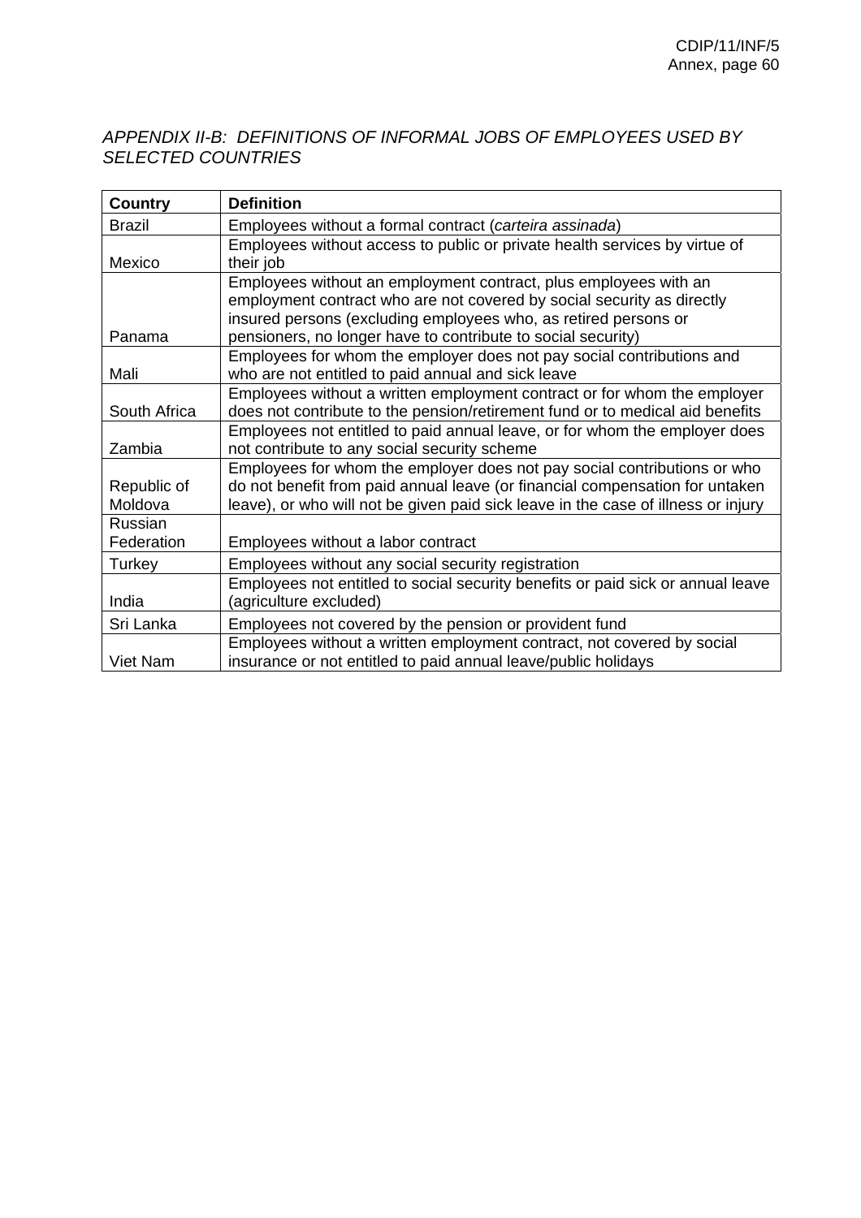### *APPENDIX II-B: DEFINITIONS OF INFORMAL JOBS OF EMPLOYEES USED BY SELECTED COUNTRIES*

| Country | Definition |
|---|---|
| Brazil | Employees without a formal contract (*carteira assinada*) |
| Mexico | Employees without access to public or private health services by virtue of their job |
| Panama | Employees without an employment contract, plus employees with an employment contract who are not covered by social security as directly insured persons (excluding employees who, as retired persons or pensioners, no longer have to contribute to social security) |
| Mali | Employees for whom the employer does not pay social contributions and who are not entitled to paid annual and sick leave |
| South Africa | Employees without a written employment contract or for whom the employer does not contribute to the pension/retirement fund or to medical aid benefits |
| Zambia | Employees not entitled to paid annual leave, or for whom the employer does not contribute to any social security scheme |
| Republic of Moldova | Employees for whom the employer does not pay social contributions or who do not benefit from paid annual leave (or financial compensation for untaken leave), or who will not be given paid sick leave in the case of illness or injury |
| Russian Federation | Employees without a labor contract |
| Turkey | Employees without any social security registration |
| India | Employees not entitled to social security benefits or paid sick or annual leave (agriculture excluded) |
| Sri Lanka | Employees not covered by the pension or provident fund |
| Viet Nam | Employees without a written employment contract, not covered by social insurance or not entitled to paid annual leave/public holidays |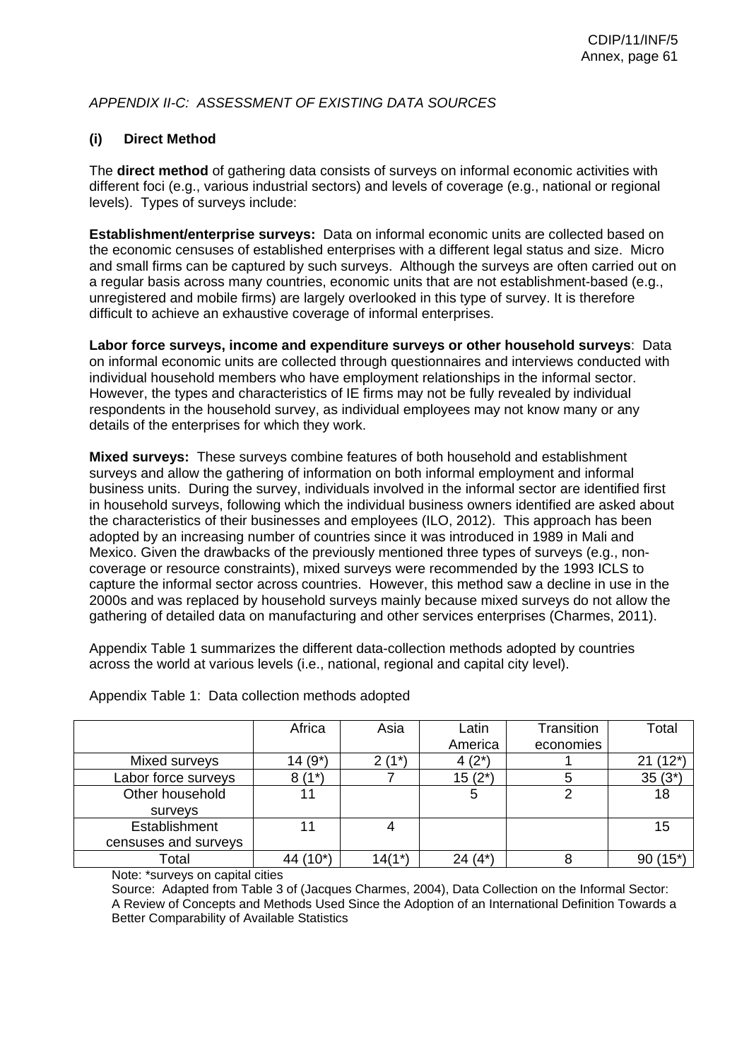*APPENDIX II-C: ASSESSMENT OF EXISTING DATA SOURCES*

**(i) Direct Method**

The **direct method** of gathering data consists of surveys on informal economic activities with different foci (e.g., various industrial sectors) and levels of coverage (e.g., national or regional levels). Types of surveys include:

**Establishment/enterprise surveys:** Data on informal economic units are collected based on the economic censuses of established enterprises with a different legal status and size. Micro and small firms can be captured by such surveys. Although the surveys are often carried out on a regular basis across many countries, economic units that are not establishment-based (e.g., unregistered and mobile firms) are largely overlooked in this type of survey. It is therefore difficult to achieve an exhaustive coverage of informal enterprises.

**Labor force surveys, income and expenditure surveys or other household surveys**: Data on informal economic units are collected through questionnaires and interviews conducted with individual household members who have employment relationships in the informal sector. However, the types and characteristics of IE firms may not be fully revealed by individual respondents in the household survey, as individual employees may not know many or any details of the enterprises for which they work.

**Mixed surveys:** These surveys combine features of both household and establishment surveys and allow the gathering of information on both informal employment and informal business units. During the survey, individuals involved in the informal sector are identified first in household surveys, following which the individual business owners identified are asked about the characteristics of their businesses and employees (ILO, 2012). This approach has been adopted by an increasing number of countries since it was introduced in 1989 in Mali and Mexico. Given the drawbacks of the previously mentioned three types of surveys (e.g., non-coverage or resource constraints), mixed surveys were recommended by the 1993 ICLS to capture the informal sector across countries. However, this method saw a decline in use in the 2000s and was replaced by household surveys mainly because mixed surveys do not allow the gathering of detailed data on manufacturing and other services enterprises (Charmes, 2011).

Appendix Table 1 summarizes the different data-collection methods adopted by countries across the world at various levels (i.e., national, regional and capital city level).

Appendix Table 1: Data collection methods adopted

| | Africa | Asia | Latin America | Transition economies | Total |
|---|---|---|---|---|---|
| Mixed surveys | 14 (9*) | 2 (1*) | 4 (2*) | 1 | 21 (12*) |
| Labor force surveys | 8 (1*) | 7 | 15 (2*) | 5 | 35 (3*) |
| Other household surveys | 11 | | 5 | 2 | 18 |
| Establishment censuses and surveys | 11 | 4 | | | 15 |
| Total | 44 (10*) | 14(1*) | 24 (4*) | 8 | 90 (15*) |

Note: *surveys on capital cities

Source: Adapted from Table 3 of (Jacques Charmes, 2004), Data Collection on the Informal Sector: A Review of Concepts and Methods Used Since the Adoption of an International Definition Towards a Better Comparability of Available Statistics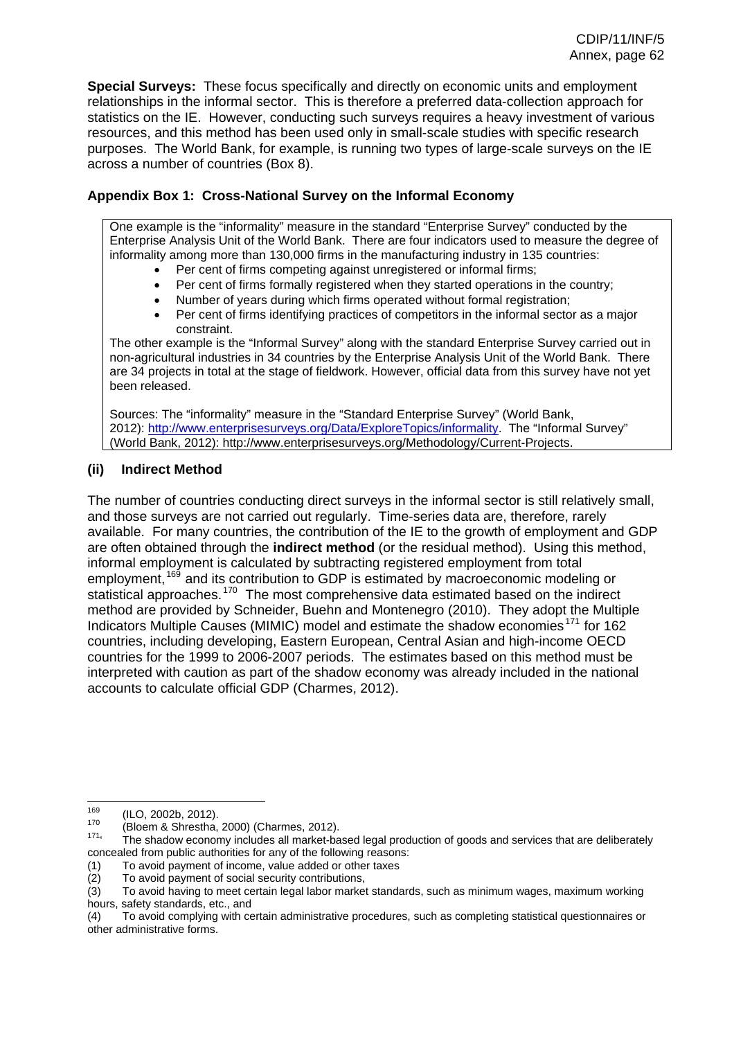**Special Surveys:** These focus specifically and directly on economic units and employment relationships in the informal sector. This is therefore a preferred data-collection approach for statistics on the IE. However, conducting such surveys requires a heavy investment of various resources, and this method has been used only in small-scale studies with specific research purposes. The World Bank, for example, is running two types of large-scale surveys on the IE across a number of countries (Box 8).

**Appendix Box 1: Cross-National Survey on the Informal Economy**

One example is the "informality" measure in the standard "Enterprise Survey" conducted by the Enterprise Analysis Unit of the World Bank. There are four indicators used to measure the degree of informality among more than 130,000 firms in the manufacturing industry in 135 countries:

- Per cent of firms competing against unregistered or informal firms;
- Per cent of firms formally registered when they started operations in the country;
- Number of years during which firms operated without formal registration;
- Per cent of firms identifying practices of competitors in the informal sector as a major constraint.

The other example is the "Informal Survey" along with the standard Enterprise Survey carried out in non-agricultural industries in 34 countries by the Enterprise Analysis Unit of the World Bank. There are 34 projects in total at the stage of fieldwork. However, official data from this survey have not yet been released.

Sources: The "informality" measure in the "Standard Enterprise Survey" (World Bank, 2012): http://www.enterprisesurveys.org/Data/ExploreTopics/informality. The "Informal Survey" (World Bank, 2012): http://www.enterprisesurveys.org/Methodology/Current-Projects.

### (ii) Indirect Method

The number of countries conducting direct surveys in the informal sector is still relatively small, and those surveys are not carried out regularly. Time-series data are, therefore, rarely available. For many countries, the contribution of the IE to the growth of employment and GDP are often obtained through the **indirect method** (or the residual method). Using this method, informal employment is calculated by subtracting registered employment from total employment,[169] and its contribution to GDP is estimated by macroeconomic modeling or statistical approaches.[170] The most comprehensive data estimated based on the indirect method are provided by Schneider, Buehn and Montenegro (2010). They adopt the Multiple Indicators Multiple Causes (MIMIC) model and estimate the shadow economies[171] for 162 countries, including developing, Eastern European, Central Asian and high-income OECD countries for the 1999 to 2006-2007 periods. The estimates based on this method must be interpreted with caution as part of the shadow economy was already included in the national accounts to calculate official GDP (Charmes, 2012).

---

[169] (ILO, 2002b, 2012).

[170] (Bloem & Shrestha, 2000) (Charmes, 2012).

[171] The shadow economy includes all market-based legal production of goods and services that are deliberately concealed from public authorities for any of the following reasons:

(1) To avoid payment of income, value added or other taxes

(2) To avoid payment of social security contributions,

(3) To avoid having to meet certain legal labor market standards, such as minimum wages, maximum working hours, safety standards, etc., and

(4) To avoid complying with certain administrative procedures, such as completing statistical questionnaires or other administrative forms.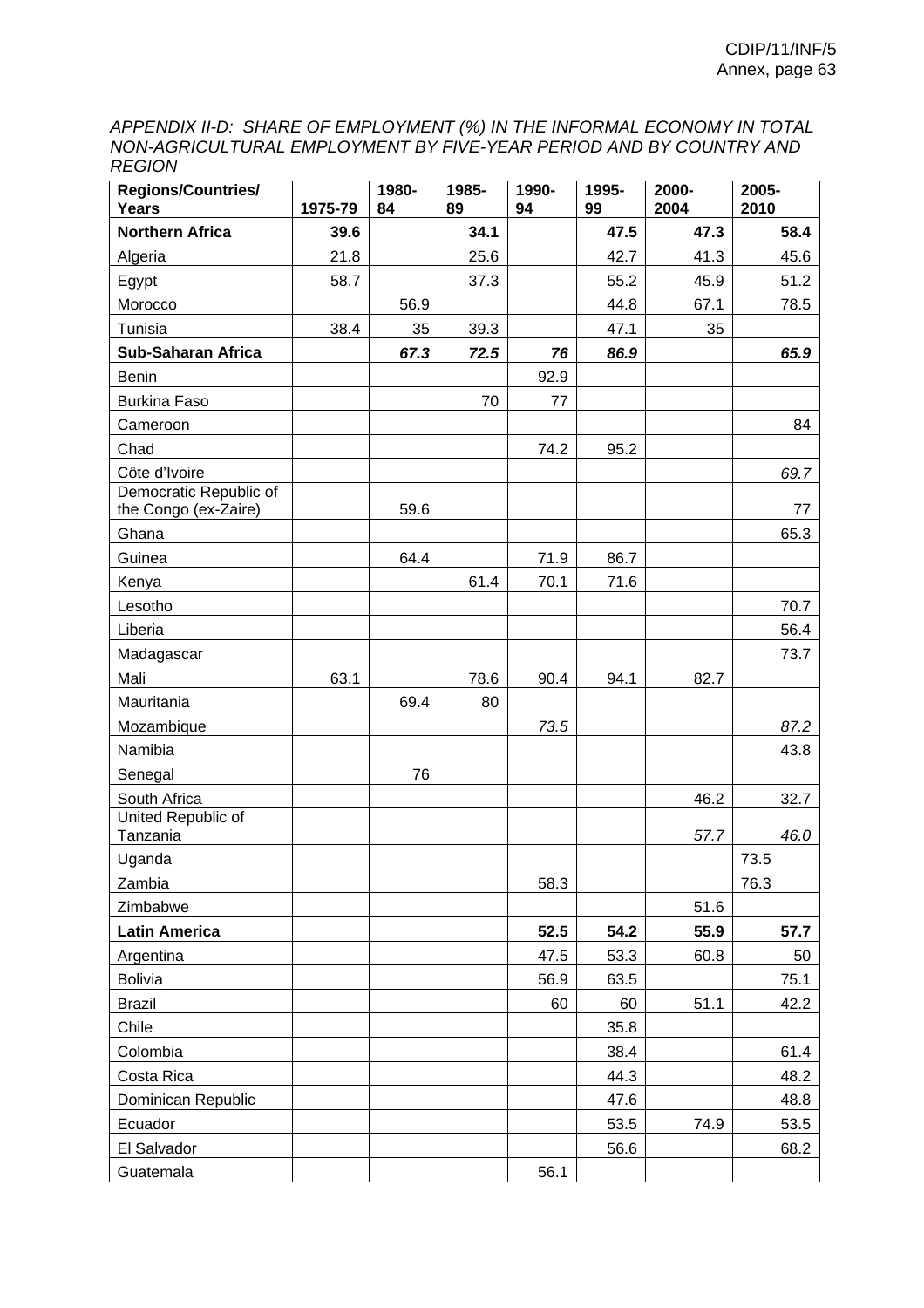*APPENDIX II-D: SHARE OF EMPLOYMENT (%) IN THE INFORMAL ECONOMY IN TOTAL NON-AGRICULTURAL EMPLOYMENT BY FIVE-YEAR PERIOD AND BY COUNTRY AND REGION*

| Regions/Countries/ Years | 1975-79 | 1980-84 | 1985-89 | 1990-94 | 1995-99 | 2000-2004 | 2005-2010 |
|---|---|---|---|---|---|---|---|
| **Northern Africa** | **39.6** | | **34.1** | | **47.5** | **47.3** | **58.4** |
| Algeria | 21.8 | | 25.6 | | 42.7 | 41.3 | 45.6 |
| Egypt | 58.7 | | 37.3 | | 55.2 | 45.9 | 51.2 |
| Morocco | | 56.9 | | | 44.8 | 67.1 | 78.5 |
| Tunisia | 38.4 | 35 | 39.3 | | 47.1 | 35 | |
| **Sub-Saharan Africa** | | ***67.3*** | ***72.5*** | ***76*** | ***86.9*** | | ***65.9*** |
| Benin | | | | 92.9 | | | |
| Burkina Faso | | | 70 | 77 | | | |
| Cameroon | | | | | | | 84 |
| Chad | | | | 74.2 | 95.2 | | |
| Côte d'Ivoire | | | | | | | *69.7* |
| Democratic Republic of the Congo (ex-Zaire) | | 59.6 | | | | | 77 |
| Ghana | | | | | | | 65.3 |
| Guinea | | 64.4 | | 71.9 | 86.7 | | |
| Kenya | | | 61.4 | 70.1 | 71.6 | | |
| Lesotho | | | | | | | 70.7 |
| Liberia | | | | | | | 56.4 |
| Madagascar | | | | | | | 73.7 |
| Mali | 63.1 | | 78.6 | 90.4 | 94.1 | 82.7 | |
| Mauritania | | 69.4 | 80 | | | | |
| Mozambique | | | | *73.5* | | | *87.2* |
| Namibia | | | | | | | 43.8 |
| Senegal | | 76 | | | | | |
| South Africa | | | | | | 46.2 | 32.7 |
| United Republic of Tanzania | | | | | | *57.7* | *46.0* |
| Uganda | | | | | | | 73.5 |
| Zambia | | | | 58.3 | | | 76.3 |
| Zimbabwe | | | | | | 51.6 | |
| **Latin America** | | | | **52.5** | **54.2** | **55.9** | **57.7** |
| Argentina | | | | 47.5 | 53.3 | 60.8 | 50 |
| Bolivia | | | | 56.9 | 63.5 | | 75.1 |
| Brazil | | | | 60 | 60 | 51.1 | 42.2 |
| Chile | | | | | 35.8 | | |
| Colombia | | | | | 38.4 | | 61.4 |
| Costa Rica | | | | | 44.3 | | 48.2 |
| Dominican Republic | | | | | 47.6 | | 48.8 |
| Ecuador | | | | | 53.5 | 74.9 | 53.5 |
| El Salvador | | | | | 56.6 | | 68.2 |
| Guatemala | | | | 56.1 | | | |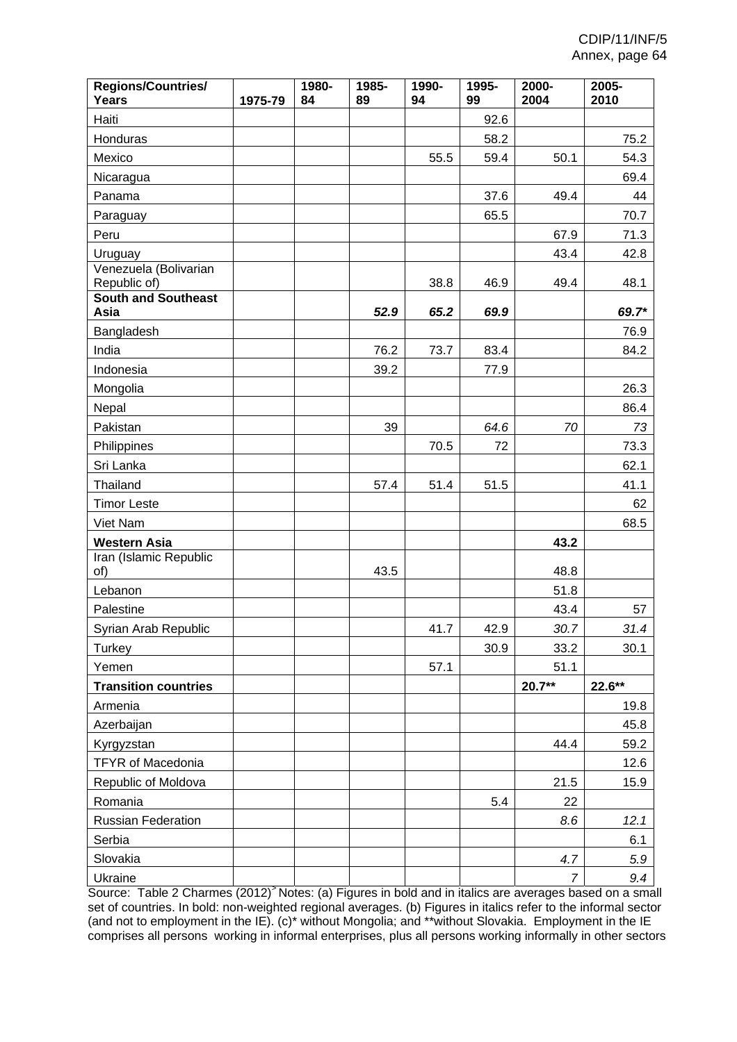| Regions/Countries/ Years | 1975-79 | 1980-84 | 1985-89 | 1990-94 | 1995-99 | 2000-2004 | 2005-2010 |
|---|---|---|---|---|---|---|---|
| Haiti | | | | | 92.6 | | |
| Honduras | | | | | 58.2 | | 75.2 |
| Mexico | | | | 55.5 | 59.4 | 50.1 | 54.3 |
| Nicaragua | | | | | | | 69.4 |
| Panama | | | | | 37.6 | 49.4 | 44 |
| Paraguay | | | | | 65.5 | | 70.7 |
| Peru | | | | | | 67.9 | 71.3 |
| Uruguay | | | | | | 43.4 | 42.8 |
| Venezuela (Bolivarian Republic of) | | | | 38.8 | 46.9 | 49.4 | 48.1 |
| **South and Southeast Asia** | | | ***52.9*** | ***65.2*** | ***69.9*** | | ***69.7**** |
| Bangladesh | | | | | | | 76.9 |
| India | | | 76.2 | 73.7 | 83.4 | | 84.2 |
| Indonesia | | | 39.2 | | 77.9 | | |
| Mongolia | | | | | | | 26.3 |
| Nepal | | | | | | | 86.4 |
| Pakistan | | | 39 | | *64.6* | *70* | *73* |
| Philippines | | | | 70.5 | 72 | | 73.3 |
| Sri Lanka | | | | | | | 62.1 |
| Thailand | | | 57.4 | 51.4 | 51.5 | | 41.1 |
| Timor Leste | | | | | | | 62 |
| Viet Nam | | | | | | | 68.5 |
| **Western Asia** | | | | | | **43.2** | |
| Iran (Islamic Republic of) | | | 43.5 | | | 48.8 | |
| Lebanon | | | | | | 51.8 | |
| Palestine | | | | | | 43.4 | 57 |
| Syrian Arab Republic | | | | 41.7 | 42.9 | *30.7* | *31.4* |
| Turkey | | | | | 30.9 | 33.2 | 30.1 |
| Yemen | | | | 57.1 | | 51.1 | |
| **Transition countries** | | | | | | **20.7**** | **22.6**** |
| Armenia | | | | | | | 19.8 |
| Azerbaijan | | | | | | | 45.8 |
| Kyrgyzstan | | | | | | 44.4 | 59.2 |
| TFYR of Macedonia | | | | | | | 12.6 |
| Republic of Moldova | | | | | | 21.5 | 15.9 |
| Romania | | | | | 5.4 | 22 | |
| Russian Federation | | | | | | *8.6* | *12.1* |
| Serbia | | | | | | | 6.1 |
| Slovakia | | | | | | *4.7* | *5.9* |
| Ukraine | | | | | | *7* | *9.4* |

Source: Table 2 Charmes (2012)[5] Notes: (a) Figures in bold and in italics are averages based on a small set of countries. In bold: non-weighted regional averages. (b) Figures in italics refer to the informal sector (and not to employment in the IE). (c)* without Mongolia; and **without Slovakia. Employment in the IE comprises all persons working in informal enterprises, plus all persons working informally in other sectors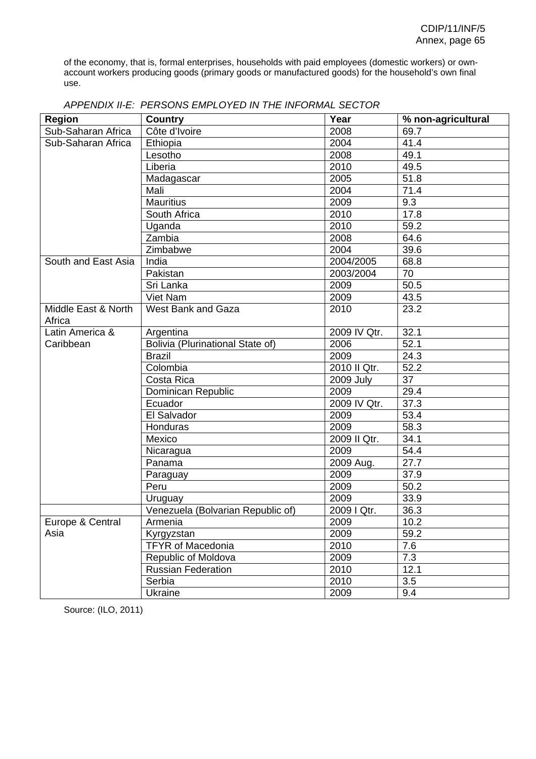of the economy, that is, formal enterprises, households with paid employees (domestic workers) or own-account workers producing goods (primary goods or manufactured goods) for the household's own final use.

*APPENDIX II-E: PERSONS EMPLOYED IN THE INFORMAL SECTOR*

| Region | Country | Year | % non-agricultural |
|---|---|---|---|
| Sub-Saharan Africa | Côte d'Ivoire | 2008 | 69.7 |
| Sub-Saharan Africa | Ethiopia | 2004 | 41.4 |
| | Lesotho | 2008 | 49.1 |
| | Liberia | 2010 | 49.5 |
| | Madagascar | 2005 | 51.8 |
| | Mali | 2004 | 71.4 |
| | Mauritius | 2009 | 9.3 |
| | South Africa | 2010 | 17.8 |
| | Uganda | 2010 | 59.2 |
| | Zambia | 2008 | 64.6 |
| | Zimbabwe | 2004 | 39.6 |
| South and East Asia | India | 2004/2005 | 68.8 |
| | Pakistan | 2003/2004 | 70 |
| | Sri Lanka | 2009 | 50.5 |
| | Viet Nam | 2009 | 43.5 |
| Middle East & North Africa | West Bank and Gaza | 2010 | 23.2 |
| Latin America & Caribbean | Argentina | 2009 IV Qtr. | 32.1 |
| | Bolivia (Plurinational State of) | 2006 | 52.1 |
| | Brazil | 2009 | 24.3 |
| | Colombia | 2010 II Qtr. | 52.2 |
| | Costa Rica | 2009 July | 37 |
| | Dominican Republic | 2009 | 29.4 |
| | Ecuador | 2009 IV Qtr. | 37.3 |
| | El Salvador | 2009 | 53.4 |
| | Honduras | 2009 | 58.3 |
| | Mexico | 2009 II Qtr. | 34.1 |
| | Nicaragua | 2009 | 54.4 |
| | Panama | 2009 Aug. | 27.7 |
| | Paraguay | 2009 | 37.9 |
| | Peru | 2009 | 50.2 |
| | Uruguay | 2009 | 33.9 |
| | Venezuela (Bolvarian Republic of) | 2009 I Qtr. | 36.3 |
| Europe & Central Asia | Armenia | 2009 | 10.2 |
| | Kyrgyzstan | 2009 | 59.2 |
| | TFYR of Macedonia | 2010 | 7.6 |
| | Republic of Moldova | 2009 | 7.3 |
| | Russian Federation | 2010 | 12.1 |
| | Serbia | 2010 | 3.5 |
| | Ukraine | 2009 | 9.4 |

Source: (ILO, 2011)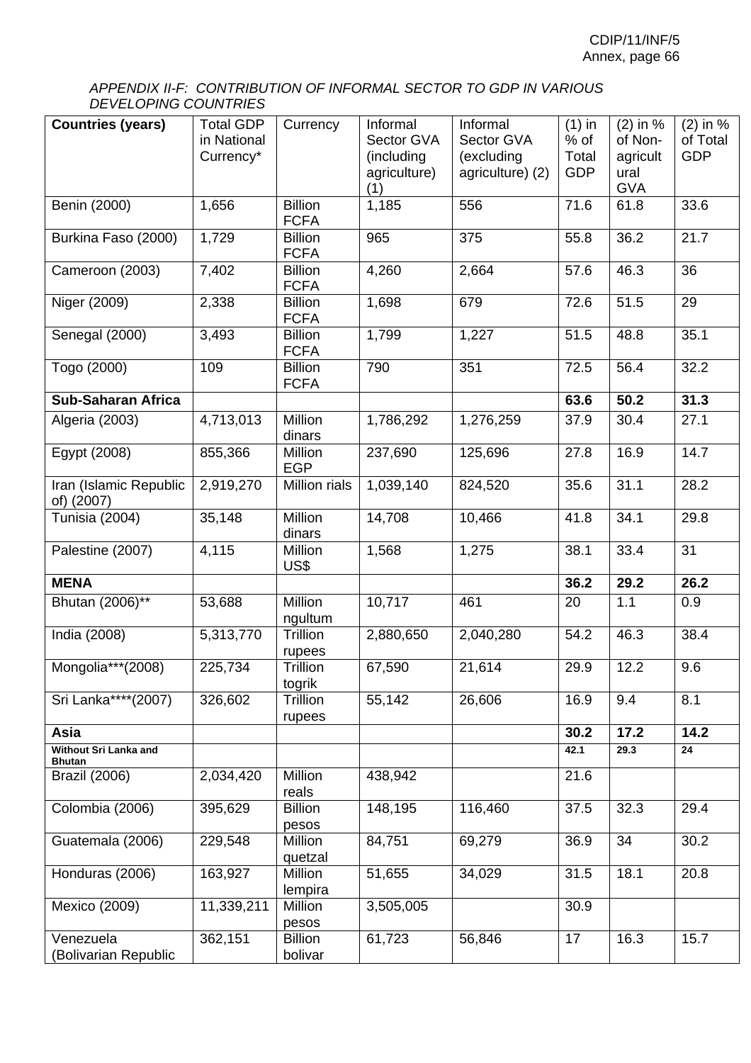*APPENDIX II-F: CONTRIBUTION OF INFORMAL SECTOR TO GDP IN VARIOUS DEVELOPING COUNTRIES*

| Countries (years) | Total GDP in National Currency* | Currency | Informal Sector GVA (including agriculture) (1) | Informal Sector GVA (excluding agriculture) (2) | (1) in % of Total GDP | (2) in % of Non-agricultural GVA | (2) in % of Total GDP |
|---|---|---|---|---|---|---|---|
| Benin (2000) | 1,656 | Billion FCFA | 1,185 | 556 | 71.6 | 61.8 | 33.6 |
| Burkina Faso (2000) | 1,729 | Billion FCFA | 965 | 375 | 55.8 | 36.2 | 21.7 |
| Cameroon (2003) | 7,402 | Billion FCFA | 4,260 | 2,664 | 57.6 | 46.3 | 36 |
| Niger (2009) | 2,338 | Billion FCFA | 1,698 | 679 | 72.6 | 51.5 | 29 |
| Senegal (2000) | 3,493 | Billion FCFA | 1,799 | 1,227 | 51.5 | 48.8 | 35.1 |
| Togo (2000) | 109 | Billion FCFA | 790 | 351 | 72.5 | 56.4 | 32.2 |
| **Sub-Saharan Africa** | | | | | **63.6** | **50.2** | **31.3** |
| Algeria (2003) | 4,713,013 | Million dinars | 1,786,292 | 1,276,259 | 37.9 | 30.4 | 27.1 |
| Egypt (2008) | 855,366 | Million EGP | 237,690 | 125,696 | 27.8 | 16.9 | 14.7 |
| Iran (Islamic Republic of) (2007) | 2,919,270 | Million rials | 1,039,140 | 824,520 | 35.6 | 31.1 | 28.2 |
| Tunisia (2004) | 35,148 | Million dinars | 14,708 | 10,466 | 41.8 | 34.1 | 29.8 |
| Palestine (2007) | 4,115 | Million US$ | 1,568 | 1,275 | 38.1 | 33.4 | 31 |
| **MENA** | | | | | **36.2** | **29.2** | **26.2** |
| Bhutan (2006)** | 53,688 | Million ngultum | 10,717 | 461 | 20 | 1.1 | 0.9 |
| India (2008) | 5,313,770 | Trillion rupees | 2,880,650 | 2,040,280 | 54.2 | 46.3 | 38.4 |
| Mongolia***(2008) | 225,734 | Trillion togrik | 67,590 | 21,614 | 29.9 | 12.2 | 9.6 |
| Sri Lanka****(2007) | 326,602 | Trillion rupees | 55,142 | 26,606 | 16.9 | 9.4 | 8.1 |
| **Asia** | | | | | **30.2** | **17.2** | **14.2** |
| **Without Sri Lanka and Bhutan** | | | | | **42.1** | **29.3** | **24** |
| Brazil (2006) | 2,034,420 | Million reals | 438,942 | | 21.6 | | |
| Colombia (2006) | 395,629 | Billion pesos | 148,195 | 116,460 | 37.5 | 32.3 | 29.4 |
| Guatemala (2006) | 229,548 | Million quetzal | 84,751 | 69,279 | 36.9 | 34 | 30.2 |
| Honduras (2006) | 163,927 | Million lempira | 51,655 | 34,029 | 31.5 | 18.1 | 20.8 |
| Mexico (2009) | 11,339,211 | Million pesos | 3,505,005 | | 30.9 | | |
| Venezuela (Bolivarian Republic | 362,151 | Billion bolivar | 61,723 | 56,846 | 17 | 16.3 | 15.7 |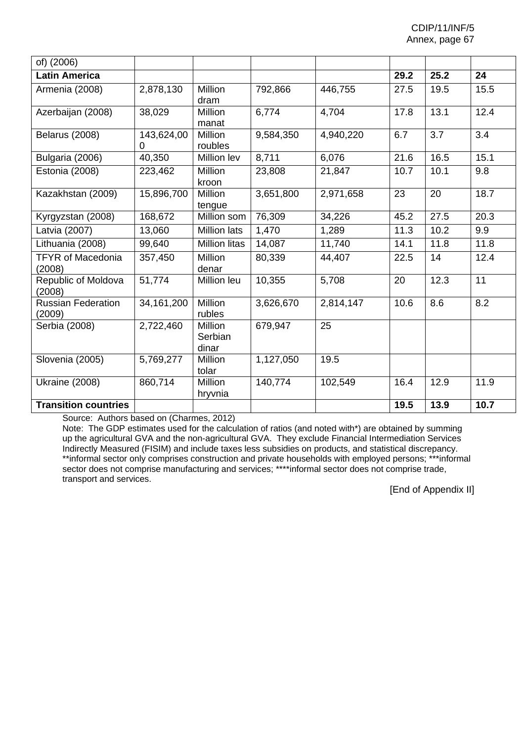| of) (2006) | | | | | | | |
|---|---|---|---|---|---|---|---|
| **Latin America** | | | | | **29.2** | **25.2** | **24** |
| Armenia (2008) | 2,878,130 | Million dram | 792,866 | 446,755 | 27.5 | 19.5 | 15.5 |
| Azerbaijan (2008) | 38,029 | Million manat | 6,774 | 4,704 | 17.8 | 13.1 | 12.4 |
| Belarus (2008) | 143,624,000 | Million roubles | 9,584,350 | 4,940,220 | 6.7 | 3.7 | 3.4 |
| Bulgaria (2006) | 40,350 | Million lev | 8,711 | 6,076 | 21.6 | 16.5 | 15.1 |
| Estonia (2008) | 223,462 | Million kroon | 23,808 | 21,847 | 10.7 | 10.1 | 9.8 |
| Kazakhstan (2009) | 15,896,700 | Million tengue | 3,651,800 | 2,971,658 | 23 | 20 | 18.7 |
| Kyrgyzstan (2008) | 168,672 | Million som | 76,309 | 34,226 | 45.2 | 27.5 | 20.3 |
| Latvia (2007) | 13,060 | Million lats | 1,470 | 1,289 | 11.3 | 10.2 | 9.9 |
| Lithuania (2008) | 99,640 | Million litas | 14,087 | 11,740 | 14.1 | 11.8 | 11.8 |
| TFYR of Macedonia (2008) | 357,450 | Million denar | 80,339 | 44,407 | 22.5 | 14 | 12.4 |
| Republic of Moldova (2008) | 51,774 | Million leu | 10,355 | 5,708 | 20 | 12.3 | 11 |
| Russian Federation (2009) | 34,161,200 | Million rubles | 3,626,670 | 2,814,147 | 10.6 | 8.6 | 8.2 |
| Serbia (2008) | 2,722,460 | Million Serbian dinar | 679,947 | 25 | | | |
| Slovenia (2005) | 5,769,277 | Million tolar | 1,127,050 | 19.5 | | | |
| Ukraine (2008) | 860,714 | Million hryvnia | 140,774 | 102,549 | 16.4 | 12.9 | 11.9 |
| **Transition countries** | | | | | **19.5** | **13.9** | **10.7** |

Source: Authors based on (Charmes, 2012)

Note: The GDP estimates used for the calculation of ratios (and noted with*) are obtained by summing up the agricultural GVA and the non-agricultural GVA. They exclude Financial Intermediation Services Indirectly Measured (FISIM) and include taxes less subsidies on products, and statistical discrepancy. **informal sector only comprises construction and private households with employed persons; ***informal sector does not comprise manufacturing and services; ****informal sector does not comprise trade, transport and services.

[End of Appendix II]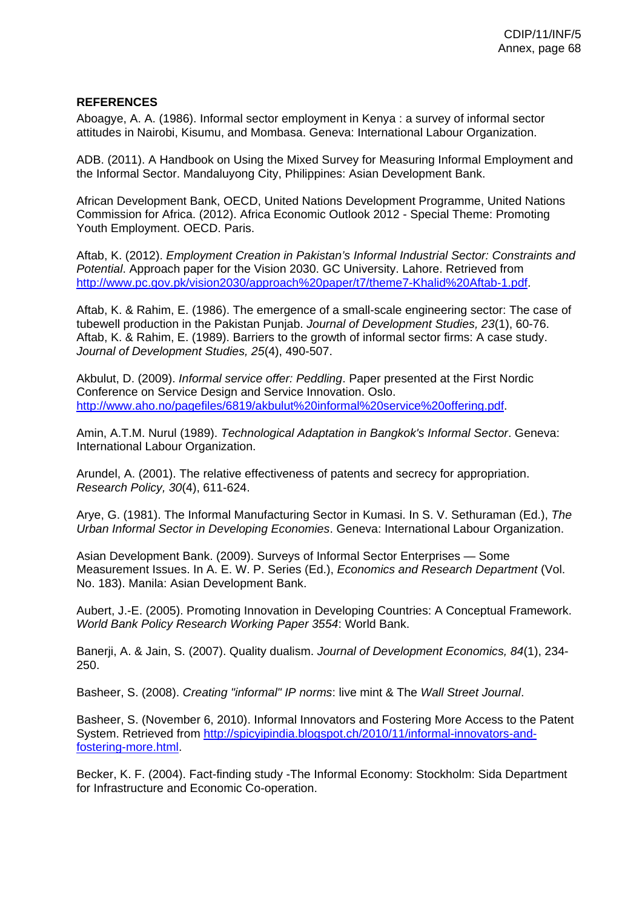**REFERENCES**

Aboagye, A. A. (1986). Informal sector employment in Kenya : a survey of informal sector attitudes in Nairobi, Kisumu, and Mombasa. Geneva: International Labour Organization.

ADB. (2011). A Handbook on Using the Mixed Survey for Measuring Informal Employment and the Informal Sector. Mandaluyong City, Philippines: Asian Development Bank.

African Development Bank, OECD, United Nations Development Programme, United Nations Commission for Africa. (2012). Africa Economic Outlook 2012 - Special Theme: Promoting Youth Employment. OECD. Paris.

Aftab, K. (2012). *Employment Creation in Pakistan's Informal Industrial Sector: Constraints and Potential*. Approach paper for the Vision 2030. GC University. Lahore. Retrieved from http://www.pc.gov.pk/vision2030/approach%20paper/t7/theme7-Khalid%20Aftab-1.pdf.

Aftab, K. & Rahim, E. (1986). The emergence of a small-scale engineering sector: The case of tubewell production in the Pakistan Punjab. *Journal of Development Studies, 23*(1), 60-76.
Aftab, K. & Rahim, E. (1989). Barriers to the growth of informal sector firms: A case study. *Journal of Development Studies, 25*(4), 490-507.

Akbulut, D. (2009). *Informal service offer: Peddling*. Paper presented at the First Nordic Conference on Service Design and Service Innovation. Oslo. http://www.aho.no/pagefiles/6819/akbulut%20informal%20service%20offering.pdf.

Amin, A.T.M. Nurul (1989). *Technological Adaptation in Bangkok's Informal Sector*. Geneva: International Labour Organization.

Arundel, A. (2001). The relative effectiveness of patents and secrecy for appropriation. *Research Policy, 30*(4), 611-624.

Arye, G. (1981). The Informal Manufacturing Sector in Kumasi. In S. V. Sethuraman (Ed.), *The Urban Informal Sector in Developing Economies*. Geneva: International Labour Organization.

Asian Development Bank. (2009). Surveys of Informal Sector Enterprises — Some Measurement Issues. In A. E. W. P. Series (Ed.), *Economics and Research Department* (Vol. No. 183). Manila: Asian Development Bank.

Aubert, J.-E. (2005). Promoting Innovation in Developing Countries: A Conceptual Framework. *World Bank Policy Research Working Paper 3554*: World Bank.

Banerji, A. & Jain, S. (2007). Quality dualism. *Journal of Development Economics, 84*(1), 234-250.

Basheer, S. (2008). *Creating "informal" IP norms*: live mint & The *Wall Street Journal*.

Basheer, S. (November 6, 2010). Informal Innovators and Fostering More Access to the Patent System. Retrieved from http://spicyipindia.blogspot.ch/2010/11/informal-innovators-and-fostering-more.html.

Becker, K. F. (2004). Fact-finding study -The Informal Economy: Stockholm: Sida Department for Infrastructure and Economic Co-operation.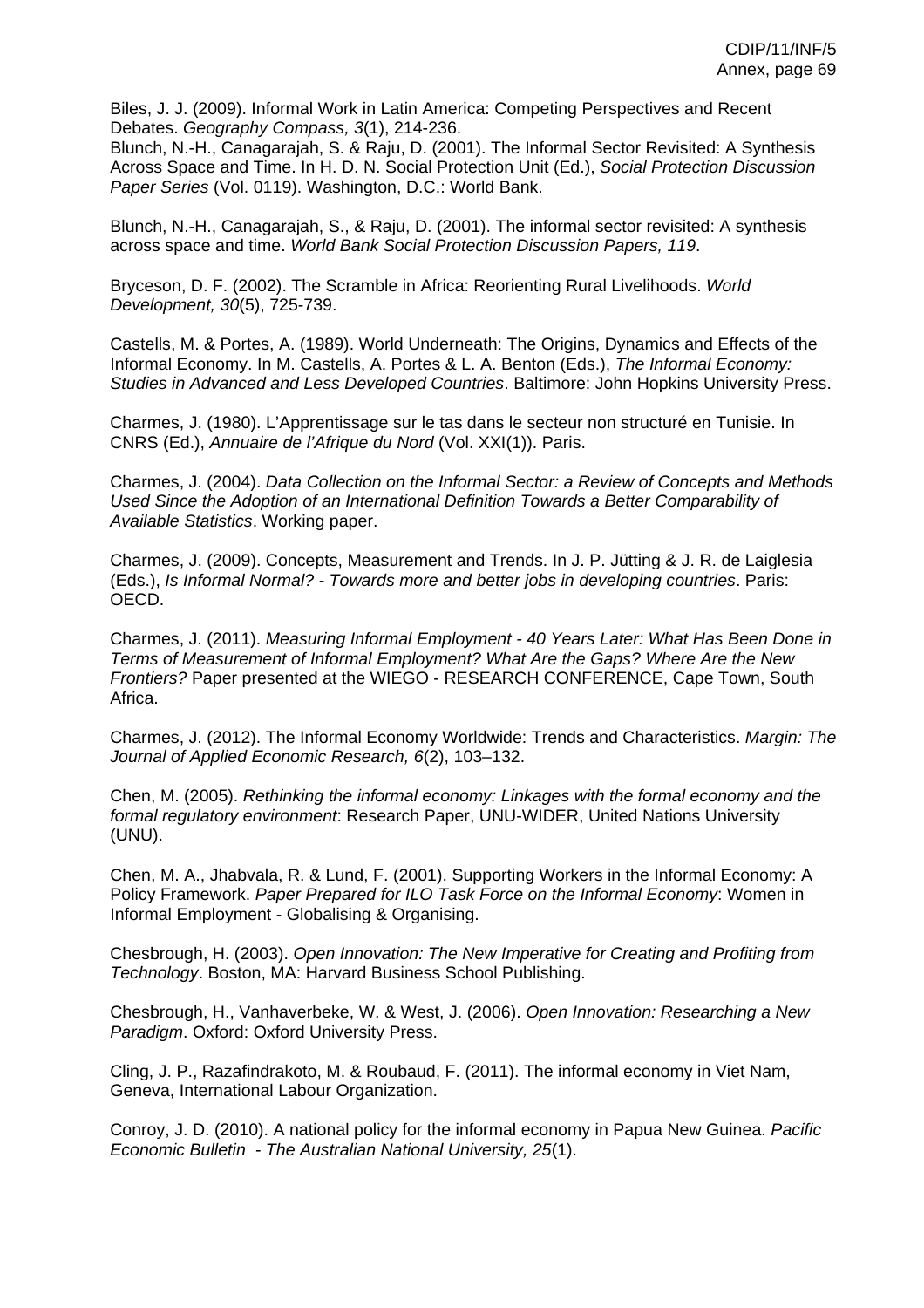Biles, J. J. (2009). Informal Work in Latin America: Competing Perspectives and Recent Debates. *Geography Compass, 3*(1), 214-236.
Blunch, N.-H., Canagarajah, S. & Raju, D. (2001). The Informal Sector Revisited: A Synthesis Across Space and Time. In H. D. N. Social Protection Unit (Ed.), *Social Protection Discussion Paper Series* (Vol. 0119). Washington, D.C.: World Bank.

Blunch, N.-H., Canagarajah, S., & Raju, D. (2001). The informal sector revisited: A synthesis across space and time. *World Bank Social Protection Discussion Papers, 119*.

Bryceson, D. F. (2002). The Scramble in Africa: Reorienting Rural Livelihoods. *World Development, 30*(5), 725-739.

Castells, M. & Portes, A. (1989). World Underneath: The Origins, Dynamics and Effects of the Informal Economy. In M. Castells, A. Portes & L. A. Benton (Eds.), *The Informal Economy: Studies in Advanced and Less Developed Countries*. Baltimore: John Hopkins University Press.

Charmes, J. (1980). L'Apprentissage sur le tas dans le secteur non structuré en Tunisie. In CNRS (Ed.), *Annuaire de l'Afrique du Nord* (Vol. XXI(1)). Paris.

Charmes, J. (2004). *Data Collection on the Informal Sector: a Review of Concepts and Methods Used Since the Adoption of an International Definition Towards a Better Comparability of Available Statistics*. Working paper.

Charmes, J. (2009). Concepts, Measurement and Trends. In J. P. Jütting & J. R. de Laiglesia (Eds.), *Is Informal Normal? - Towards more and better jobs in developing countries*. Paris: OECD.

Charmes, J. (2011). *Measuring Informal Employment - 40 Years Later: What Has Been Done in Terms of Measurement of Informal Employment? What Are the Gaps? Where Are the New Frontiers?* Paper presented at the WIEGO - RESEARCH CONFERENCE, Cape Town, South Africa.

Charmes, J. (2012). The Informal Economy Worldwide: Trends and Characteristics. *Margin: The Journal of Applied Economic Research, 6*(2), 103–132.

Chen, M. (2005). *Rethinking the informal economy: Linkages with the formal economy and the formal regulatory environment*: Research Paper, UNU-WIDER, United Nations University (UNU).

Chen, M. A., Jhabvala, R. & Lund, F. (2001). Supporting Workers in the Informal Economy: A Policy Framework. *Paper Prepared for ILO Task Force on the Informal Economy*: Women in Informal Employment - Globalising & Organising.

Chesbrough, H. (2003). *Open Innovation: The New Imperative for Creating and Profiting from Technology*. Boston, MA: Harvard Business School Publishing.

Chesbrough, H., Vanhaverbeke, W. & West, J. (2006). *Open Innovation: Researching a New Paradigm*. Oxford: Oxford University Press.

Cling, J. P., Razafindrakoto, M. & Roubaud, F. (2011). The informal economy in Viet Nam, Geneva, International Labour Organization.

Conroy, J. D. (2010). A national policy for the informal economy in Papua New Guinea. *Pacific Economic Bulletin - The Australian National University, 25*(1).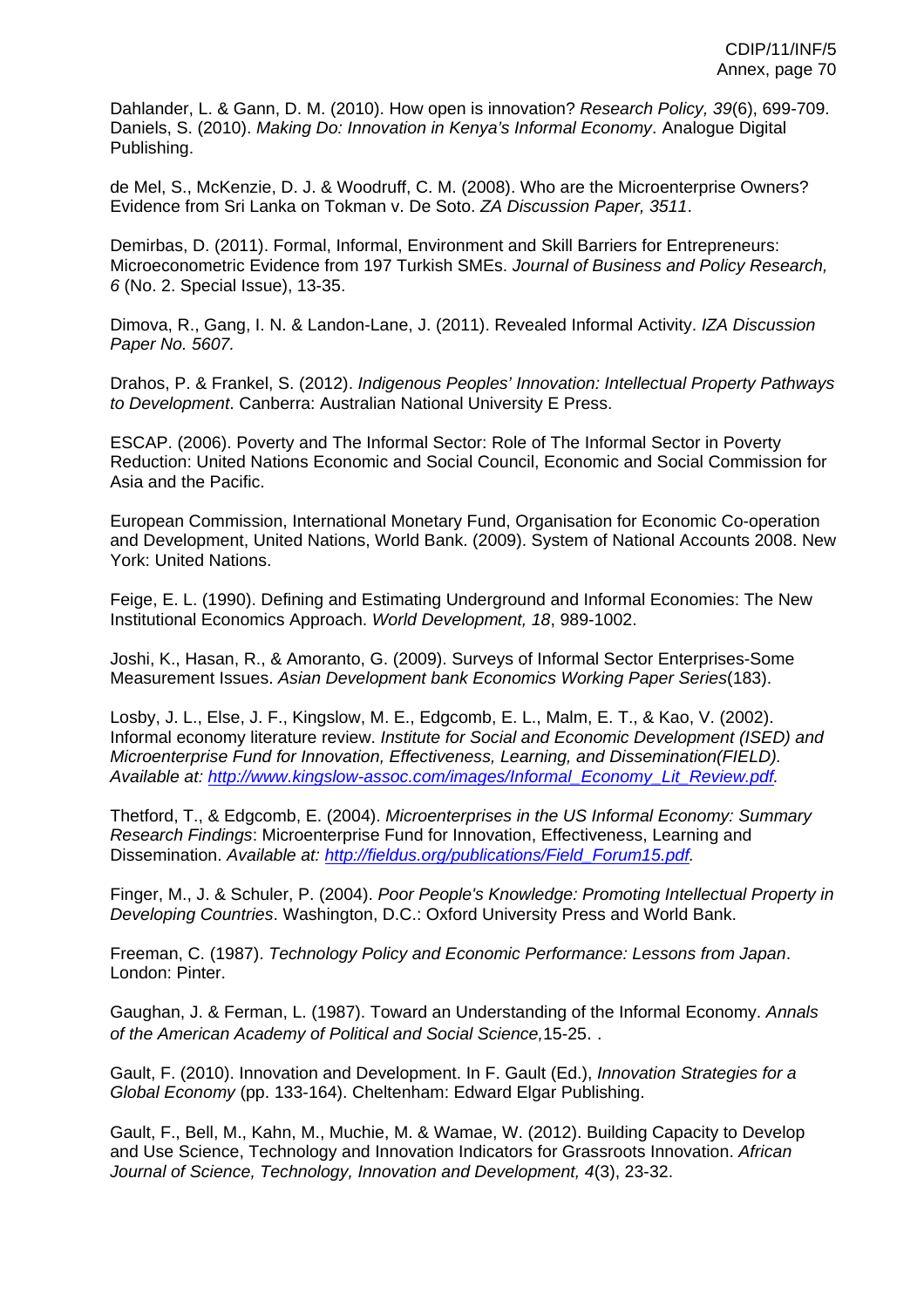Dahlander, L. & Gann, D. M. (2010). How open is innovation? *Research Policy, 39*(6), 699-709.
Daniels, S. (2010). *Making Do: Innovation in Kenya's Informal Economy*. Analogue Digital Publishing.

de Mel, S., McKenzie, D. J. & Woodruff, C. M. (2008). Who are the Microenterprise Owners? Evidence from Sri Lanka on Tokman v. De Soto. *ZA Discussion Paper, 3511*.

Demirbas, D. (2011). Formal, Informal, Environment and Skill Barriers for Entrepreneurs: Microeconometric Evidence from 197 Turkish SMEs. *Journal of Business and Policy Research, 6* (No. 2. Special Issue), 13-35.

Dimova, R., Gang, I. N. & Landon-Lane, J. (2011). Revealed Informal Activity. *IZA Discussion Paper No. 5607.*

Drahos, P. & Frankel, S. (2012). *Indigenous Peoples' Innovation: Intellectual Property Pathways to Development*. Canberra: Australian National University E Press.

ESCAP. (2006). Poverty and The Informal Sector: Role of The Informal Sector in Poverty Reduction: United Nations Economic and Social Council, Economic and Social Commission for Asia and the Pacific.

European Commission, International Monetary Fund, Organisation for Economic Co-operation and Development, United Nations, World Bank. (2009). System of National Accounts 2008. New York: United Nations.

Feige, E. L. (1990). Defining and Estimating Underground and Informal Economies: The New Institutional Economics Approach. *World Development, 18*, 989-1002.

Joshi, K., Hasan, R., & Amoranto, G. (2009). Surveys of Informal Sector Enterprises-Some Measurement Issues. *Asian Development bank Economics Working Paper Series*(183).

Losby, J. L., Else, J. F., Kingslow, M. E., Edgcomb, E. L., Malm, E. T., & Kao, V. (2002). Informal economy literature review. *Institute for Social and Economic Development (ISED) and Microenterprise Fund for Innovation, Effectiveness, Learning, and Dissemination(FIELD). Available at: [http://www.kingslow-assoc.com/images/Informal_Economy_Lit_Review.pdf](http://www.kingslow-assoc.com/images/Informal_Economy_Lit_Review.pdf).*

Thetford, T., & Edgcomb, E. (2004). *Microenterprises in the US Informal Economy: Summary Research Findings*: Microenterprise Fund for Innovation, Effectiveness, Learning and Dissemination. *Available at: [http://fieldus.org/publications/Field_Forum15.pdf](http://fieldus.org/publications/Field_Forum15.pdf).*

Finger, M., J. & Schuler, P. (2004). *Poor People's Knowledge: Promoting Intellectual Property in Developing Countries*. Washington, D.C.: Oxford University Press and World Bank.

Freeman, C. (1987). *Technology Policy and Economic Performance: Lessons from Japan*. London: Pinter.

Gaughan, J. & Ferman, L. (1987). Toward an Understanding of the Informal Economy. *Annals of the American Academy of Political and Social Science,*15-25. .

Gault, F. (2010). Innovation and Development. In F. Gault (Ed.), *Innovation Strategies for a Global Economy* (pp. 133-164). Cheltenham: Edward Elgar Publishing.

Gault, F., Bell, M., Kahn, M., Muchie, M. & Wamae, W. (2012). Building Capacity to Develop and Use Science, Technology and Innovation Indicators for Grassroots Innovation. *African Journal of Science, Technology, Innovation and Development, 4*(3), 23-32.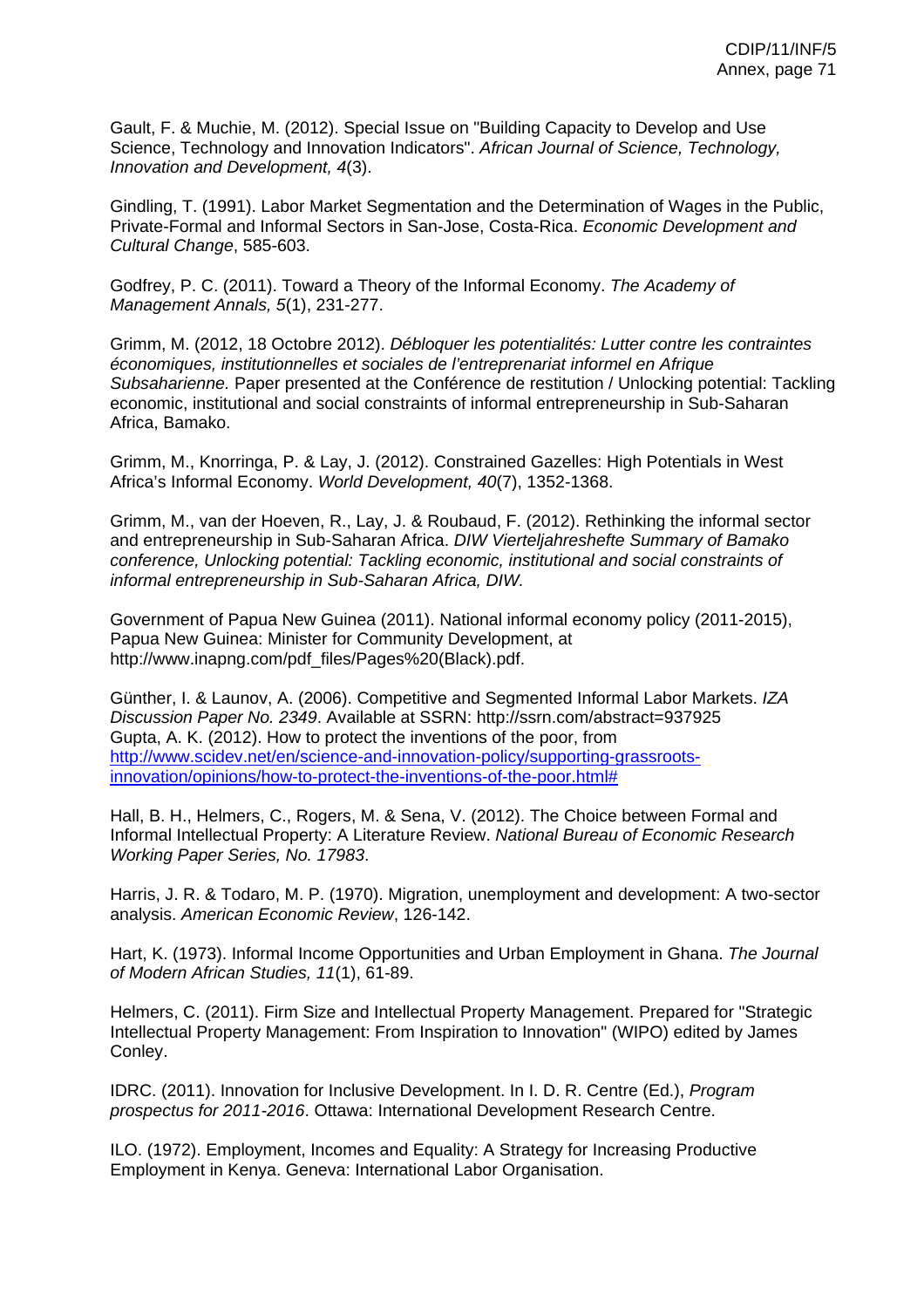Gault, F. & Muchie, M. (2012). Special Issue on "Building Capacity to Develop and Use Science, Technology and Innovation Indicators". *African Journal of Science, Technology, Innovation and Development, 4*(3).

Gindling, T. (1991). Labor Market Segmentation and the Determination of Wages in the Public, Private-Formal and Informal Sectors in San-Jose, Costa-Rica. *Economic Development and Cultural Change*, 585-603.

Godfrey, P. C. (2011). Toward a Theory of the Informal Economy. *The Academy of Management Annals, 5*(1), 231-277.

Grimm, M. (2012, 18 Octobre 2012). *Débloquer les potentialités: Lutter contre les contraintes économiques, institutionnelles et sociales de l'entreprenariat informel en Afrique Subsaharienne.* Paper presented at the Conférence de restitution / Unlocking potential: Tackling economic, institutional and social constraints of informal entrepreneurship in Sub-Saharan Africa, Bamako.

Grimm, M., Knorringa, P. & Lay, J. (2012). Constrained Gazelles: High Potentials in West Africa's Informal Economy. *World Development, 40*(7), 1352-1368.

Grimm, M., van der Hoeven, R., Lay, J. & Roubaud, F. (2012). Rethinking the informal sector and entrepreneurship in Sub-Saharan Africa. *DIW Vierteljahreshefte Summary of Bamako conference, Unlocking potential: Tackling economic, institutional and social constraints of informal entrepreneurship in Sub-Saharan Africa, DIW.*

Government of Papua New Guinea (2011). National informal economy policy (2011-2015), Papua New Guinea: Minister for Community Development, at http://www.inapng.com/pdf_files/Pages%20(Black).pdf.

Günther, I. & Launov, A. (2006). Competitive and Segmented Informal Labor Markets. *IZA Discussion Paper No. 2349*. Available at SSRN: http://ssrn.com/abstract=937925
Gupta, A. K. (2012). How to protect the inventions of the poor, from [http://www.scidev.net/en/science-and-innovation-policy/supporting-grassroots-innovation/opinions/how-to-protect-the-inventions-of-the-poor.html#](http://www.scidev.net/en/science-and-innovation-policy/supporting-grassroots-innovation/opinions/how-to-protect-the-inventions-of-the-poor.html#)

Hall, B. H., Helmers, C., Rogers, M. & Sena, V. (2012). The Choice between Formal and Informal Intellectual Property: A Literature Review. *National Bureau of Economic Research Working Paper Series, No. 17983*.

Harris, J. R. & Todaro, M. P. (1970). Migration, unemployment and development: A two-sector analysis. *American Economic Review*, 126-142.

Hart, K. (1973). Informal Income Opportunities and Urban Employment in Ghana. *The Journal of Modern African Studies, 11*(1), 61-89.

Helmers, C. (2011). Firm Size and Intellectual Property Management. Prepared for "Strategic Intellectual Property Management: From Inspiration to Innovation" (WIPO) edited by James Conley.

IDRC. (2011). Innovation for Inclusive Development. In I. D. R. Centre (Ed.), *Program prospectus for 2011-2016*. Ottawa: International Development Research Centre.

ILO. (1972). Employment, Incomes and Equality: A Strategy for Increasing Productive Employment in Kenya. Geneva: International Labor Organisation.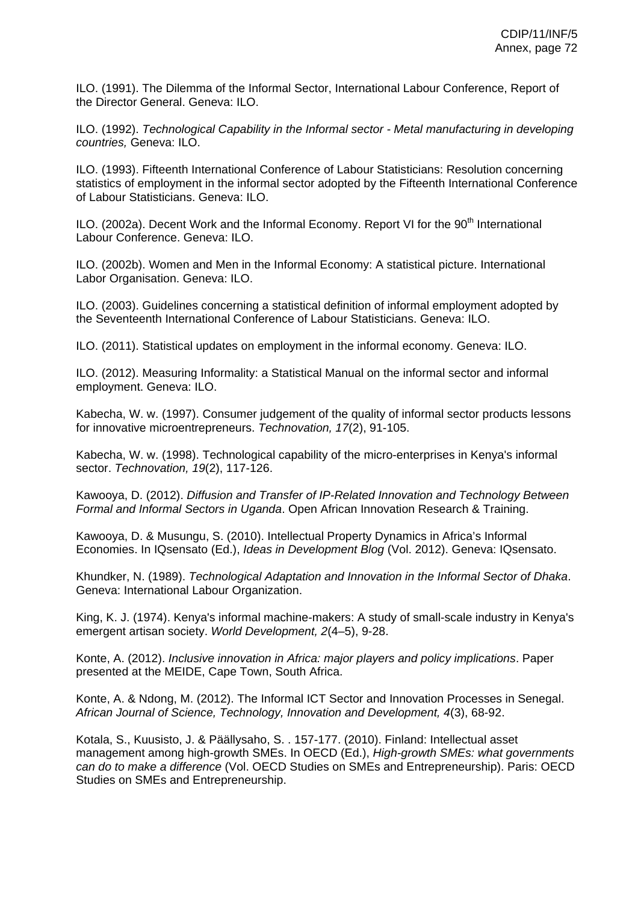ILO. (1991). The Dilemma of the Informal Sector, International Labour Conference, Report of the Director General. Geneva: ILO.

ILO. (1992). *Technological Capability in the Informal sector - Metal manufacturing in developing countries,* Geneva: ILO.

ILO. (1993). Fifteenth International Conference of Labour Statisticians: Resolution concerning statistics of employment in the informal sector adopted by the Fifteenth International Conference of Labour Statisticians. Geneva: ILO.

ILO. (2002a). Decent Work and the Informal Economy. Report VI for the 90th International Labour Conference. Geneva: ILO.

ILO. (2002b). Women and Men in the Informal Economy: A statistical picture. International Labor Organisation. Geneva: ILO.

ILO. (2003). Guidelines concerning a statistical definition of informal employment adopted by the Seventeenth International Conference of Labour Statisticians. Geneva: ILO.

ILO. (2011). Statistical updates on employment in the informal economy. Geneva: ILO.

ILO. (2012). Measuring Informality: a Statistical Manual on the informal sector and informal employment. Geneva: ILO.

Kabecha, W. w. (1997). Consumer judgement of the quality of informal sector products lessons for innovative microentrepreneurs. *Technovation, 17*(2), 91-105.

Kabecha, W. w. (1998). Technological capability of the micro-enterprises in Kenya's informal sector. *Technovation, 19*(2), 117-126.

Kawooya, D. (2012). *Diffusion and Transfer of IP-Related Innovation and Technology Between Formal and Informal Sectors in Uganda*. Open African Innovation Research & Training.

Kawooya, D. & Musungu, S. (2010). Intellectual Property Dynamics in Africa's Informal Economies. In IQsensato (Ed.), *Ideas in Development Blog* (Vol. 2012). Geneva: IQsensato.

Khundker, N. (1989). *Technological Adaptation and Innovation in the Informal Sector of Dhaka*. Geneva: International Labour Organization.

King, K. J. (1974). Kenya's informal machine-makers: A study of small-scale industry in Kenya's emergent artisan society. *World Development, 2*(4–5), 9-28.

Konte, A. (2012). *Inclusive innovation in Africa: major players and policy implications*. Paper presented at the MEIDE, Cape Town, South Africa.

Konte, A. & Ndong, M. (2012). The Informal ICT Sector and Innovation Processes in Senegal. *African Journal of Science, Technology, Innovation and Development, 4*(3), 68-92.

Kotala, S., Kuusisto, J. & Päällysaho, S. . 157-177. (2010). Finland: Intellectual asset management among high-growth SMEs. In OECD (Ed.), *High-growth SMEs: what governments can do to make a difference* (Vol. OECD Studies on SMEs and Entrepreneurship). Paris: OECD Studies on SMEs and Entrepreneurship.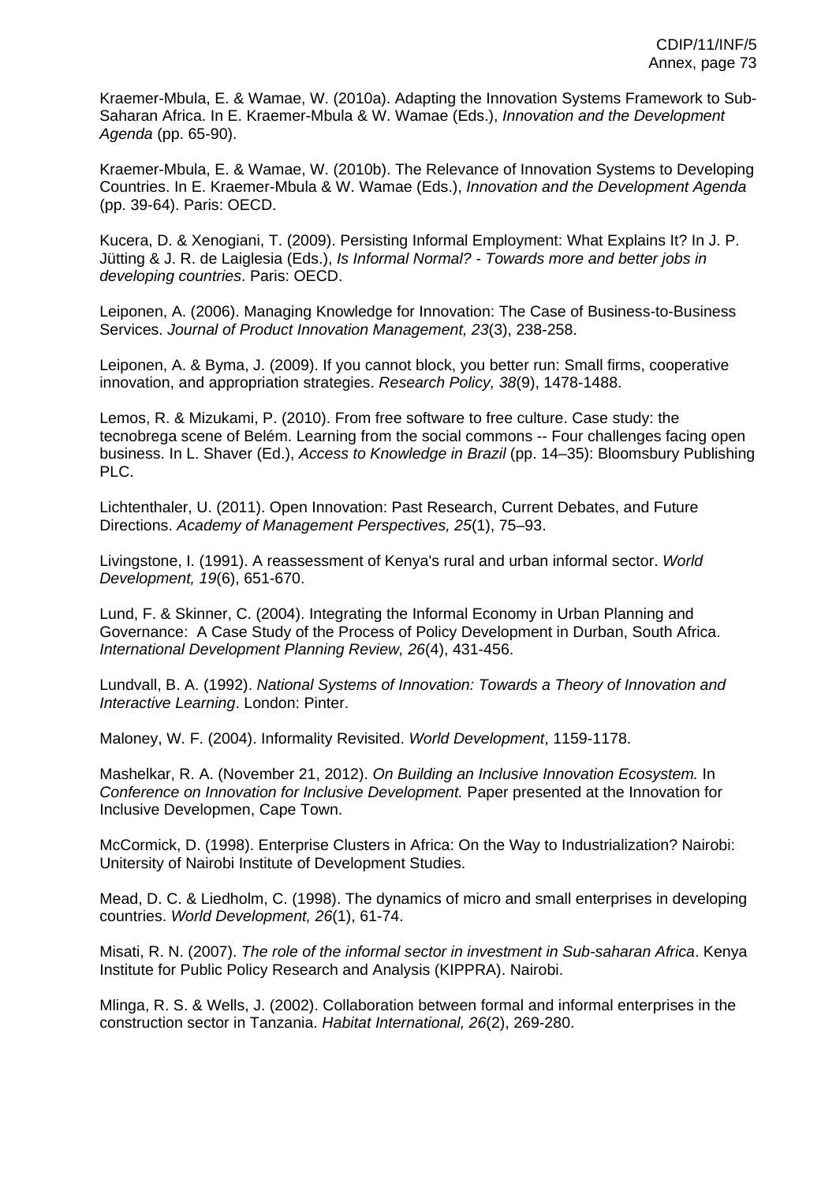Kraemer-Mbula, E. & Wamae, W. (2010a). Adapting the Innovation Systems Framework to Sub-Saharan Africa. In E. Kraemer-Mbula & W. Wamae (Eds.), *Innovation and the Development Agenda* (pp. 65-90).

Kraemer-Mbula, E. & Wamae, W. (2010b). The Relevance of Innovation Systems to Developing Countries. In E. Kraemer-Mbula & W. Wamae (Eds.), *Innovation and the Development Agenda* (pp. 39-64). Paris: OECD.

Kucera, D. & Xenogiani, T. (2009). Persisting Informal Employment: What Explains It? In J. P. Jütting & J. R. de Laiglesia (Eds.), *Is Informal Normal? - Towards more and better jobs in developing countries*. Paris: OECD.

Leiponen, A. (2006). Managing Knowledge for Innovation: The Case of Business-to-Business Services. *Journal of Product Innovation Management, 23*(3), 238-258.

Leiponen, A. & Byma, J. (2009). If you cannot block, you better run: Small firms, cooperative innovation, and appropriation strategies. *Research Policy, 38*(9), 1478-1488.

Lemos, R. & Mizukami, P. (2010). From free software to free culture. Case study: the tecnobrega scene of Belém. Learning from the social commons -- Four challenges facing open business. In L. Shaver (Ed.), *Access to Knowledge in Brazil* (pp. 14–35): Bloomsbury Publishing PLC.

Lichtenthaler, U. (2011). Open Innovation: Past Research, Current Debates, and Future Directions. *Academy of Management Perspectives, 25*(1), 75–93.

Livingstone, I. (1991). A reassessment of Kenya's rural and urban informal sector. *World Development, 19*(6), 651-670.

Lund, F. & Skinner, C. (2004). Integrating the Informal Economy in Urban Planning and Governance: A Case Study of the Process of Policy Development in Durban, South Africa. *International Development Planning Review, 26*(4), 431-456.

Lundvall, B. A. (1992). *National Systems of Innovation: Towards a Theory of Innovation and Interactive Learning*. London: Pinter.

Maloney, W. F. (2004). Informality Revisited. *World Development*, 1159-1178.

Mashelkar, R. A. (November 21, 2012). *On Building an Inclusive Innovation Ecosystem.* In *Conference on Innovation for Inclusive Development.* Paper presented at the Innovation for Inclusive Developmen, Cape Town.

McCormick, D. (1998). Enterprise Clusters in Africa: On the Way to Industrialization? Nairobi: Unitersity of Nairobi Institute of Development Studies.

Mead, D. C. & Liedholm, C. (1998). The dynamics of micro and small enterprises in developing countries. *World Development, 26*(1), 61-74.

Misati, R. N. (2007). *The role of the informal sector in investment in Sub-saharan Africa*. Kenya Institute for Public Policy Research and Analysis (KIPPRA). Nairobi.

Mlinga, R. S. & Wells, J. (2002). Collaboration between formal and informal enterprises in the construction sector in Tanzania. *Habitat International, 26*(2), 269-280.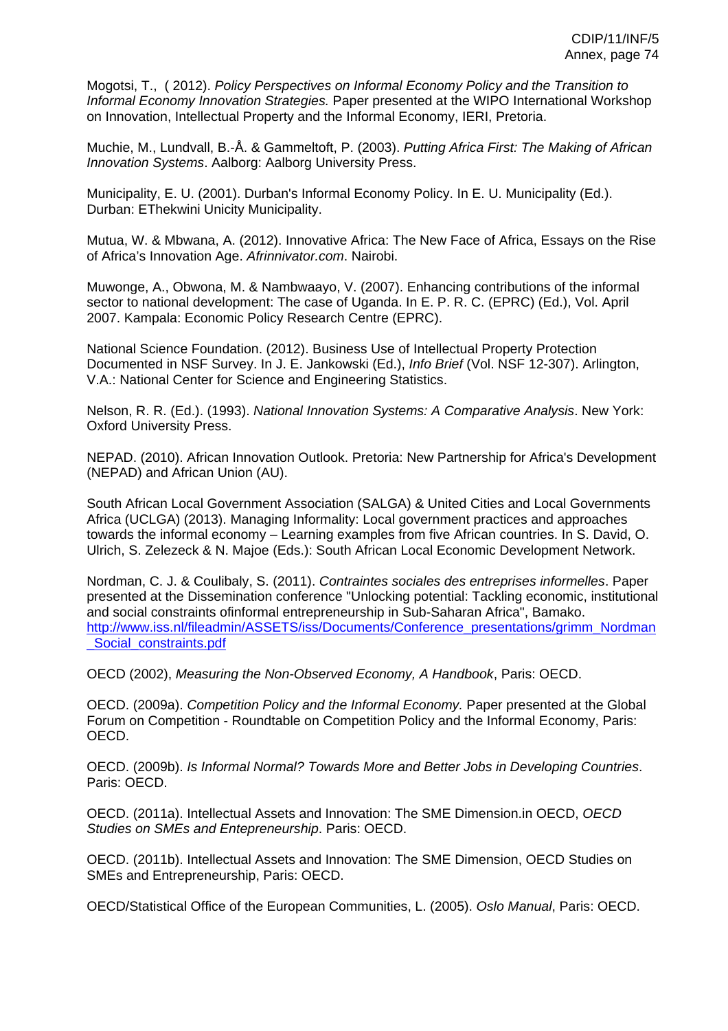Mogotsi, T., ( 2012). *Policy Perspectives on Informal Economy Policy and the Transition to Informal Economy Innovation Strategies.* Paper presented at the WIPO International Workshop on Innovation, Intellectual Property and the Informal Economy, IERI, Pretoria.

Muchie, M., Lundvall, B.-Å. & Gammeltoft, P. (2003). *Putting Africa First: The Making of African Innovation Systems*. Aalborg: Aalborg University Press.

Municipality, E. U. (2001). Durban's Informal Economy Policy. In E. U. Municipality (Ed.). Durban: EThekwini Unicity Municipality.

Mutua, W. & Mbwana, A. (2012). Innovative Africa: The New Face of Africa, Essays on the Rise of Africa's Innovation Age. *Afrinnivator.com*. Nairobi.

Muwonge, A., Obwona, M. & Nambwaayo, V. (2007). Enhancing contributions of the informal sector to national development: The case of Uganda. In E. P. R. C. (EPRC) (Ed.), Vol. April 2007. Kampala: Economic Policy Research Centre (EPRC).

National Science Foundation. (2012). Business Use of Intellectual Property Protection Documented in NSF Survey. In J. E. Jankowski (Ed.), *Info Brief* (Vol. NSF 12-307). Arlington, V.A.: National Center for Science and Engineering Statistics.

Nelson, R. R. (Ed.). (1993). *National Innovation Systems: A Comparative Analysis*. New York: Oxford University Press.

NEPAD. (2010). African Innovation Outlook. Pretoria: New Partnership for Africa's Development (NEPAD) and African Union (AU).

South African Local Government Association (SALGA) & United Cities and Local Governments Africa (UCLGA) (2013). Managing Informality: Local government practices and approaches towards the informal economy – Learning examples from five African countries. In S. David, O. Ulrich, S. Zelezeck & N. Majoe (Eds.): South African Local Economic Development Network.

Nordman, C. J. & Coulibaly, S. (2011). *Contraintes sociales des entreprises informelles*. Paper presented at the Dissemination conference "Unlocking potential: Tackling economic, institutional and social constraints ofinformal entrepreneurship in Sub-Saharan Africa", Bamako. http://www.iss.nl/fileadmin/ASSETS/iss/Documents/Conference_presentations/grimm_Nordman_Social_constraints.pdf

OECD (2002), *Measuring the Non-Observed Economy, A Handbook*, Paris: OECD.

OECD. (2009a). *Competition Policy and the Informal Economy.* Paper presented at the Global Forum on Competition - Roundtable on Competition Policy and the Informal Economy, Paris: OECD.

OECD. (2009b). *Is Informal Normal? Towards More and Better Jobs in Developing Countries*. Paris: OECD.

OECD. (2011a). Intellectual Assets and Innovation: The SME Dimension.in OECD, *OECD Studies on SMEs and Entepreneurship*. Paris: OECD.

OECD. (2011b). Intellectual Assets and Innovation: The SME Dimension, OECD Studies on SMEs and Entrepreneurship, Paris: OECD.

OECD/Statistical Office of the European Communities, L. (2005). *Oslo Manual*, Paris: OECD.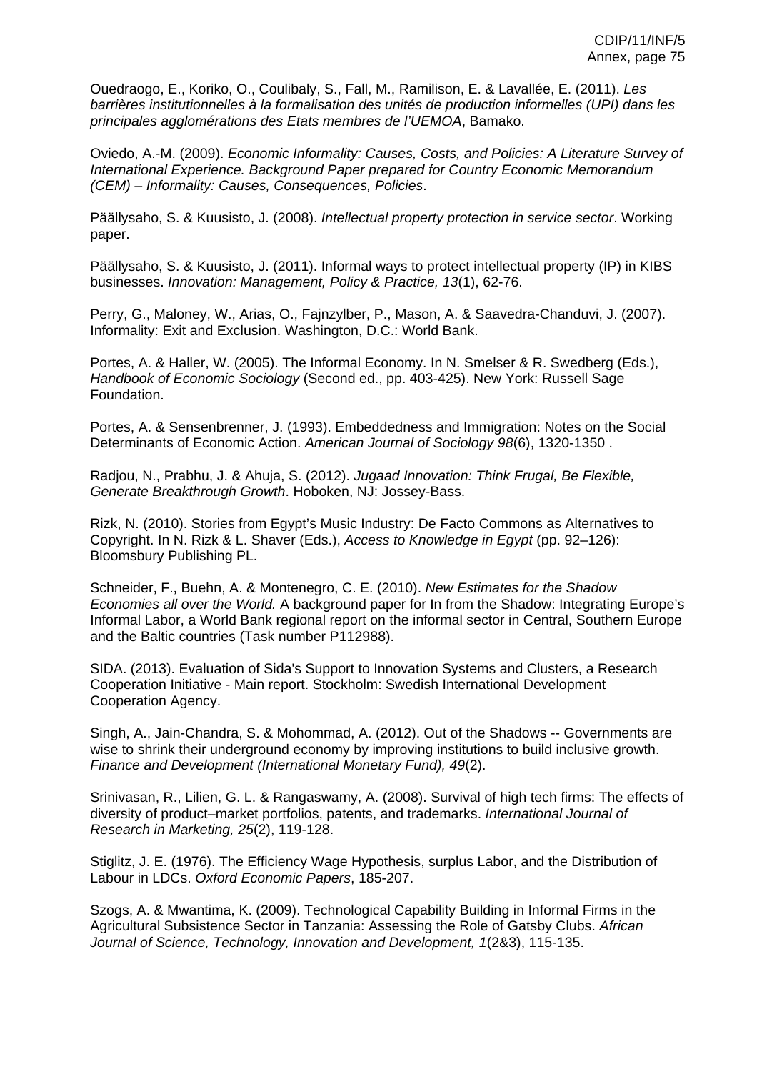Ouedraogo, E., Koriko, O., Coulibaly, S., Fall, M., Ramilison, E. & Lavallée, E. (2011). *Les barrières institutionnelles à la formalisation des unités de production informelles (UPI) dans les principales agglomérations des Etats membres de l'UEMOA*, Bamako.

Oviedo, A.-M. (2009). *Economic Informality: Causes, Costs, and Policies: A Literature Survey of International Experience. Background Paper prepared for Country Economic Memorandum (CEM) – Informality: Causes, Consequences, Policies*.

Päällysaho, S. & Kuusisto, J. (2008). *Intellectual property protection in service sector*. Working paper.

Päällysaho, S. & Kuusisto, J. (2011). Informal ways to protect intellectual property (IP) in KIBS businesses. *Innovation: Management, Policy & Practice, 13*(1), 62-76.

Perry, G., Maloney, W., Arias, O., Fajnzylber, P., Mason, A. & Saavedra-Chanduvi, J. (2007). Informality: Exit and Exclusion. Washington, D.C.: World Bank.

Portes, A. & Haller, W. (2005). The Informal Economy. In N. Smelser & R. Swedberg (Eds.), *Handbook of Economic Sociology* (Second ed., pp. 403-425). New York: Russell Sage Foundation.

Portes, A. & Sensenbrenner, J. (1993). Embeddedness and Immigration: Notes on the Social Determinants of Economic Action. *American Journal of Sociology 98*(6), 1320-1350 .

Radjou, N., Prabhu, J. & Ahuja, S. (2012). *Jugaad Innovation: Think Frugal, Be Flexible, Generate Breakthrough Growth*. Hoboken, NJ: Jossey-Bass.

Rizk, N. (2010). Stories from Egypt's Music Industry: De Facto Commons as Alternatives to Copyright. In N. Rizk & L. Shaver (Eds.), *Access to Knowledge in Egypt* (pp. 92–126): Bloomsbury Publishing PL.

Schneider, F., Buehn, A. & Montenegro, C. E. (2010). *New Estimates for the Shadow Economies all over the World.* A background paper for In from the Shadow: Integrating Europe's Informal Labor, a World Bank regional report on the informal sector in Central, Southern Europe and the Baltic countries (Task number P112988).

SIDA. (2013). Evaluation of Sida's Support to Innovation Systems and Clusters, a Research Cooperation Initiative - Main report. Stockholm: Swedish International Development Cooperation Agency.

Singh, A., Jain-Chandra, S. & Mohommad, A. (2012). Out of the Shadows -- Governments are wise to shrink their underground economy by improving institutions to build inclusive growth. *Finance and Development (International Monetary Fund), 49*(2).

Srinivasan, R., Lilien, G. L. & Rangaswamy, A. (2008). Survival of high tech firms: The effects of diversity of product–market portfolios, patents, and trademarks. *International Journal of Research in Marketing, 25*(2), 119-128.

Stiglitz, J. E. (1976). The Efficiency Wage Hypothesis, surplus Labor, and the Distribution of Labour in LDCs. *Oxford Economic Papers*, 185-207.

Szogs, A. & Mwantima, K. (2009). Technological Capability Building in Informal Firms in the Agricultural Subsistence Sector in Tanzania: Assessing the Role of Gatsby Clubs. *African Journal of Science, Technology, Innovation and Development, 1*(2&3), 115-135.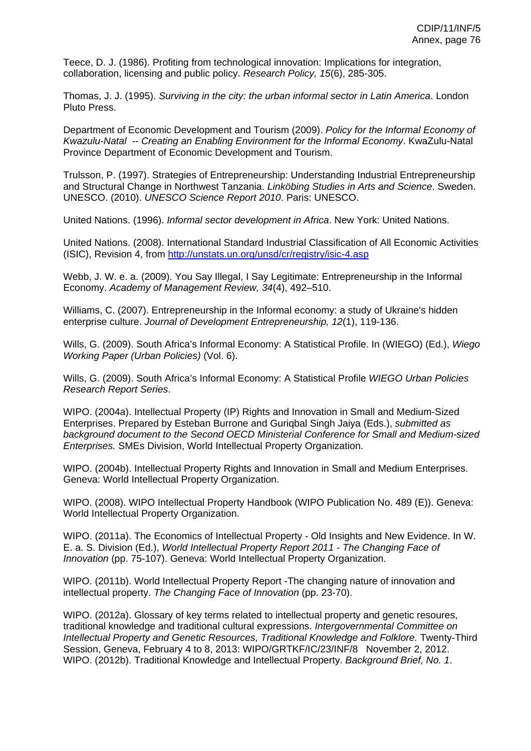Teece, D. J. (1986). Profiting from technological innovation: Implications for integration, collaboration, licensing and public policy. *Research Policy, 15*(6), 285-305.

Thomas, J. J. (1995). *Surviving in the city: the urban informal sector in Latin America*. London Pluto Press.

Department of Economic Development and Tourism (2009). *Policy for the Informal Economy of Kwazulu-Natal -- Creating an Enabling Environment for the Informal Economy*. KwaZulu-Natal Province Department of Economic Development and Tourism.

Trulsson, P. (1997). Strategies of Entrepreneurship: Understanding Industrial Entrepreneurship and Structural Change in Northwest Tanzania. *Linköbing Studies in Arts and Science*. Sweden.
UNESCO. (2010). *UNESCO Science Report 2010*. Paris: UNESCO.

United Nations. (1996). *Informal sector development in Africa*. New York: United Nations.

United Nations. (2008). International Standard Industrial Classification of All Economic Activities (ISIC), Revision 4, from http://unstats.un.org/unsd/cr/registry/isic-4.asp

Webb, J. W. e. a. (2009). You Say Illegal, I Say Legitimate: Entrepreneurship in the Informal Economy. *Academy of Management Review, 34*(4), 492–510.

Williams, C. (2007). Entrepreneurship in the Informal economy: a study of Ukraine's hidden enterprise culture. *Journal of Development Entrepreneurship, 12*(1), 119-136.

Wills, G. (2009). South Africa's Informal Economy: A Statistical Profile. In (WIEGO) (Ed.), *Wiego Working Paper (Urban Policies)* (Vol. 6).

Wills, G. (2009). South Africa's Informal Economy: A Statistical Profile *WIEGO Urban Policies Research Report Series*.

WIPO. (2004a). Intellectual Property (IP) Rights and Innovation in Small and Medium-Sized Enterprises. Prepared by Esteban Burrone and Guriqbal Singh Jaiya (Eds.), *submitted as background document to the Second OECD Ministerial Conference for Small and Medium-sized Enterprises.* SMEs Division, World Intellectual Property Organization.

WIPO. (2004b). Intellectual Property Rights and Innovation in Small and Medium Enterprises. Geneva: World Intellectual Property Organization.

WIPO. (2008). WIPO Intellectual Property Handbook (WIPO Publication No. 489 (E)). Geneva: World Intellectual Property Organization.

WIPO. (2011a). The Economics of Intellectual Property - Old Insights and New Evidence. In W. E. a. S. Division (Ed.), *World Intellectual Property Report 2011 - The Changing Face of Innovation* (pp. 75-107). Geneva: World Intellectual Property Organization.

WIPO. (2011b). World Intellectual Property Report -The changing nature of innovation and intellectual property. *The Changing Face of Innovation* (pp. 23-70).

WIPO. (2012a). Glossary of key terms related to intellectual property and genetic resoures, traditional knowledge and traditional cultural expressions. *Intergovernmental Committee on Intellectual Property and Genetic Resources, Traditional Knowledge and Folklore.* Twenty-Third Session, Geneva, February 4 to 8, 2013: WIPO/GRTKF/IC/23/INF/8 November 2, 2012.
WIPO. (2012b). Traditional Knowledge and Intellectual Property. *Background Brief, No. 1*.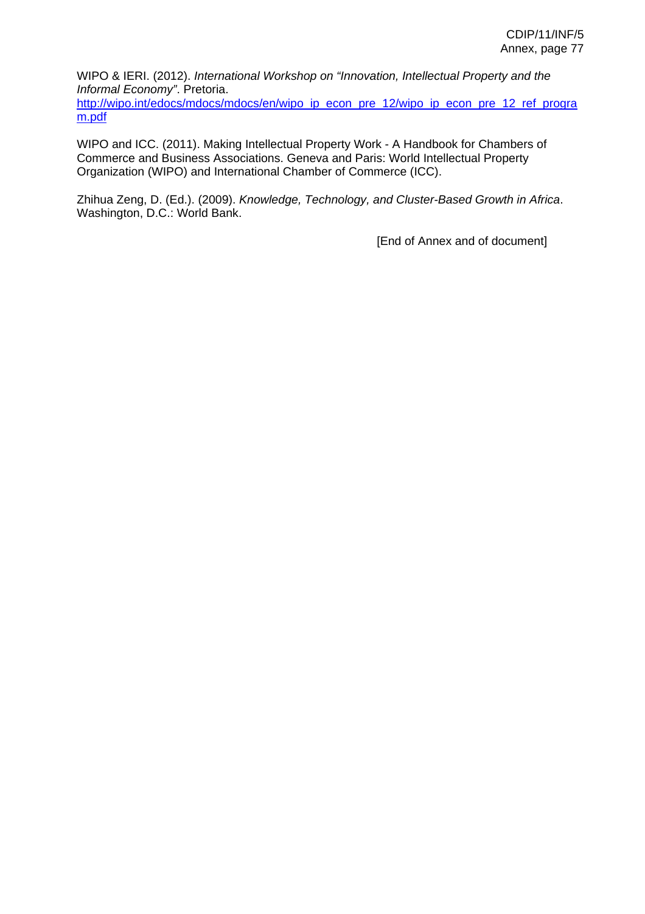WIPO & IERI. (2012). *International Workshop on "Innovation, Intellectual Property and the Informal Economy"*. Pretoria. [http://wipo.int/edocs/mdocs/mdocs/en/wipo_ip_econ_pre_12/wipo_ip_econ_pre_12_ref_program.pdf](http://wipo.int/edocs/mdocs/mdocs/en/wipo_ip_econ_pre_12/wipo_ip_econ_pre_12_ref_program.pdf)

WIPO and ICC. (2011). Making Intellectual Property Work - A Handbook for Chambers of Commerce and Business Associations. Geneva and Paris: World Intellectual Property Organization (WIPO) and International Chamber of Commerce (ICC).

Zhihua Zeng, D. (Ed.). (2009). *Knowledge, Technology, and Cluster-Based Growth in Africa*. Washington, D.C.: World Bank.

[End of Annex and of document]